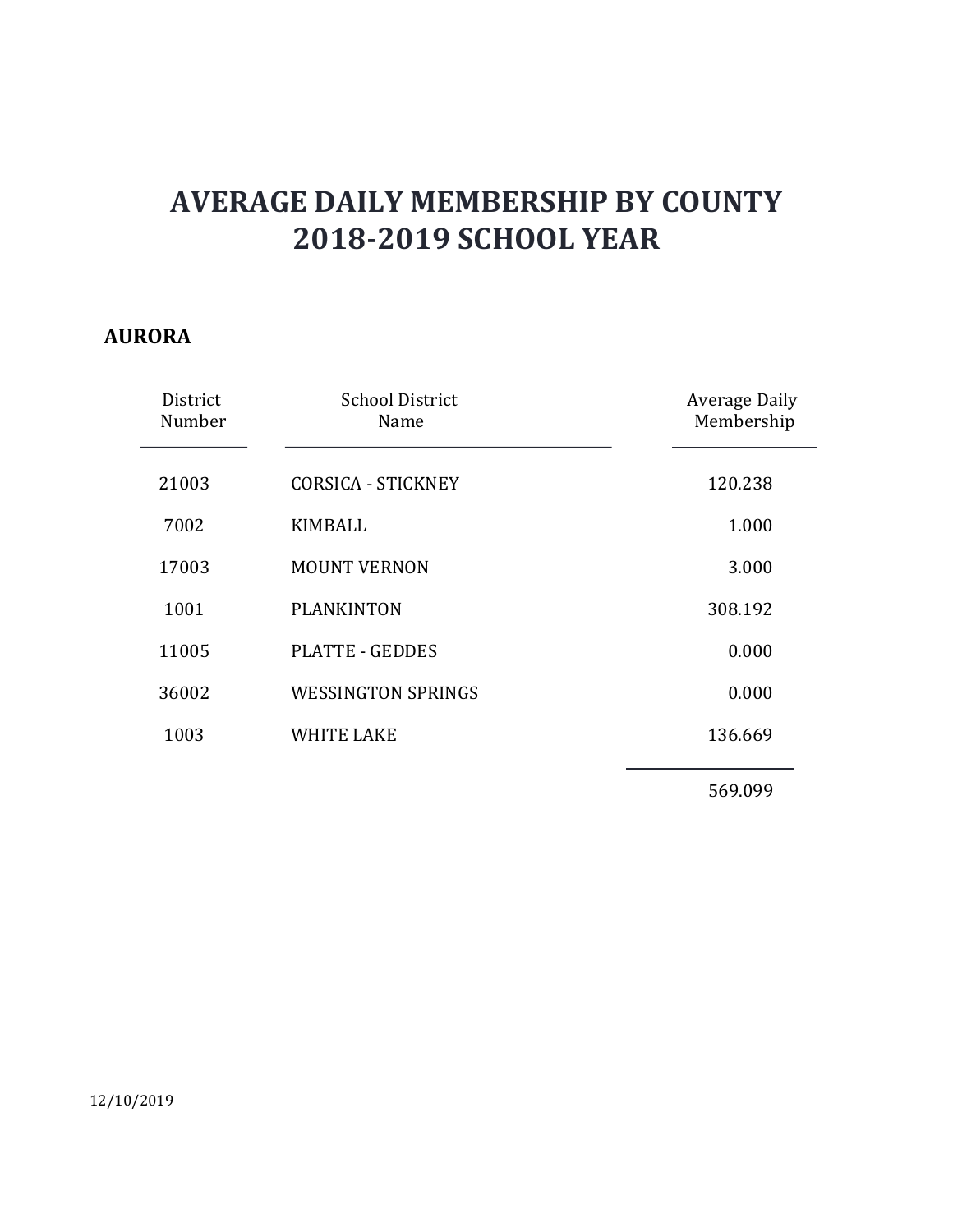# AVERAGE DAILY MEMBERSHIP BY COUNTY
# 2018-2019 SCHOOL YEAR

## AURORA

| District Number | School District Name | Average Daily Membership |
|---|---|---|
| 21003 | CORSICA - STICKNEY | 120.238 |
| 7002 | KIMBALL | 1.000 |
| 17003 | MOUNT VERNON | 3.000 |
| 1001 | PLANKINTON | 308.192 |
| 11005 | PLATTE - GEDDES | 0.000 |
| 36002 | WESSINGTON SPRINGS | 0.000 |
| 1003 | WHITE LAKE | 136.669 |
| | | 569.099 |

12/10/2019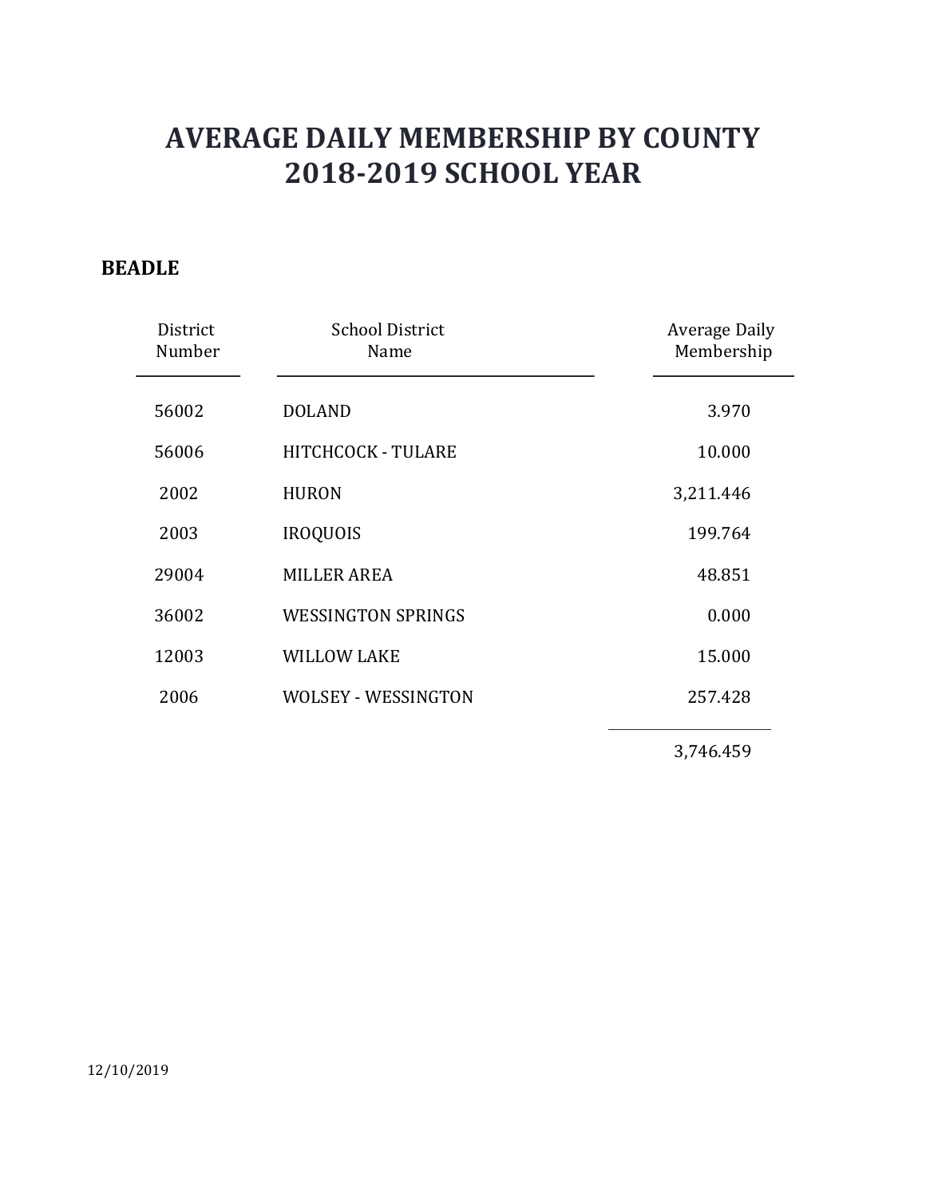# AVERAGE DAILY MEMBERSHIP BY COUNTY
# 2018-2019 SCHOOL YEAR

## BEADLE

| District Number | School District Name | Average Daily Membership |
|---|---|---|
| 56002 | DOLAND | 3.970 |
| 56006 | HITCHCOCK - TULARE | 10.000 |
| 2002 | HURON | 3,211.446 |
| 2003 | IROQUOIS | 199.764 |
| 29004 | MILLER AREA | 48.851 |
| 36002 | WESSINGTON SPRINGS | 0.000 |
| 12003 | WILLOW LAKE | 15.000 |
| 2006 | WOLSEY - WESSINGTON | 257.428 |
| | | 3,746.459 |

12/10/2019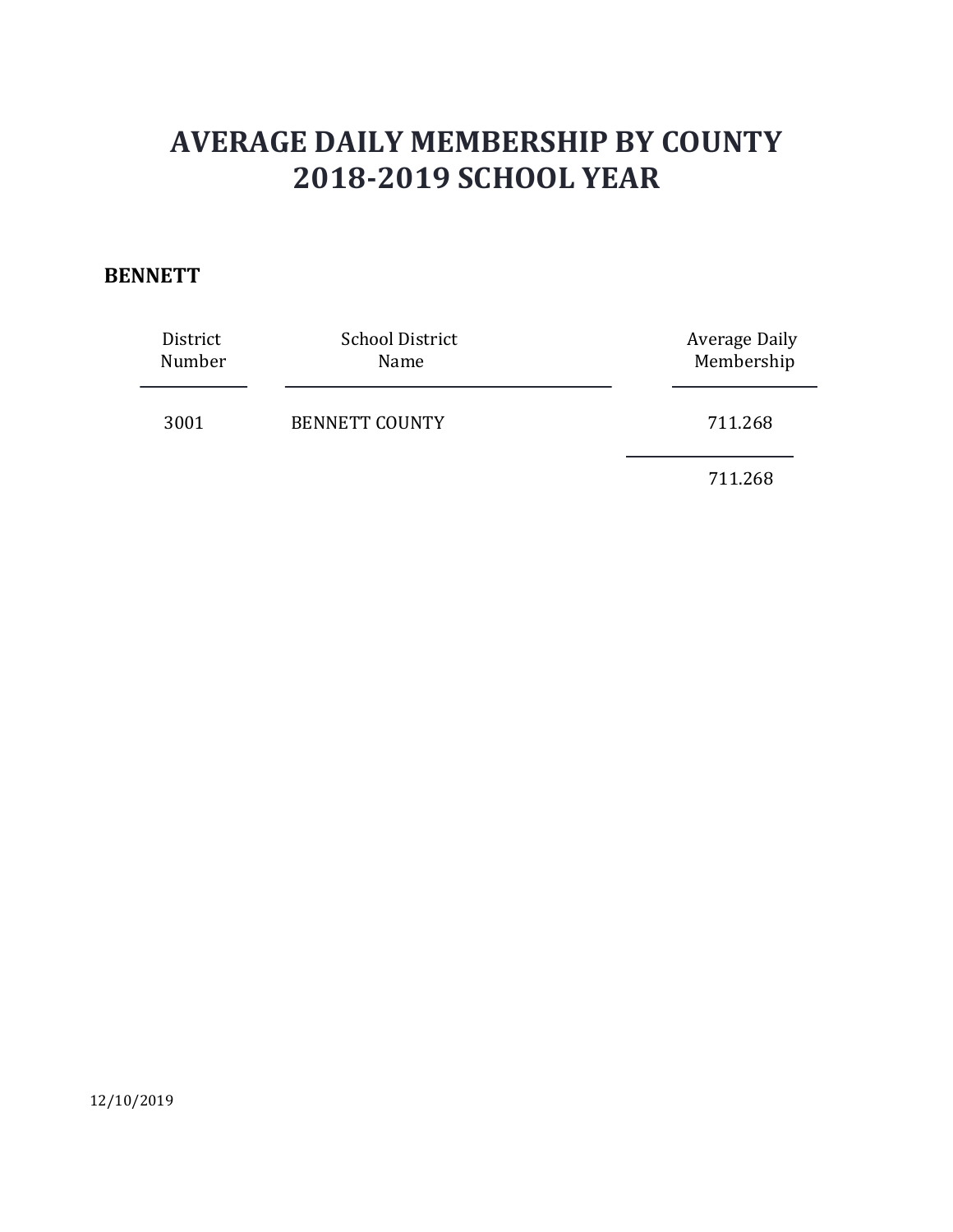# AVERAGE DAILY MEMBERSHIP BY COUNTY
# 2018-2019 SCHOOL YEAR

**BENNETT**

| District Number | School District Name | Average Daily Membership |
|---|---|---|
| 3001 | BENNETT COUNTY | 711.268 |
| | | 711.268 |

12/10/2019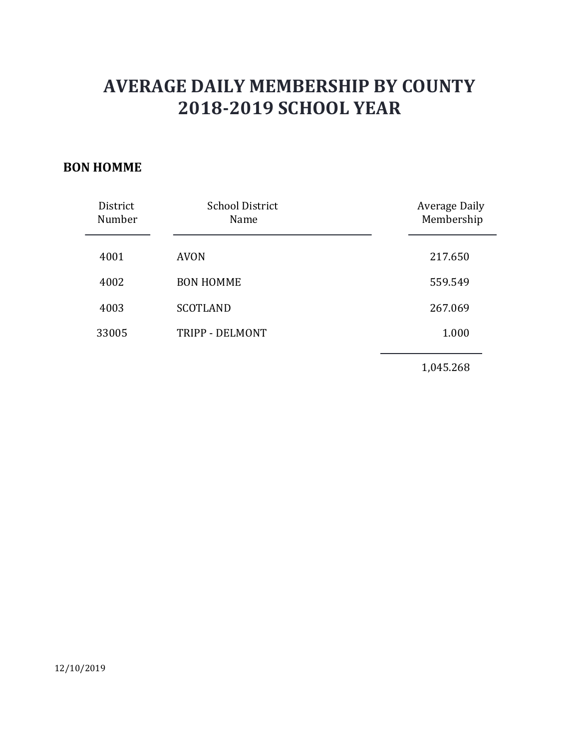# AVERAGE DAILY MEMBERSHIP BY COUNTY
# 2018-2019 SCHOOL YEAR

**BON HOMME**

| District Number | School District Name | Average Daily Membership |
|---|---|---|
| 4001 | AVON | 217.650 |
| 4002 | BON HOMME | 559.549 |
| 4003 | SCOTLAND | 267.069 |
| 33005 | TRIPP - DELMONT | 1.000 |
| | | 1,045.268 |

12/10/2019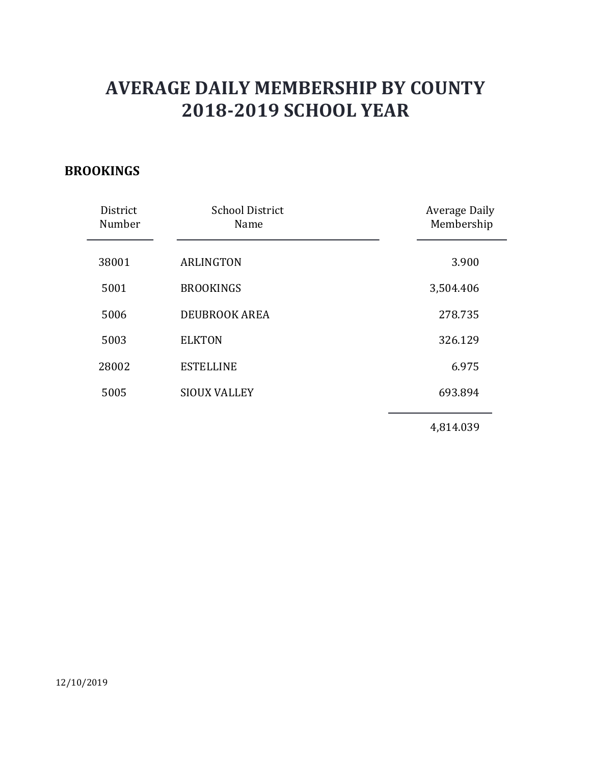# AVERAGE DAILY MEMBERSHIP BY COUNTY
# 2018-2019 SCHOOL YEAR

## BROOKINGS

| District Number | School District Name | Average Daily Membership |
|---|---|---|
| 38001 | ARLINGTON | 3.900 |
| 5001 | BROOKINGS | 3,504.406 |
| 5006 | DEUBROOK AREA | 278.735 |
| 5003 | ELKTON | 326.129 |
| 28002 | ESTELLINE | 6.975 |
| 5005 | SIOUX VALLEY | 693.894 |
| | | 4,814.039 |

12/10/2019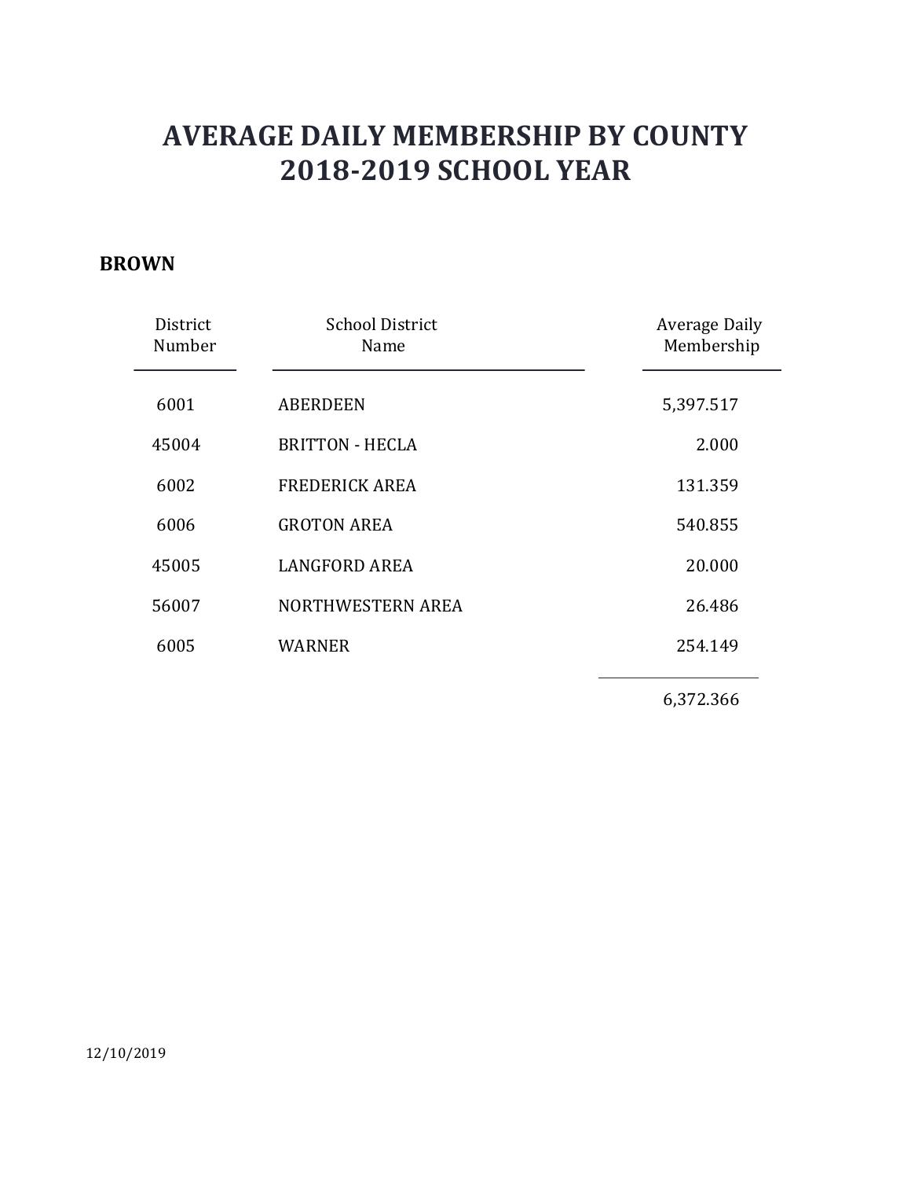# AVERAGE DAILY MEMBERSHIP BY COUNTY
# 2018-2019 SCHOOL YEAR

## BROWN

| District Number | School District Name | Average Daily Membership |
|---|---|---|
| 6001 | ABERDEEN | 5,397.517 |
| 45004 | BRITTON - HECLA | 2.000 |
| 6002 | FREDERICK AREA | 131.359 |
| 6006 | GROTON AREA | 540.855 |
| 45005 | LANGFORD AREA | 20.000 |
| 56007 | NORTHWESTERN AREA | 26.486 |
| 6005 | WARNER | 254.149 |
| | | 6,372.366 |

12/10/2019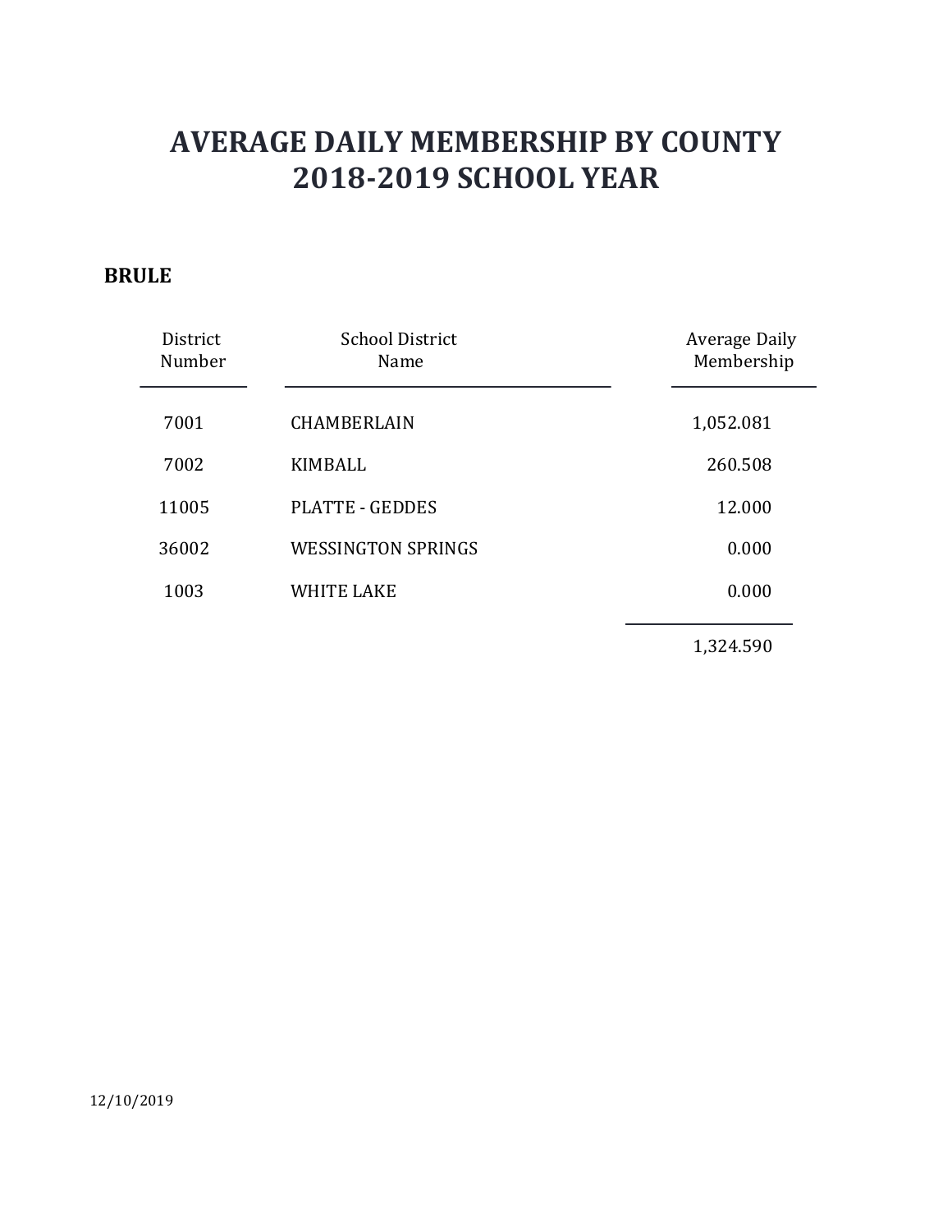# AVERAGE DAILY MEMBERSHIP BY COUNTY
# 2018-2019 SCHOOL YEAR

**BRULE**

| District Number | School District Name | Average Daily Membership |
|---|---|---|
| 7001 | CHAMBERLAIN | 1,052.081 |
| 7002 | KIMBALL | 260.508 |
| 11005 | PLATTE - GEDDES | 12.000 |
| 36002 | WESSINGTON SPRINGS | 0.000 |
| 1003 | WHITE LAKE | 0.000 |
| | | 1,324.590 |

12/10/2019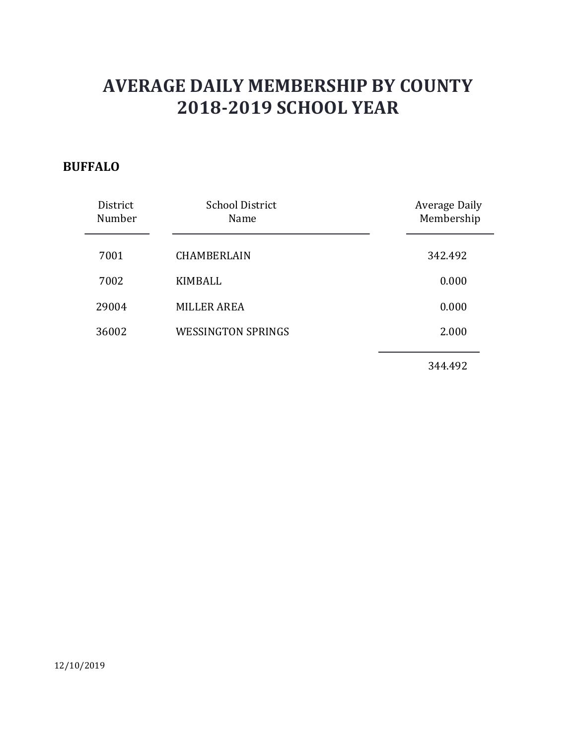# AVERAGE DAILY MEMBERSHIP BY COUNTY
# 2018-2019 SCHOOL YEAR

**BUFFALO**

| District Number | School District Name | Average Daily Membership |
|---|---|---|
| 7001 | CHAMBERLAIN | 342.492 |
| 7002 | KIMBALL | 0.000 |
| 29004 | MILLER AREA | 0.000 |
| 36002 | WESSINGTON SPRINGS | 2.000 |
| | | 344.492 |

12/10/2019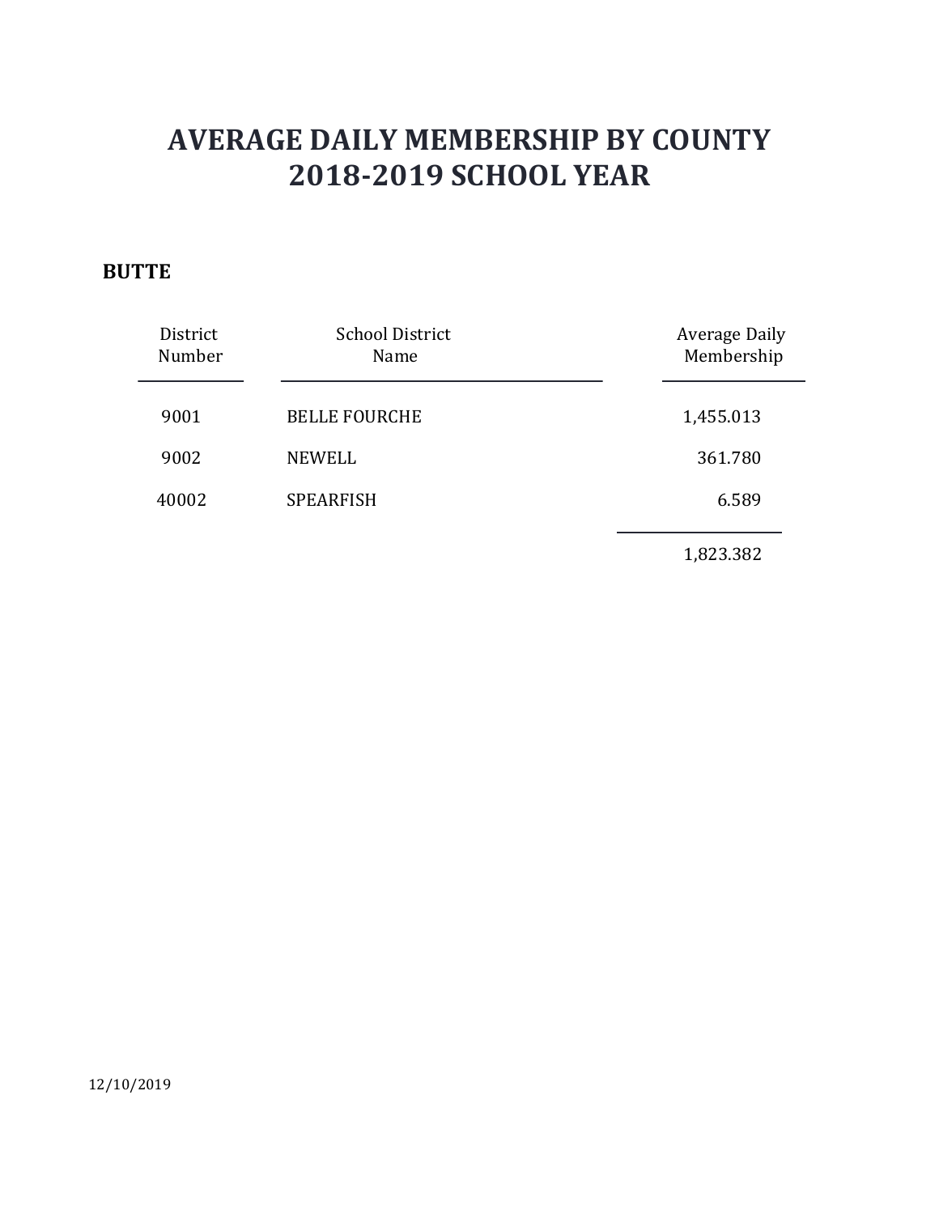# AVERAGE DAILY MEMBERSHIP BY COUNTY
# 2018-2019 SCHOOL YEAR

**BUTTE**

| District Number | School District Name | Average Daily Membership |
|---|---|---|
| 9001 | BELLE FOURCHE | 1,455.013 |
| 9002 | NEWELL | 361.780 |
| 40002 | SPEARFISH | 6.589 |
| | | 1,823.382 |

12/10/2019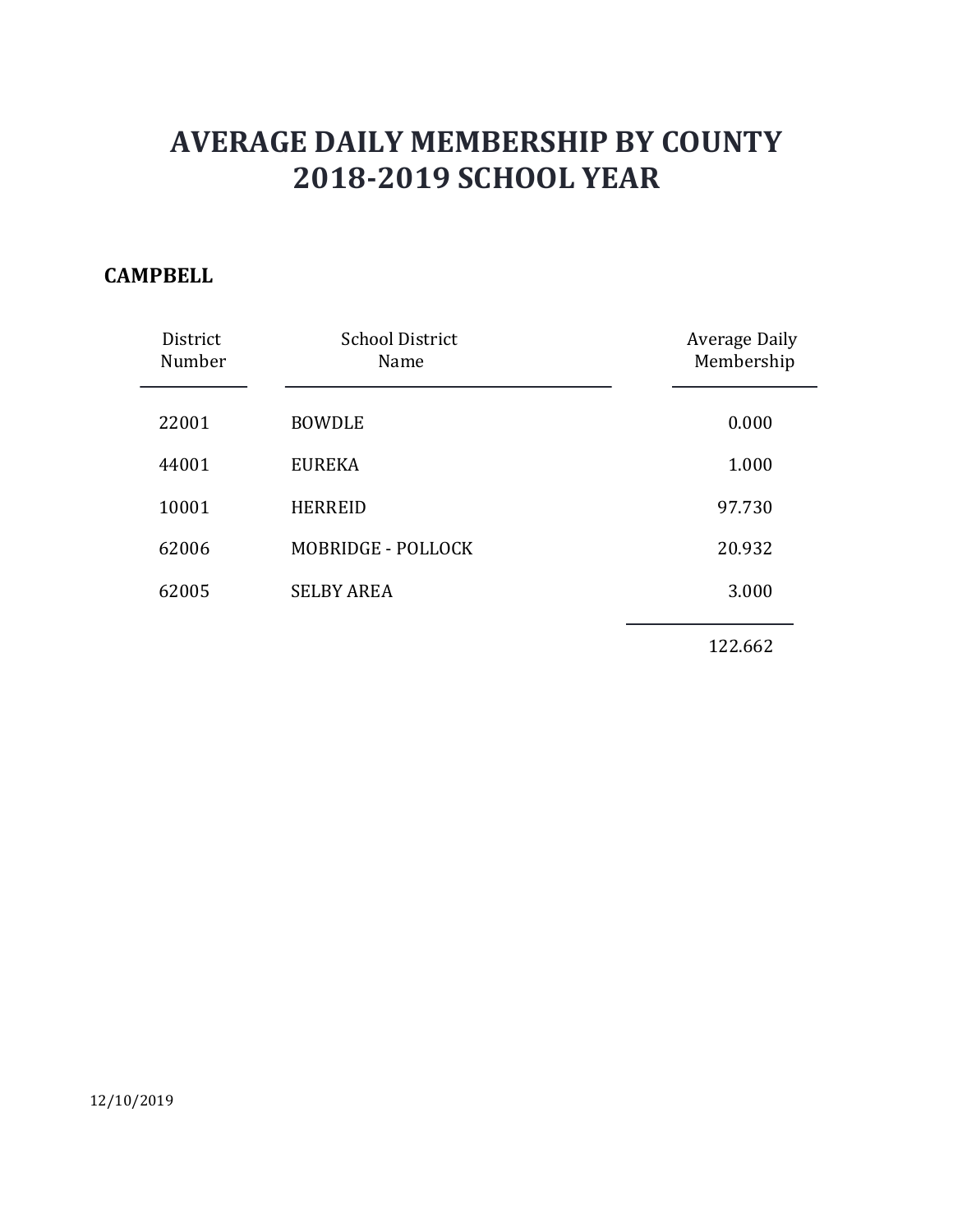# AVERAGE DAILY MEMBERSHIP BY COUNTY
# 2018-2019 SCHOOL YEAR

**CAMPBELL**

| District Number | School District Name | Average Daily Membership |
|---|---|---|
| 22001 | BOWDLE | 0.000 |
| 44001 | EUREKA | 1.000 |
| 10001 | HERREID | 97.730 |
| 62006 | MOBRIDGE - POLLOCK | 20.932 |
| 62005 | SELBY AREA | 3.000 |
| | | 122.662 |

12/10/2019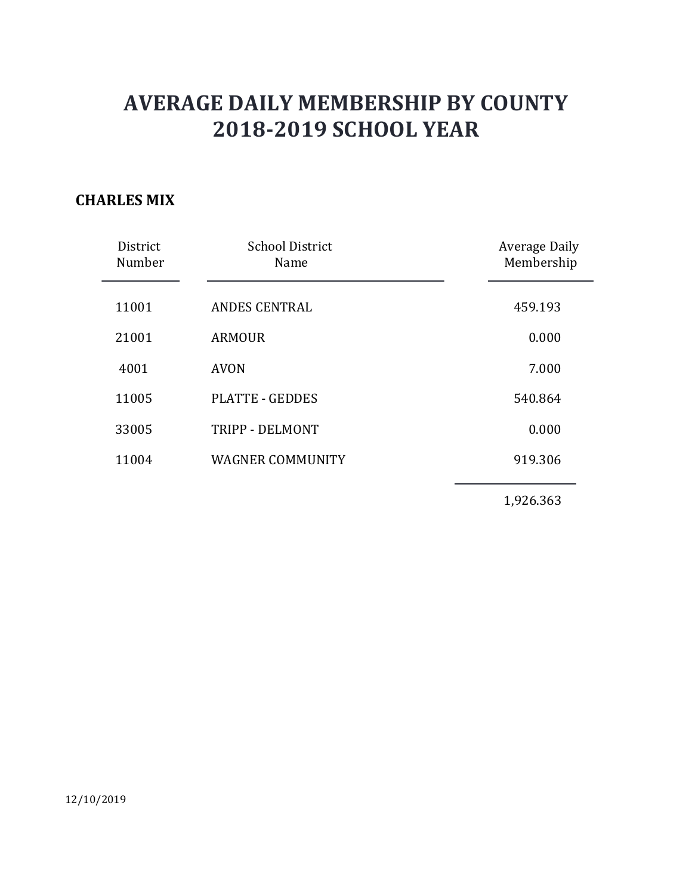# AVERAGE DAILY MEMBERSHIP BY COUNTY
# 2018-2019 SCHOOL YEAR

## CHARLES MIX

| District Number | School District Name | Average Daily Membership |
|---|---|---|
| 11001 | ANDES CENTRAL | 459.193 |
| 21001 | ARMOUR | 0.000 |
| 4001 | AVON | 7.000 |
| 11005 | PLATTE - GEDDES | 540.864 |
| 33005 | TRIPP - DELMONT | 0.000 |
| 11004 | WAGNER COMMUNITY | 919.306 |
| | | 1,926.363 |

12/10/2019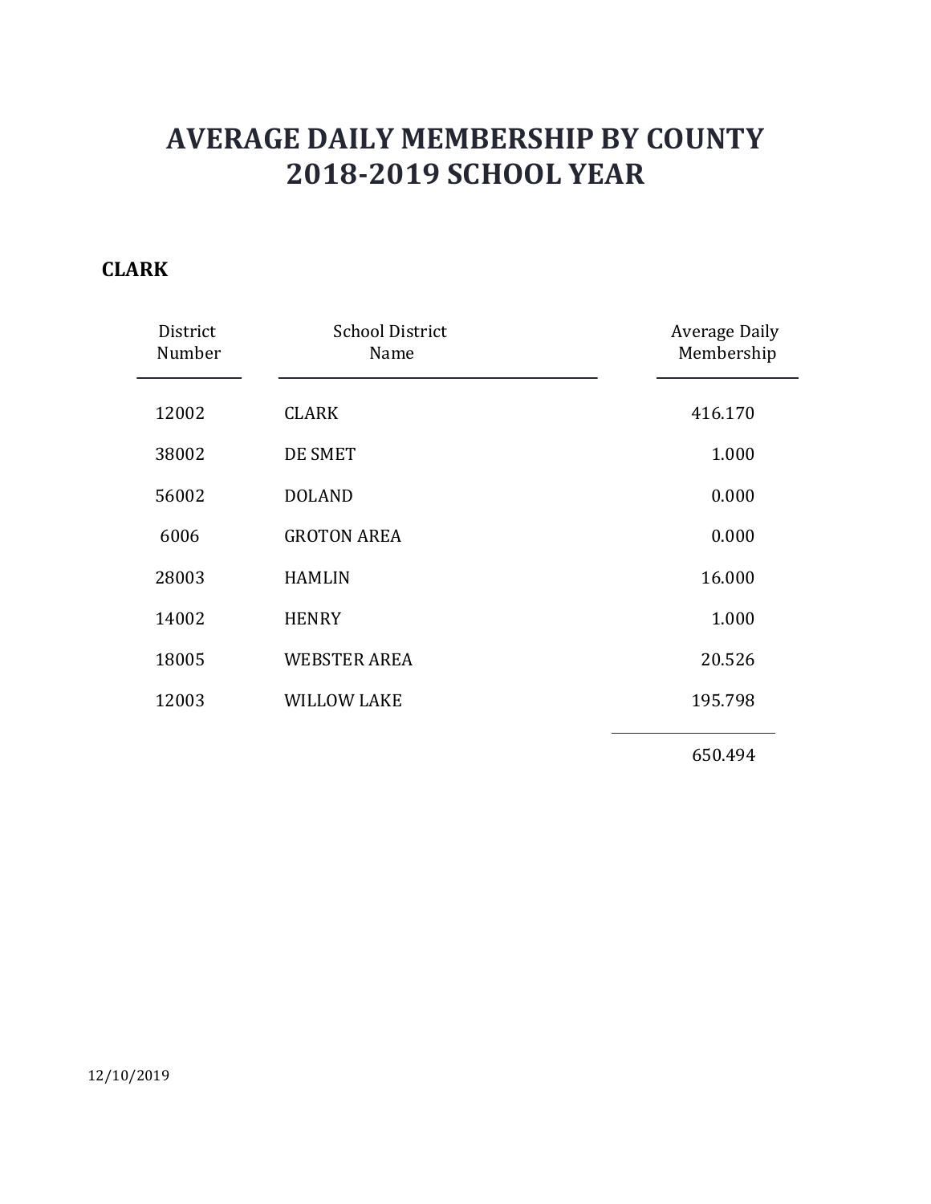# AVERAGE DAILY MEMBERSHIP BY COUNTY
# 2018-2019 SCHOOL YEAR

## CLARK

| District Number | School District Name | Average Daily Membership |
|---|---|---|
| 12002 | CLARK | 416.170 |
| 38002 | DE SMET | 1.000 |
| 56002 | DOLAND | 0.000 |
| 6006 | GROTON AREA | 0.000 |
| 28003 | HAMLIN | 16.000 |
| 14002 | HENRY | 1.000 |
| 18005 | WEBSTER AREA | 20.526 |
| 12003 | WILLOW LAKE | 195.798 |
| | | 650.494 |

12/10/2019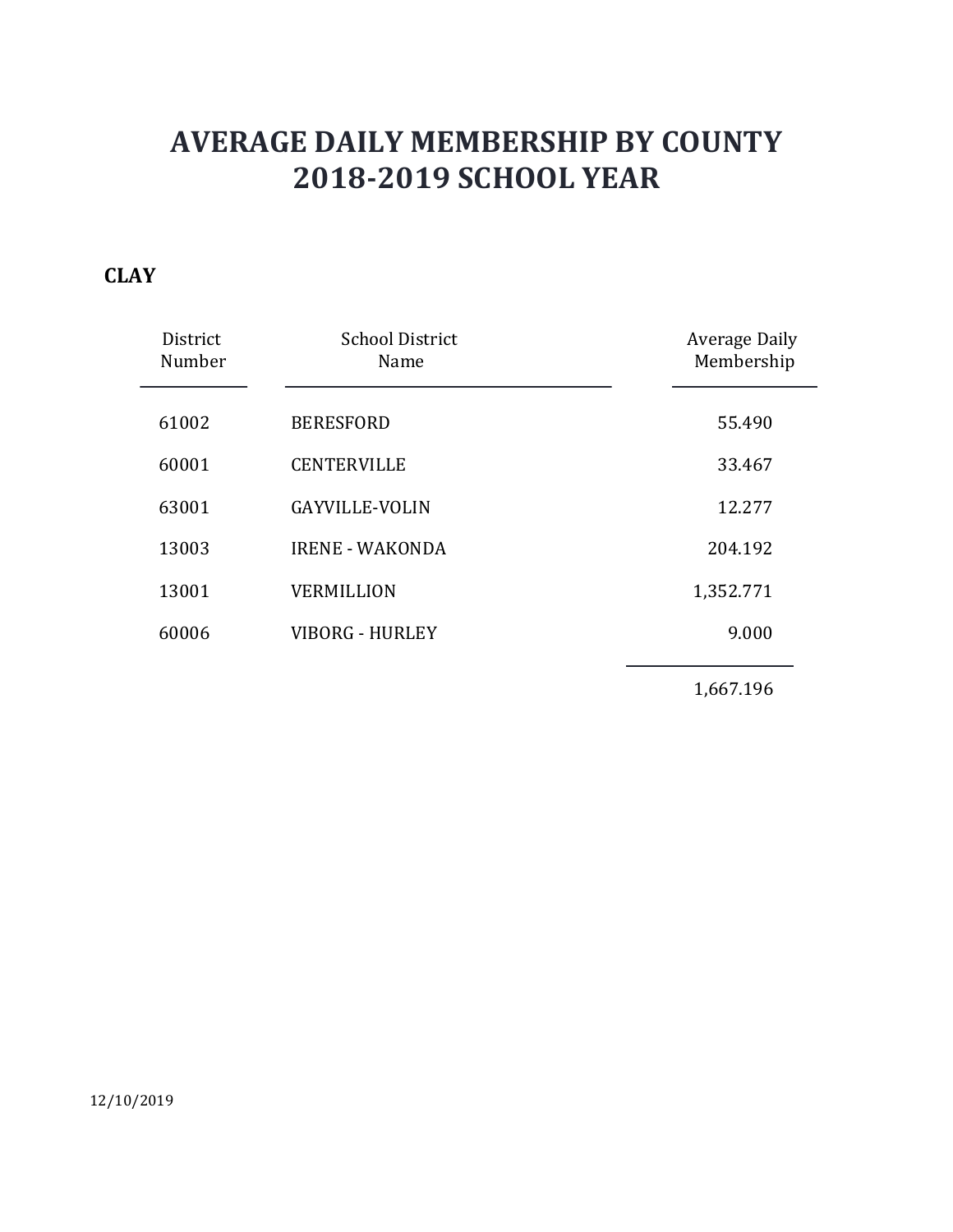# AVERAGE DAILY MEMBERSHIP BY COUNTY
# 2018-2019 SCHOOL YEAR

## CLAY

| District Number | School District Name | Average Daily Membership |
|---|---|---|
| 61002 | BERESFORD | 55.490 |
| 60001 | CENTERVILLE | 33.467 |
| 63001 | GAYVILLE-VOLIN | 12.277 |
| 13003 | IRENE - WAKONDA | 204.192 |
| 13001 | VERMILLION | 1,352.771 |
| 60006 | VIBORG - HURLEY | 9.000 |
| | | 1,667.196 |

12/10/2019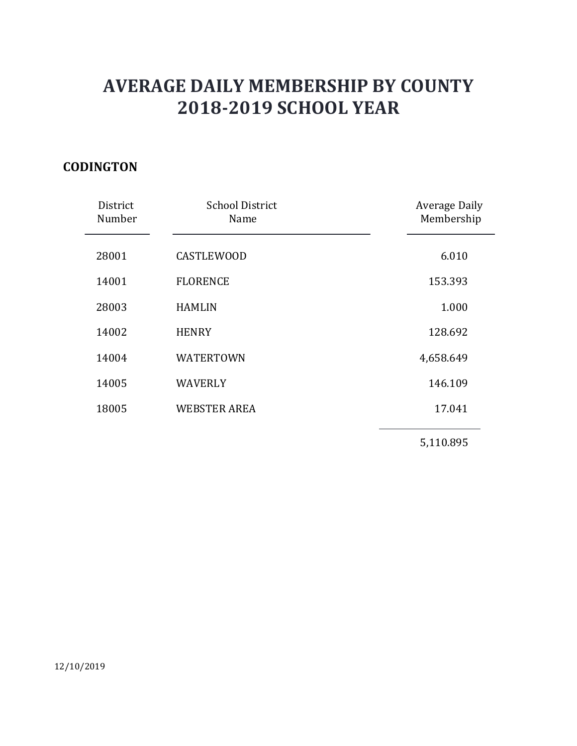# AVERAGE DAILY MEMBERSHIP BY COUNTY
# 2018-2019 SCHOOL YEAR

## CODINGTON

| District Number | School District Name | Average Daily Membership |
|---|---|---|
| 28001 | CASTLEWOOD | 6.010 |
| 14001 | FLORENCE | 153.393 |
| 28003 | HAMLIN | 1.000 |
| 14002 | HENRY | 128.692 |
| 14004 | WATERTOWN | 4,658.649 |
| 14005 | WAVERLY | 146.109 |
| 18005 | WEBSTER AREA | 17.041 |
| | | 5,110.895 |

12/10/2019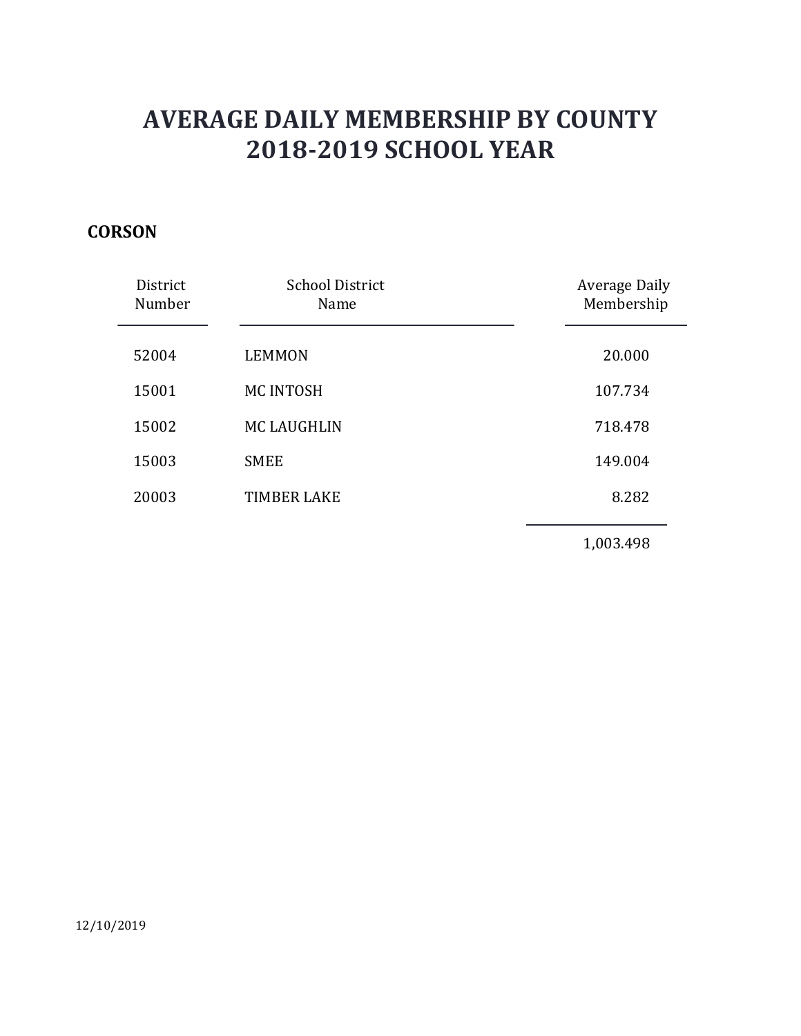# AVERAGE DAILY MEMBERSHIP BY COUNTY
# 2018-2019 SCHOOL YEAR

## CORSON

| District Number | School District Name | Average Daily Membership |
|---|---|---|
| 52004 | LEMMON | 20.000 |
| 15001 | MC INTOSH | 107.734 |
| 15002 | MC LAUGHLIN | 718.478 |
| 15003 | SMEE | 149.004 |
| 20003 | TIMBER LAKE | 8.282 |
| | | 1,003.498 |

12/10/2019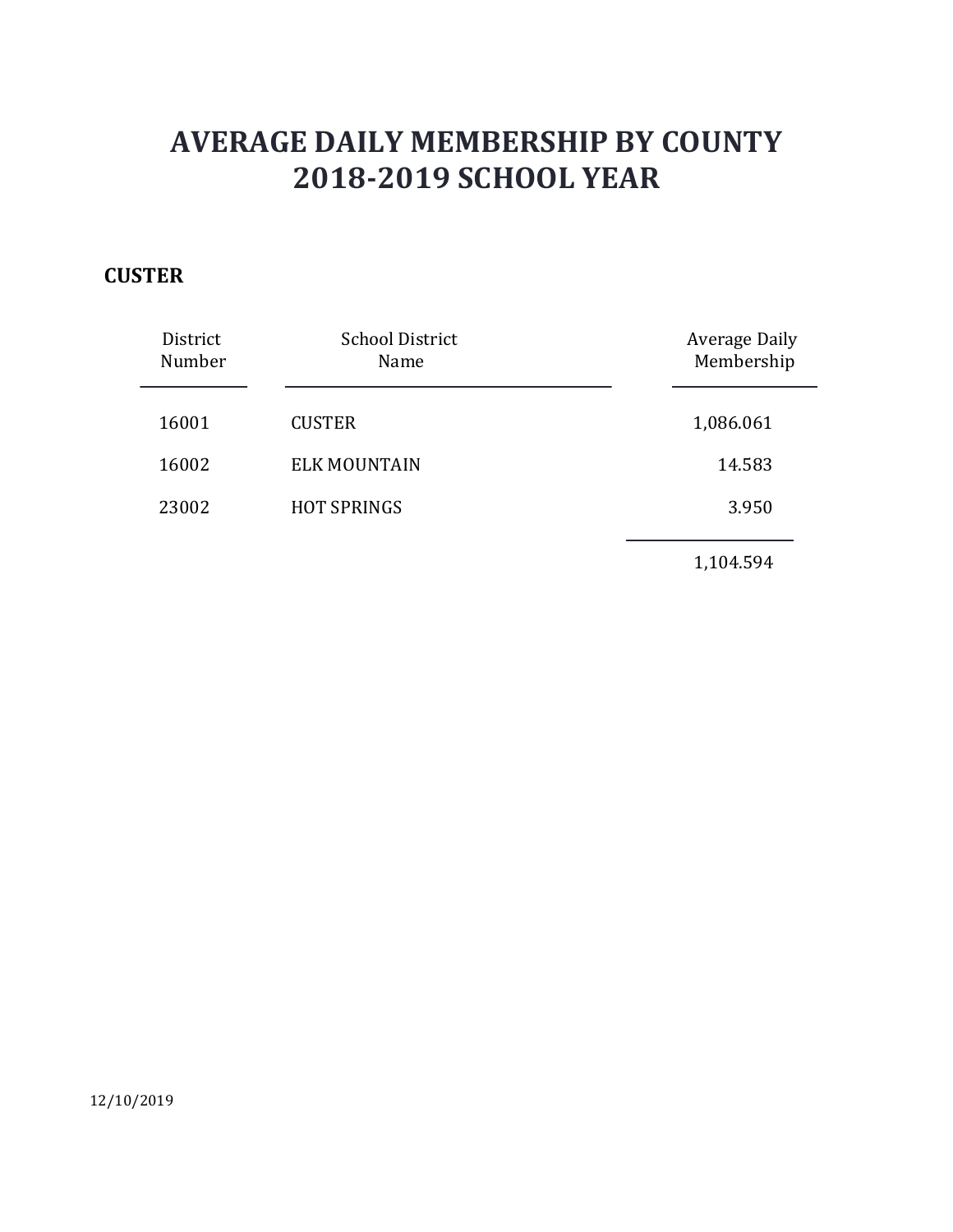# AVERAGE DAILY MEMBERSHIP BY COUNTY
# 2018-2019 SCHOOL YEAR

**CUSTER**

| District Number | School District Name | Average Daily Membership |
|---|---|---|
| 16001 | CUSTER | 1,086.061 |
| 16002 | ELK MOUNTAIN | 14.583 |
| 23002 | HOT SPRINGS | 3.950 |
| | | 1,104.594 |

12/10/2019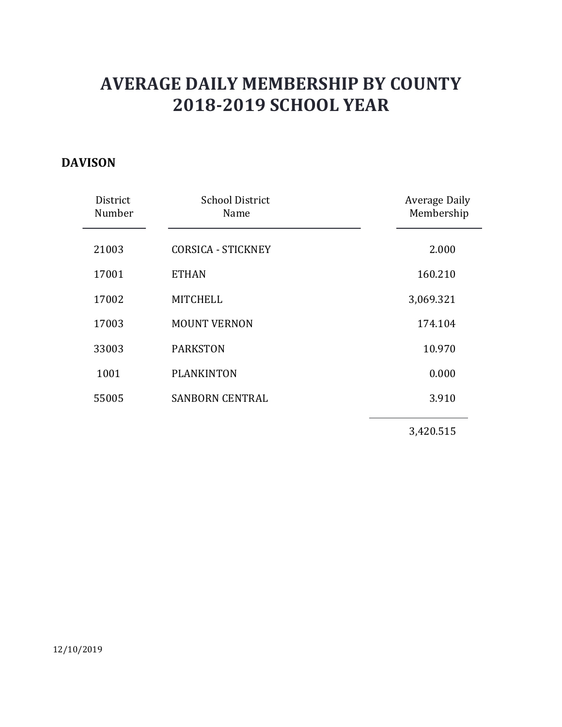# AVERAGE DAILY MEMBERSHIP BY COUNTY
# 2018-2019 SCHOOL YEAR

## DAVISON

| District Number | School District Name | Average Daily Membership |
|---|---|---|
| 21003 | CORSICA - STICKNEY | 2.000 |
| 17001 | ETHAN | 160.210 |
| 17002 | MITCHELL | 3,069.321 |
| 17003 | MOUNT VERNON | 174.104 |
| 33003 | PARKSTON | 10.970 |
| 1001 | PLANKINTON | 0.000 |
| 55005 | SANBORN CENTRAL | 3.910 |
| | | 3,420.515 |

12/10/2019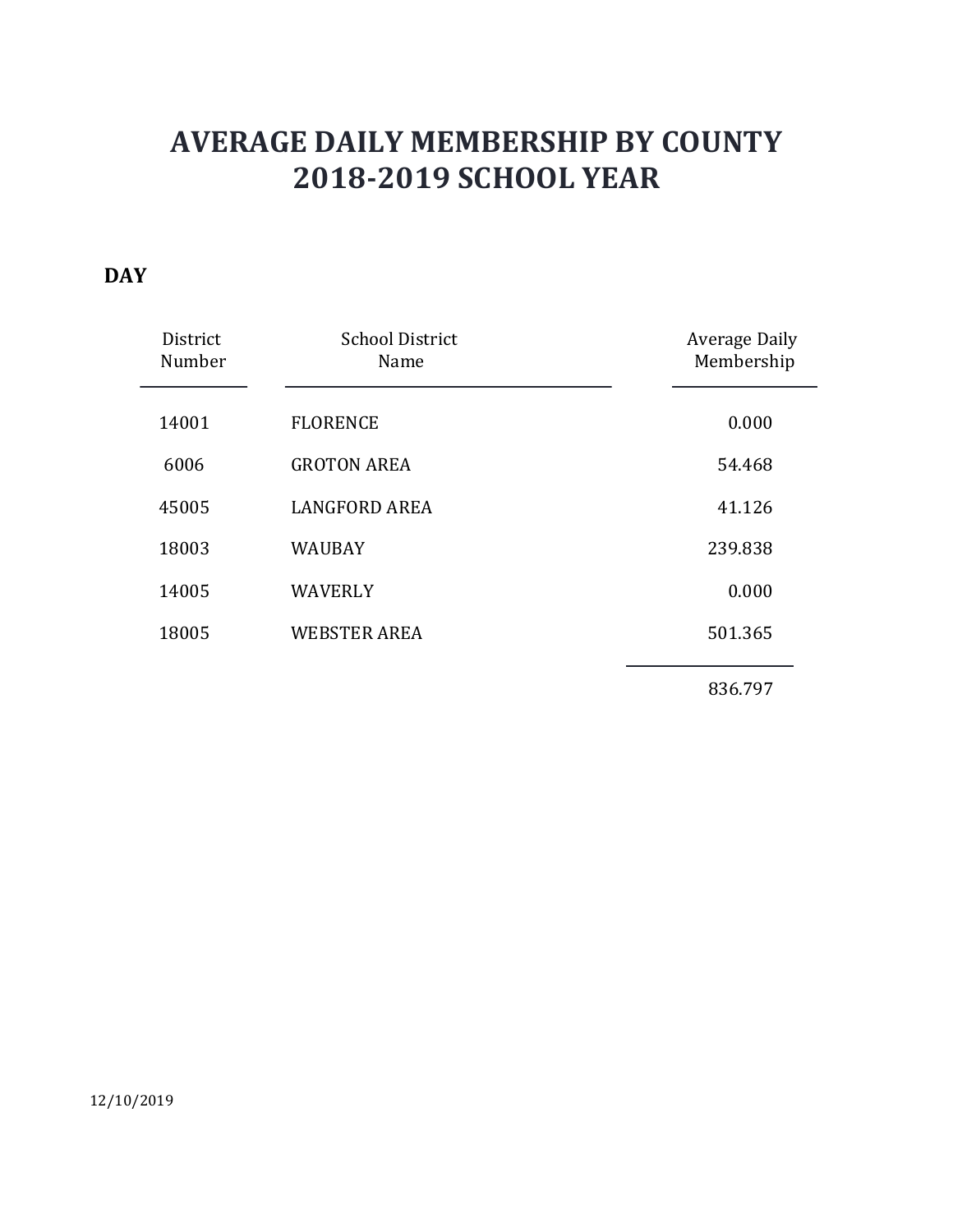# AVERAGE DAILY MEMBERSHIP BY COUNTY
# 2018-2019 SCHOOL YEAR

**DAY**

| District Number | School District Name | Average Daily Membership |
|---|---|---|
| 14001 | FLORENCE | 0.000 |
| 6006 | GROTON AREA | 54.468 |
| 45005 | LANGFORD AREA | 41.126 |
| 18003 | WAUBAY | 239.838 |
| 14005 | WAVERLY | 0.000 |
| 18005 | WEBSTER AREA | 501.365 |
| | | 836.797 |

12/10/2019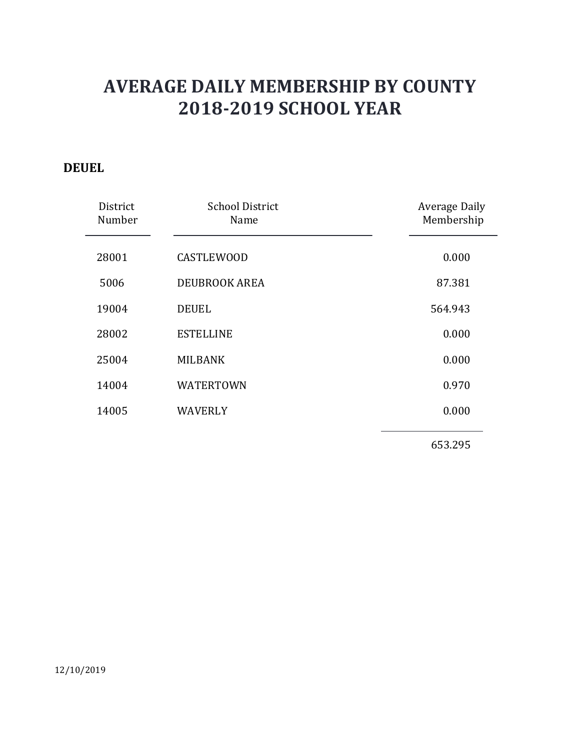# AVERAGE DAILY MEMBERSHIP BY COUNTY
# 2018-2019 SCHOOL YEAR

**DEUEL**

| District Number | School District Name | Average Daily Membership |
|---|---|---|
| 28001 | CASTLEWOOD | 0.000 |
| 5006 | DEUBROOK AREA | 87.381 |
| 19004 | DEUEL | 564.943 |
| 28002 | ESTELLINE | 0.000 |
| 25004 | MILBANK | 0.000 |
| 14004 | WATERTOWN | 0.970 |
| 14005 | WAVERLY | 0.000 |
| | | 653.295 |

12/10/2019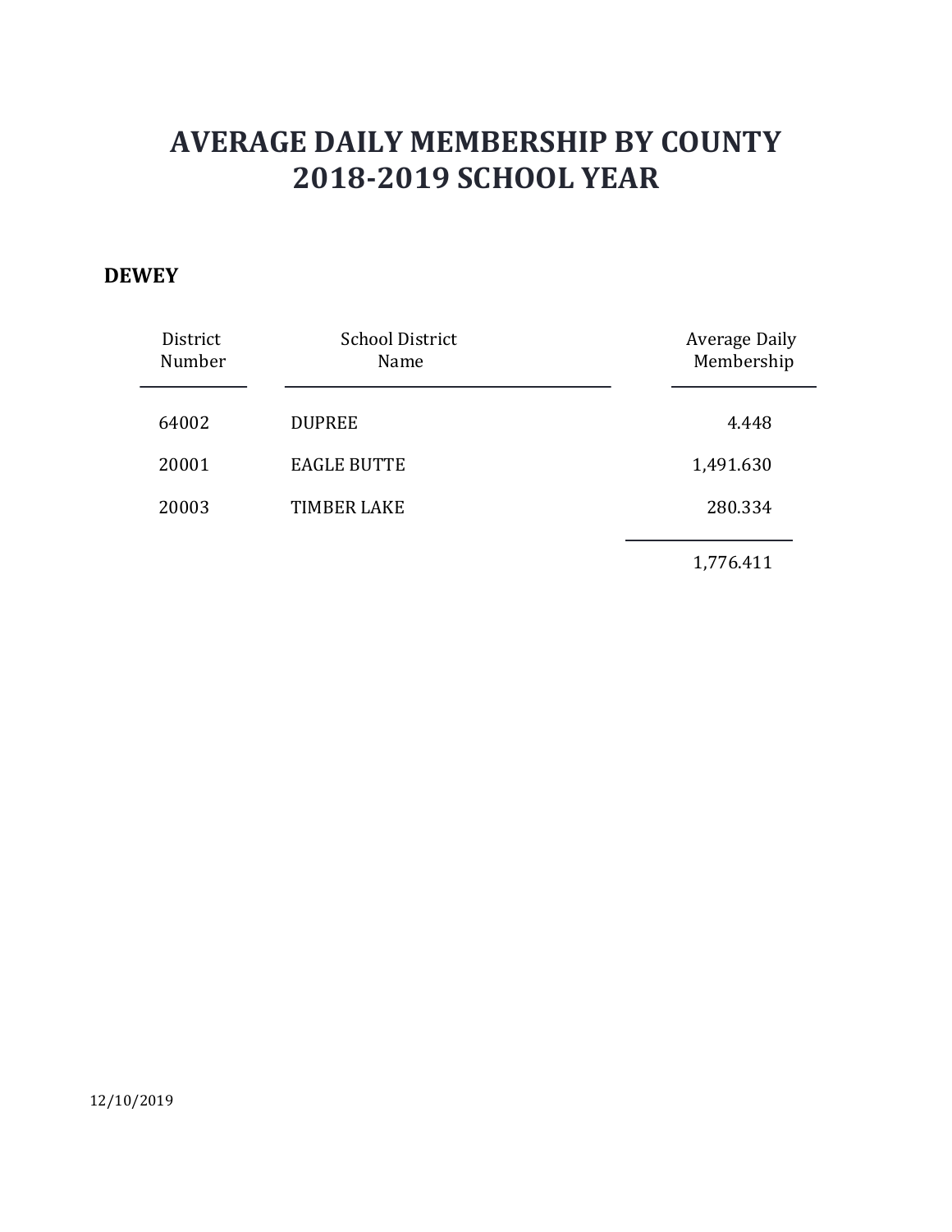# AVERAGE DAILY MEMBERSHIP BY COUNTY
# 2018-2019 SCHOOL YEAR

## DEWEY

| District Number | School District Name | Average Daily Membership |
|---|---|---|
| 64002 | DUPREE | 4.448 |
| 20001 | EAGLE BUTTE | 1,491.630 |
| 20003 | TIMBER LAKE | 280.334 |
| | | 1,776.411 |

12/10/2019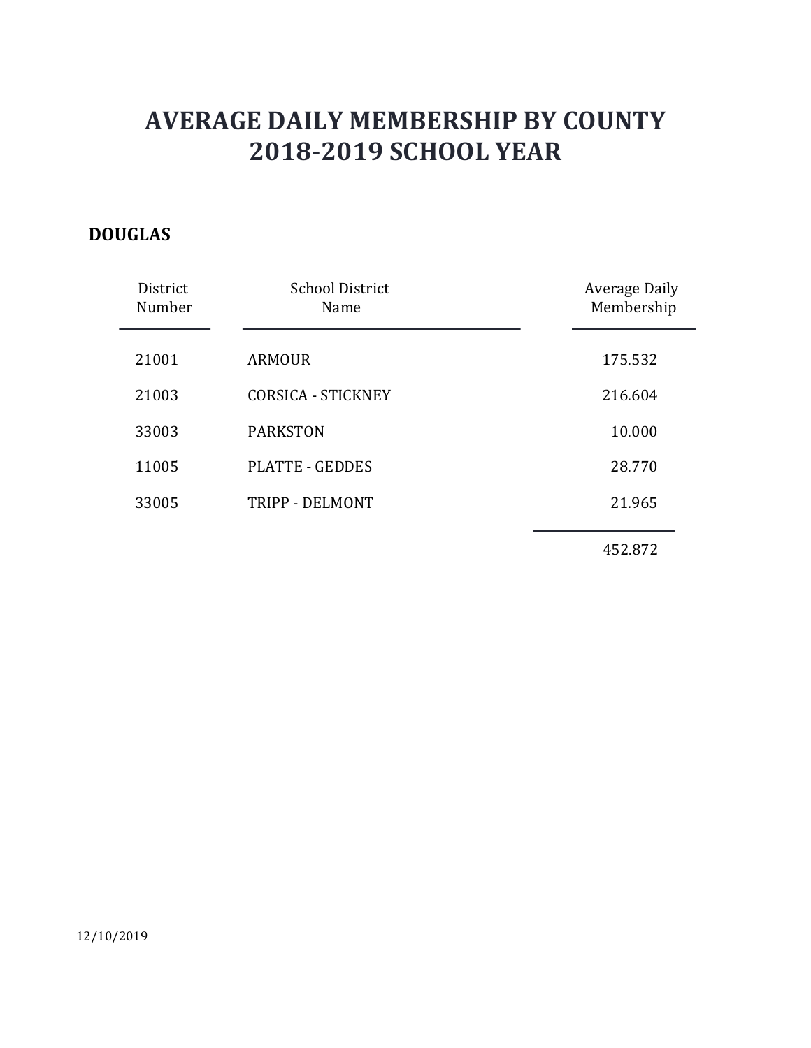# AVERAGE DAILY MEMBERSHIP BY COUNTY
# 2018-2019 SCHOOL YEAR

**DOUGLAS**

| District Number | School District Name | Average Daily Membership |
|---|---|---|
| 21001 | ARMOUR | 175.532 |
| 21003 | CORSICA - STICKNEY | 216.604 |
| 33003 | PARKSTON | 10.000 |
| 11005 | PLATTE - GEDDES | 28.770 |
| 33005 | TRIPP - DELMONT | 21.965 |
| | | 452.872 |

12/10/2019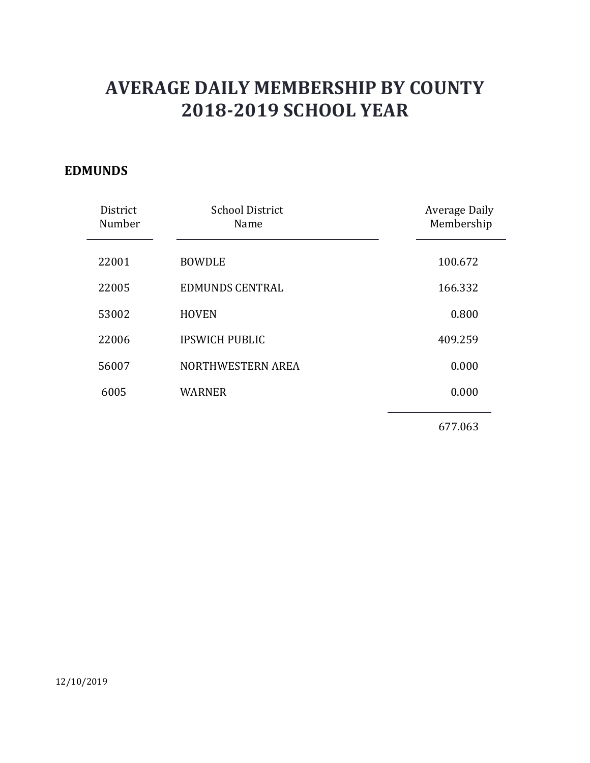# AVERAGE DAILY MEMBERSHIP BY COUNTY
# 2018-2019 SCHOOL YEAR

**EDMUNDS**

| District Number | School District Name | Average Daily Membership |
|---|---|---|
| 22001 | BOWDLE | 100.672 |
| 22005 | EDMUNDS CENTRAL | 166.332 |
| 53002 | HOVEN | 0.800 |
| 22006 | IPSWICH PUBLIC | 409.259 |
| 56007 | NORTHWESTERN AREA | 0.000 |
| 6005 | WARNER | 0.000 |
| | | 677.063 |

12/10/2019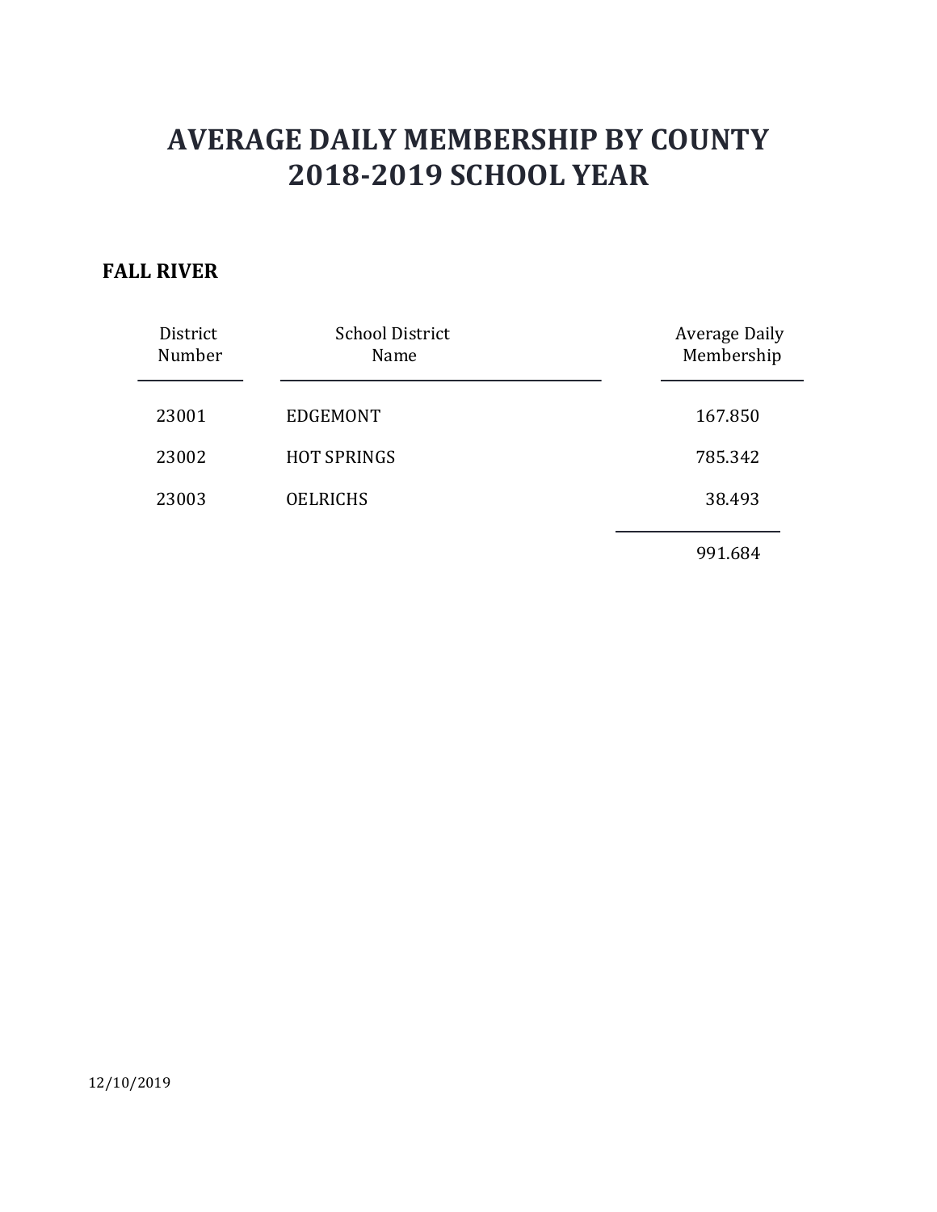# AVERAGE DAILY MEMBERSHIP BY COUNTY
# 2018-2019 SCHOOL YEAR

**FALL RIVER**

| District Number | School District Name | Average Daily Membership |
|---|---|---|
| 23001 | EDGEMONT | 167.850 |
| 23002 | HOT SPRINGS | 785.342 |
| 23003 | OELRICHS | 38.493 |
| | | 991.684 |

12/10/2019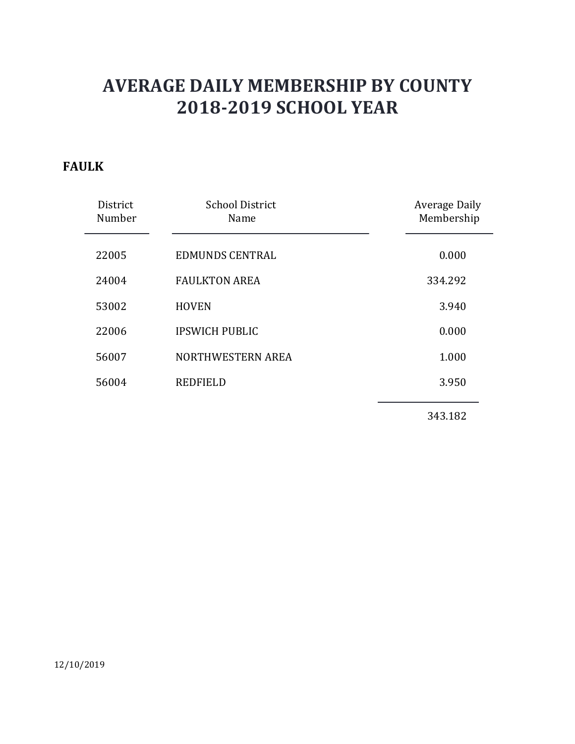# AVERAGE DAILY MEMBERSHIP BY COUNTY
# 2018-2019 SCHOOL YEAR

**FAULK**

| District Number | School District Name | Average Daily Membership |
|---|---|---|
| 22005 | EDMUNDS CENTRAL | 0.000 |
| 24004 | FAULKTON AREA | 334.292 |
| 53002 | HOVEN | 3.940 |
| 22006 | IPSWICH PUBLIC | 0.000 |
| 56007 | NORTHWESTERN AREA | 1.000 |
| 56004 | REDFIELD | 3.950 |
| | | 343.182 |

12/10/2019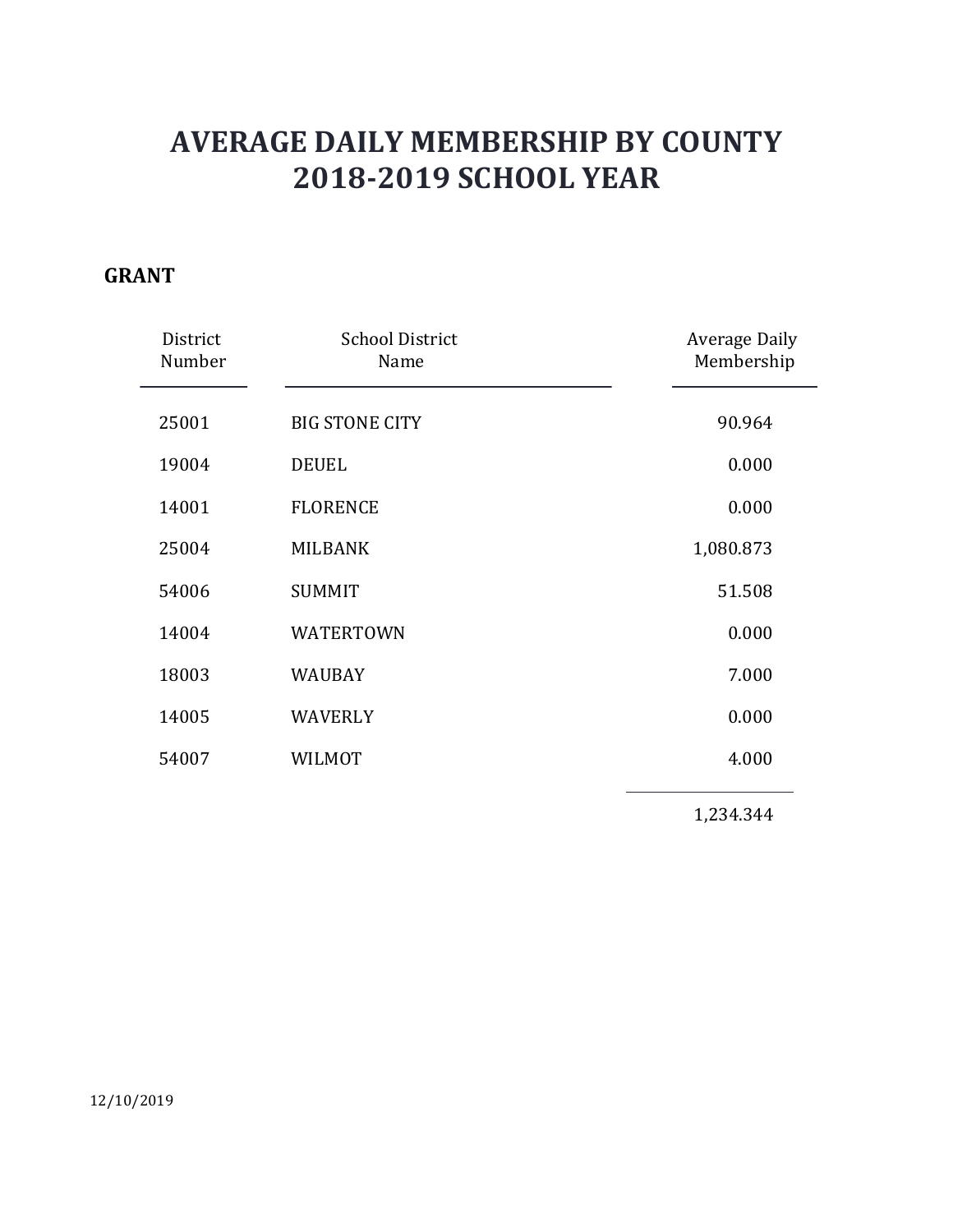# AVERAGE DAILY MEMBERSHIP BY COUNTY
# 2018-2019 SCHOOL YEAR

**GRANT**

| District Number | School District Name | Average Daily Membership |
|---|---|---|
| 25001 | BIG STONE CITY | 90.964 |
| 19004 | DEUEL | 0.000 |
| 14001 | FLORENCE | 0.000 |
| 25004 | MILBANK | 1,080.873 |
| 54006 | SUMMIT | 51.508 |
| 14004 | WATERTOWN | 0.000 |
| 18003 | WAUBAY | 7.000 |
| 14005 | WAVERLY | 0.000 |
| 54007 | WILMOT | 4.000 |
| | | 1,234.344 |

12/10/2019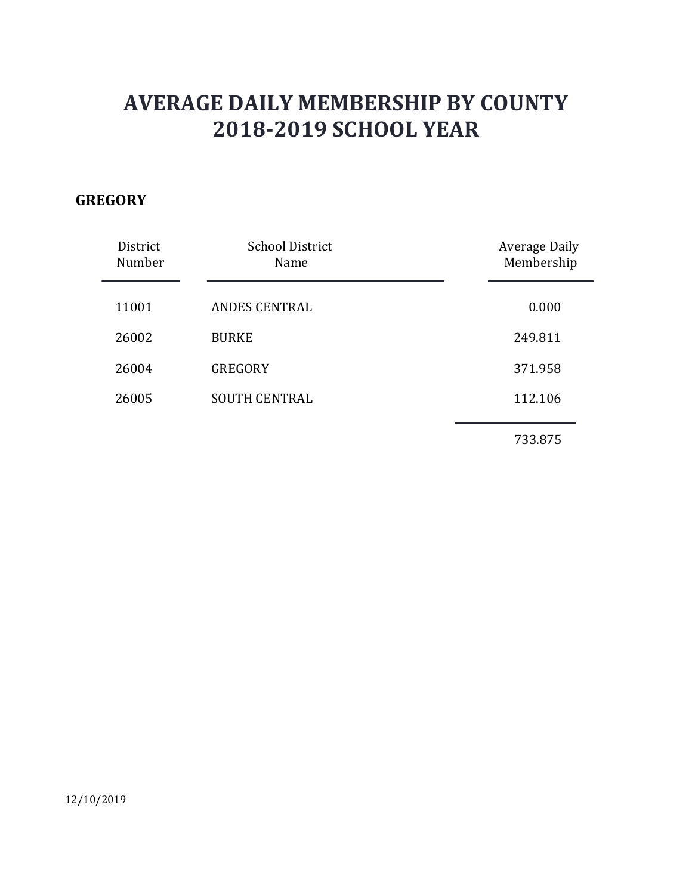# AVERAGE DAILY MEMBERSHIP BY COUNTY
# 2018-2019 SCHOOL YEAR

**GREGORY**

| District Number | School District Name | Average Daily Membership |
|---|---|---|
| 11001 | ANDES CENTRAL | 0.000 |
| 26002 | BURKE | 249.811 |
| 26004 | GREGORY | 371.958 |
| 26005 | SOUTH CENTRAL | 112.106 |
| | | 733.875 |

12/10/2019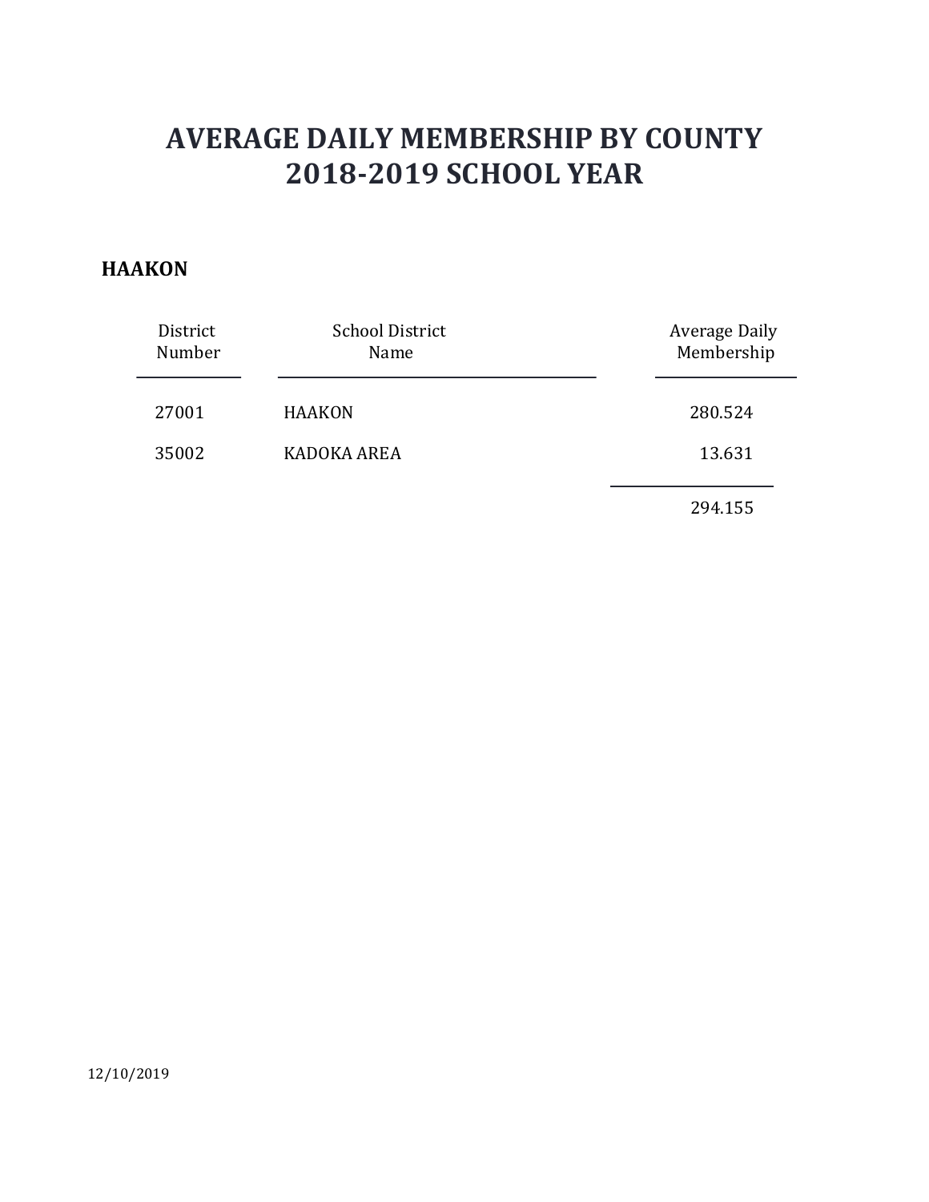# AVERAGE DAILY MEMBERSHIP BY COUNTY
# 2018-2019 SCHOOL YEAR

**HAAKON**

| District Number | School District Name | Average Daily Membership |
|---|---|---|
| 27001 | HAAKON | 280.524 |
| 35002 | KADOKA AREA | 13.631 |
| | | 294.155 |

12/10/2019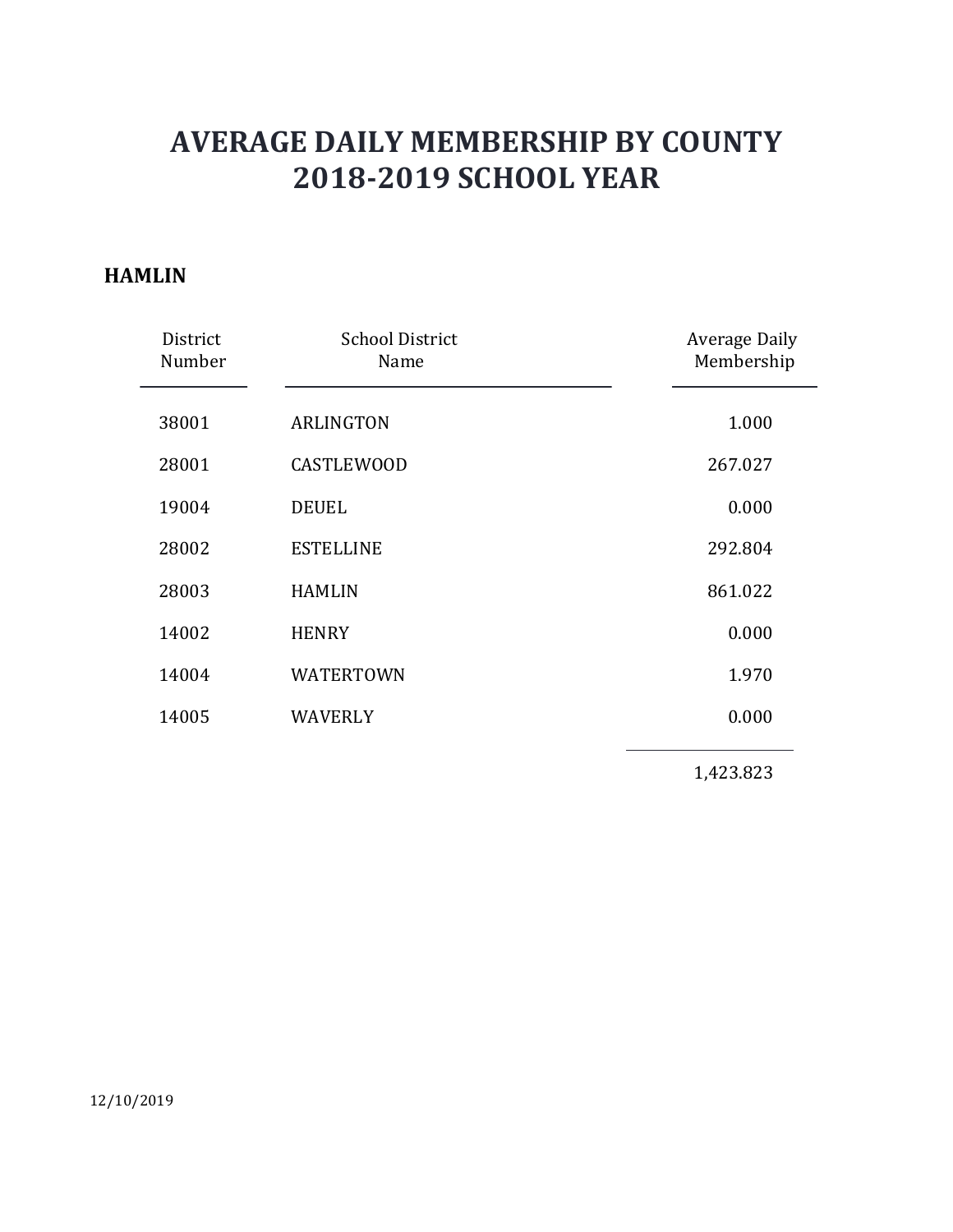# AVERAGE DAILY MEMBERSHIP BY COUNTY
# 2018-2019 SCHOOL YEAR

**HAMLIN**

| District Number | School District Name | Average Daily Membership |
|---|---|---|
| 38001 | ARLINGTON | 1.000 |
| 28001 | CASTLEWOOD | 267.027 |
| 19004 | DEUEL | 0.000 |
| 28002 | ESTELLINE | 292.804 |
| 28003 | HAMLIN | 861.022 |
| 14002 | HENRY | 0.000 |
| 14004 | WATERTOWN | 1.970 |
| 14005 | WAVERLY | 0.000 |
| | | 1,423.823 |

12/10/2019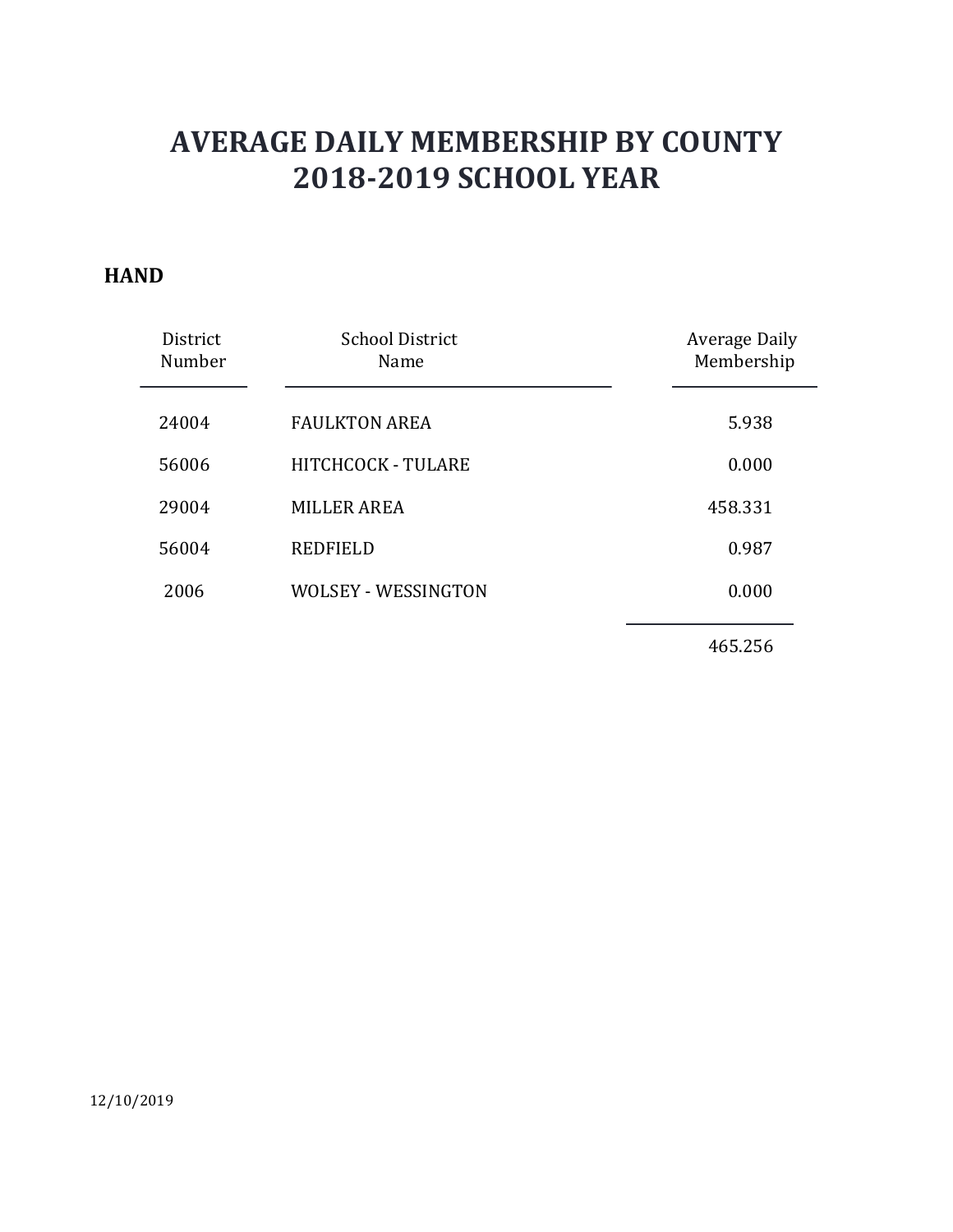# AVERAGE DAILY MEMBERSHIP BY COUNTY
# 2018-2019 SCHOOL YEAR

**HAND**

| District Number | School District Name | Average Daily Membership |
|---|---|---|
| 24004 | FAULKTON AREA | 5.938 |
| 56006 | HITCHCOCK - TULARE | 0.000 |
| 29004 | MILLER AREA | 458.331 |
| 56004 | REDFIELD | 0.987 |
| 2006 | WOLSEY - WESSINGTON | 0.000 |
| | | 465.256 |

12/10/2019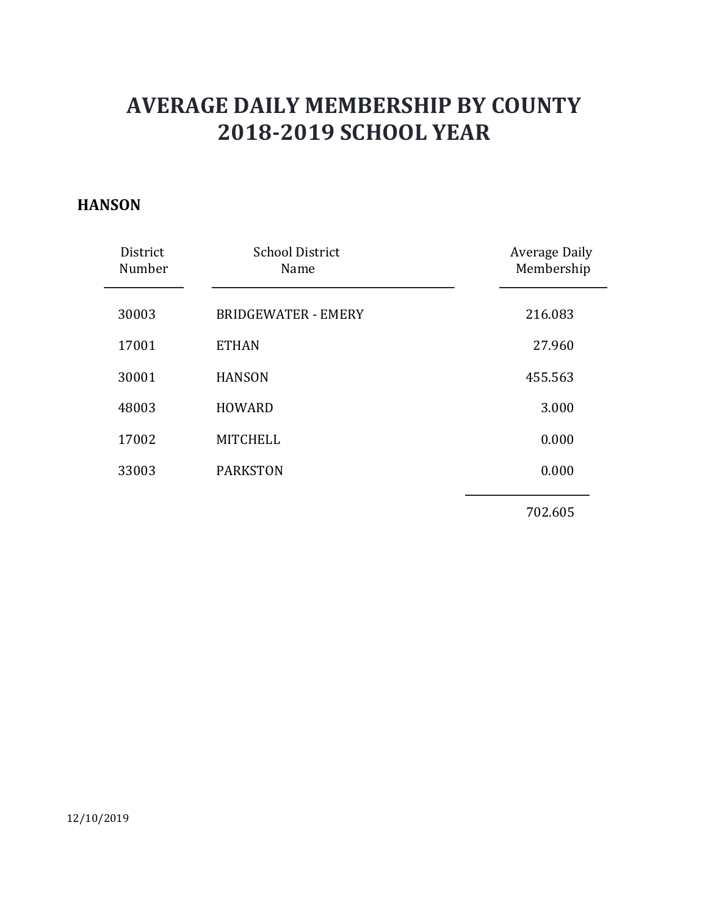# AVERAGE DAILY MEMBERSHIP BY COUNTY
# 2018-2019 SCHOOL YEAR

## HANSON

| District Number | School District Name | Average Daily Membership |
|---|---|---|
| 30003 | BRIDGEWATER - EMERY | 216.083 |
| 17001 | ETHAN | 27.960 |
| 30001 | HANSON | 455.563 |
| 48003 | HOWARD | 3.000 |
| 17002 | MITCHELL | 0.000 |
| 33003 | PARKSTON | 0.000 |
| | | 702.605 |

12/10/2019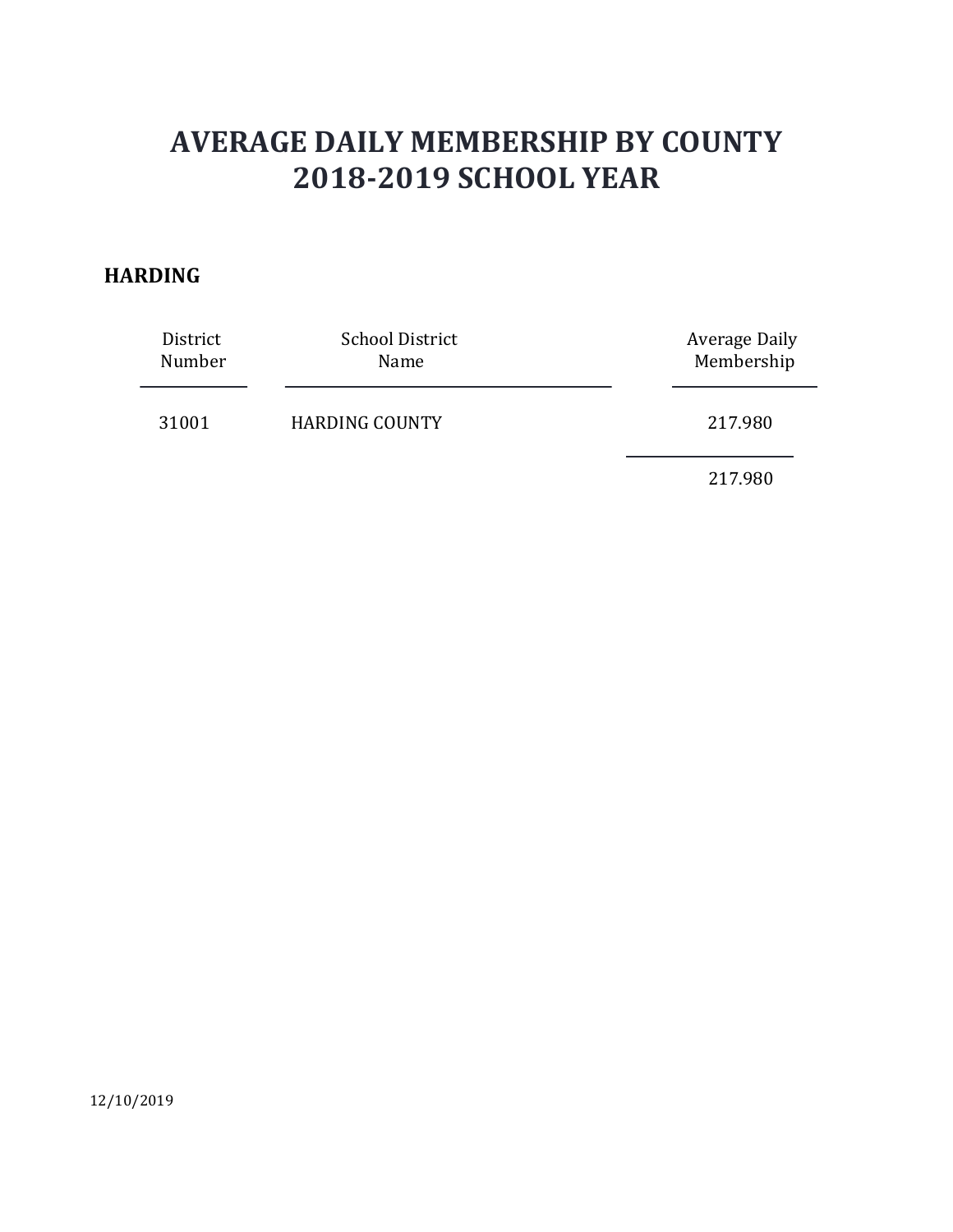# AVERAGE DAILY MEMBERSHIP BY COUNTY 2018-2019 SCHOOL YEAR

**HARDING**

| District Number | School District Name | Average Daily Membership |
|---|---|---|
| 31001 | HARDING COUNTY | 217.980 |
| | | 217.980 |

12/10/2019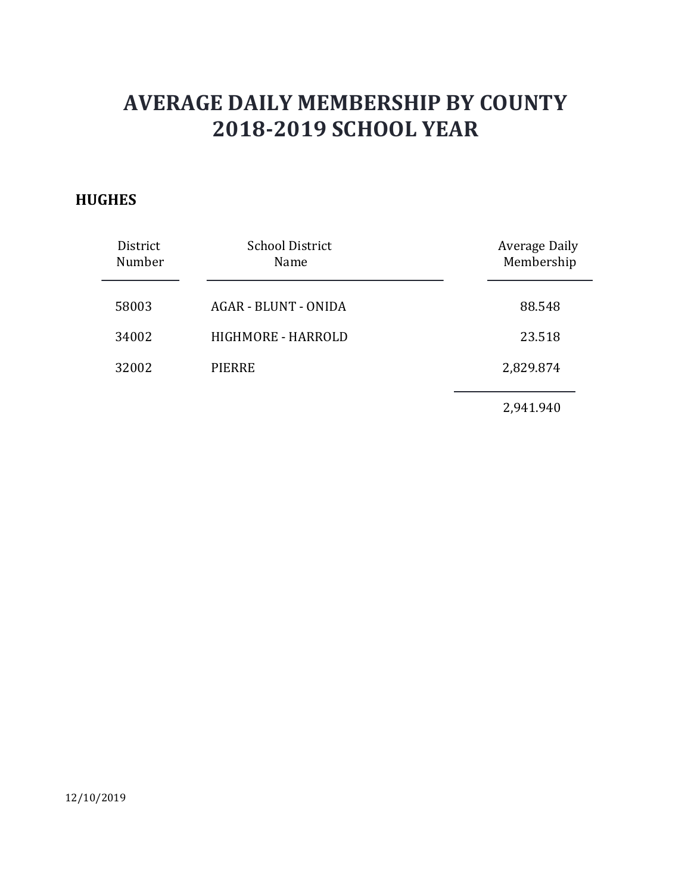# AVERAGE DAILY MEMBERSHIP BY COUNTY
# 2018-2019 SCHOOL YEAR

## HUGHES

| District Number | School District Name | Average Daily Membership |
|---|---|---|
| 58003 | AGAR - BLUNT - ONIDA | 88.548 |
| 34002 | HIGHMORE - HARROLD | 23.518 |
| 32002 | PIERRE | 2,829.874 |
| | | 2,941.940 |

12/10/2019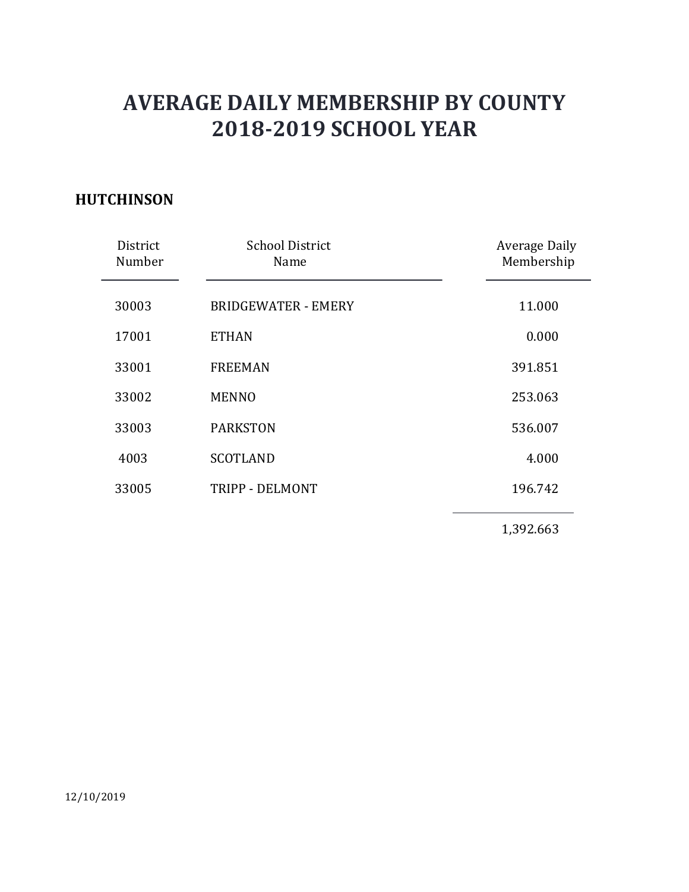# AVERAGE DAILY MEMBERSHIP BY COUNTY
# 2018-2019 SCHOOL YEAR

## HUTCHINSON

| District Number | School District Name | Average Daily Membership |
|---|---|---|
| 30003 | BRIDGEWATER - EMERY | 11.000 |
| 17001 | ETHAN | 0.000 |
| 33001 | FREEMAN | 391.851 |
| 33002 | MENNO | 253.063 |
| 33003 | PARKSTON | 536.007 |
| 4003 | SCOTLAND | 4.000 |
| 33005 | TRIPP - DELMONT | 196.742 |
| | | 1,392.663 |

12/10/2019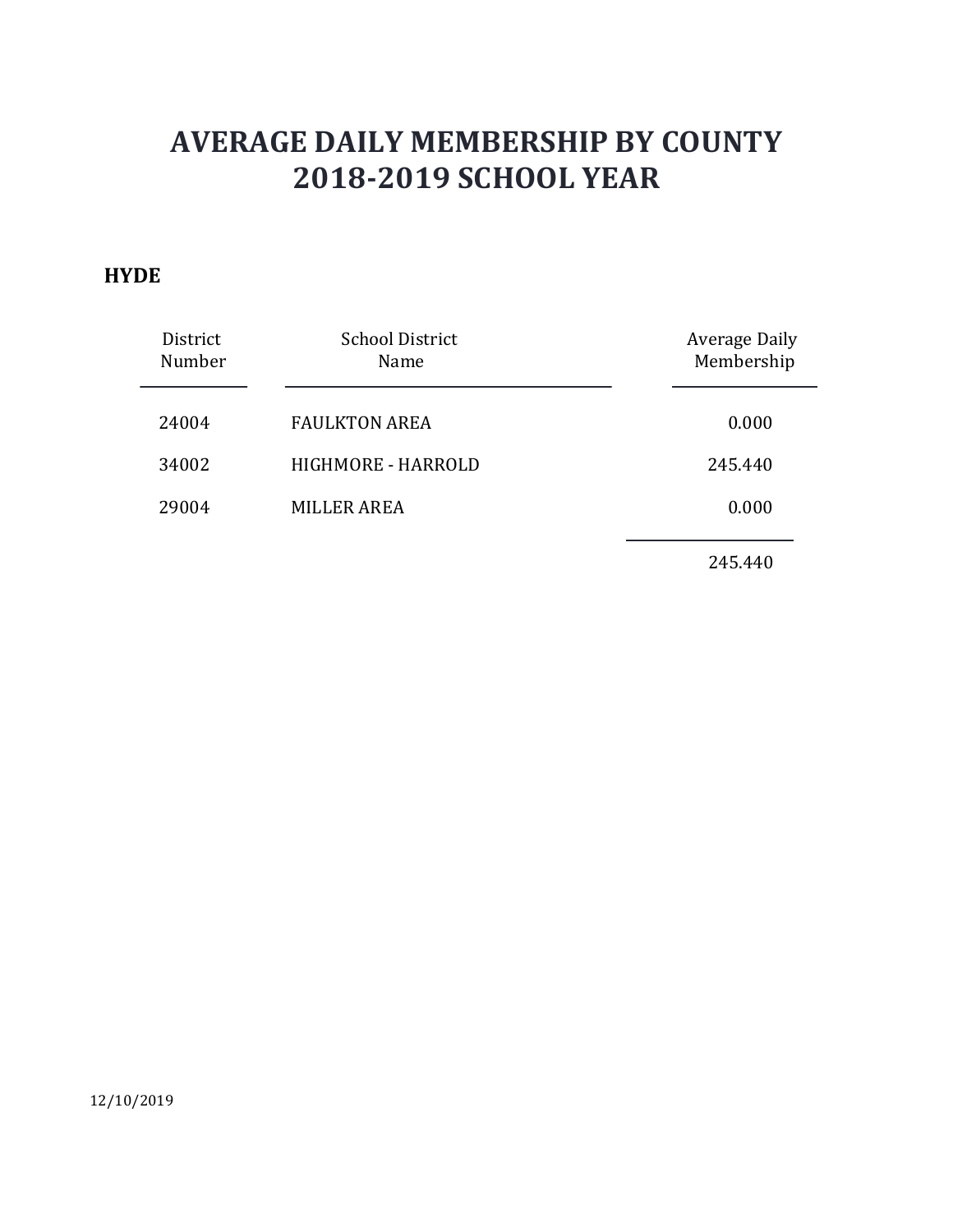# AVERAGE DAILY MEMBERSHIP BY COUNTY
# 2018-2019 SCHOOL YEAR

**HYDE**

| District Number | School District Name | Average Daily Membership |
|---|---|---|
| 24004 | FAULKTON AREA | 0.000 |
| 34002 | HIGHMORE - HARROLD | 245.440 |
| 29004 | MILLER AREA | 0.000 |
| | | 245.440 |

12/10/2019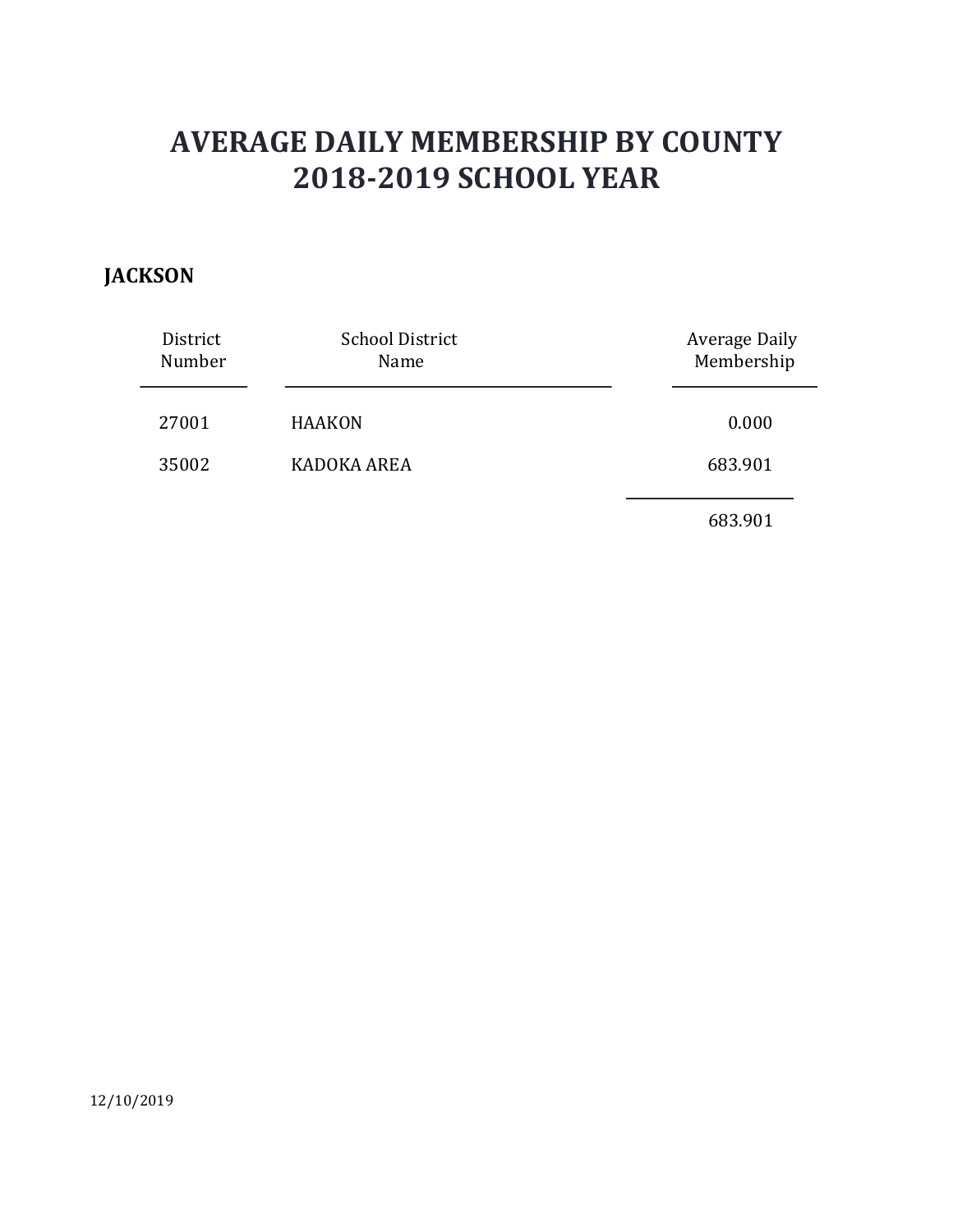# AVERAGE DAILY MEMBERSHIP BY COUNTY
# 2018-2019 SCHOOL YEAR

## JACKSON

| District Number | School District Name | Average Daily Membership |
|---|---|---|
| 27001 | HAAKON | 0.000 |
| 35002 | KADOKA AREA | 683.901 |
| | | 683.901 |

12/10/2019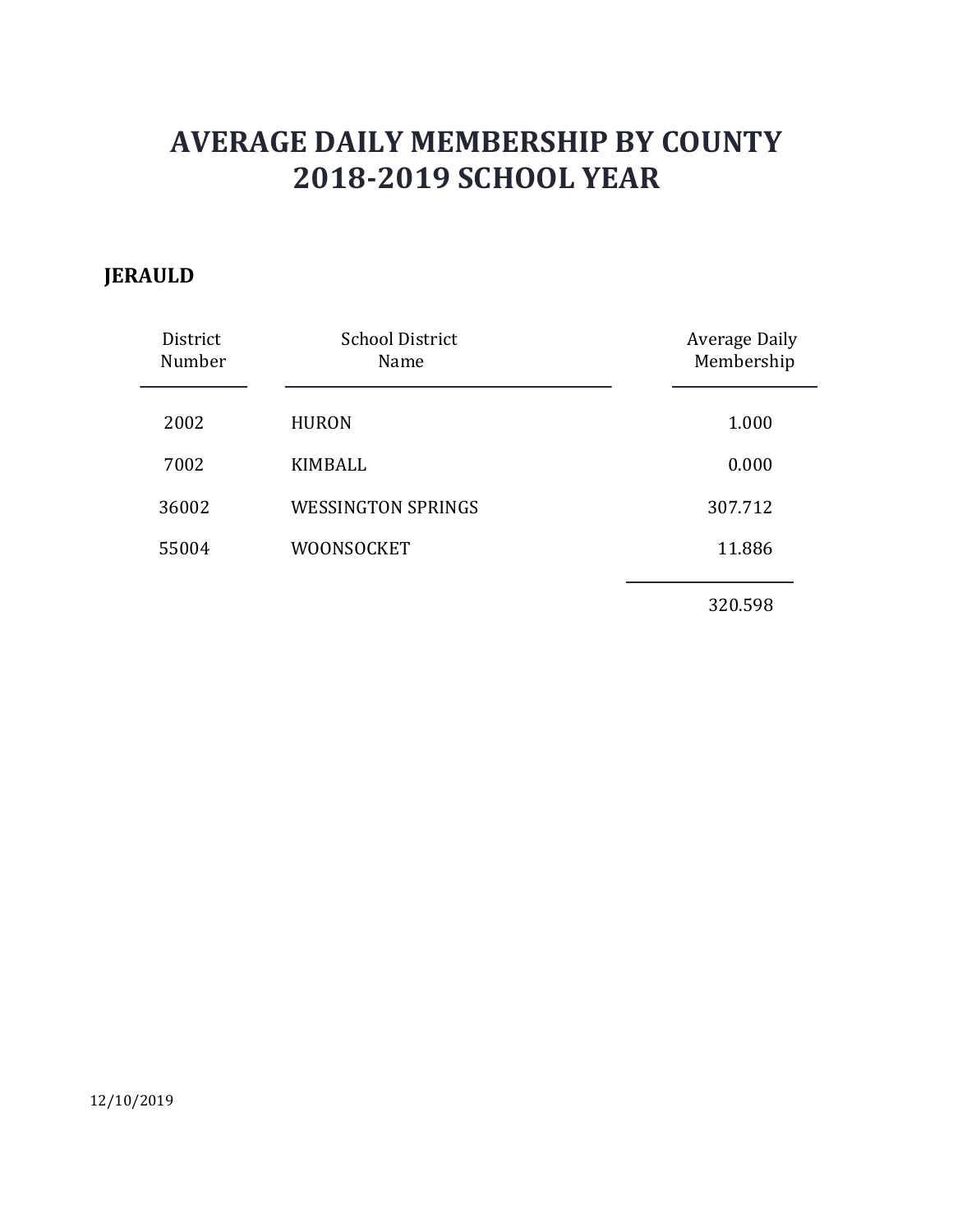# AVERAGE DAILY MEMBERSHIP BY COUNTY
# 2018-2019 SCHOOL YEAR

**JERAULD**

| District Number | School District Name | Average Daily Membership |
|---|---|---|
| 2002 | HURON | 1.000 |
| 7002 | KIMBALL | 0.000 |
| 36002 | WESSINGTON SPRINGS | 307.712 |
| 55004 | WOONSOCKET | 11.886 |
| | | 320.598 |

12/10/2019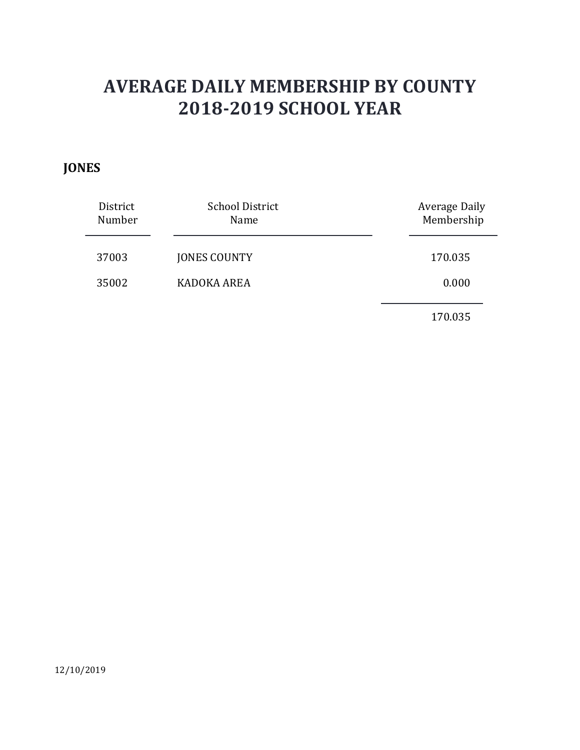# AVERAGE DAILY MEMBERSHIP BY COUNTY
# 2018-2019 SCHOOL YEAR

**JONES**

| District Number | School District Name | Average Daily Membership |
|---|---|---|
| 37003 | JONES COUNTY | 170.035 |
| 35002 | KADOKA AREA | 0.000 |
| | | 170.035 |

12/10/2019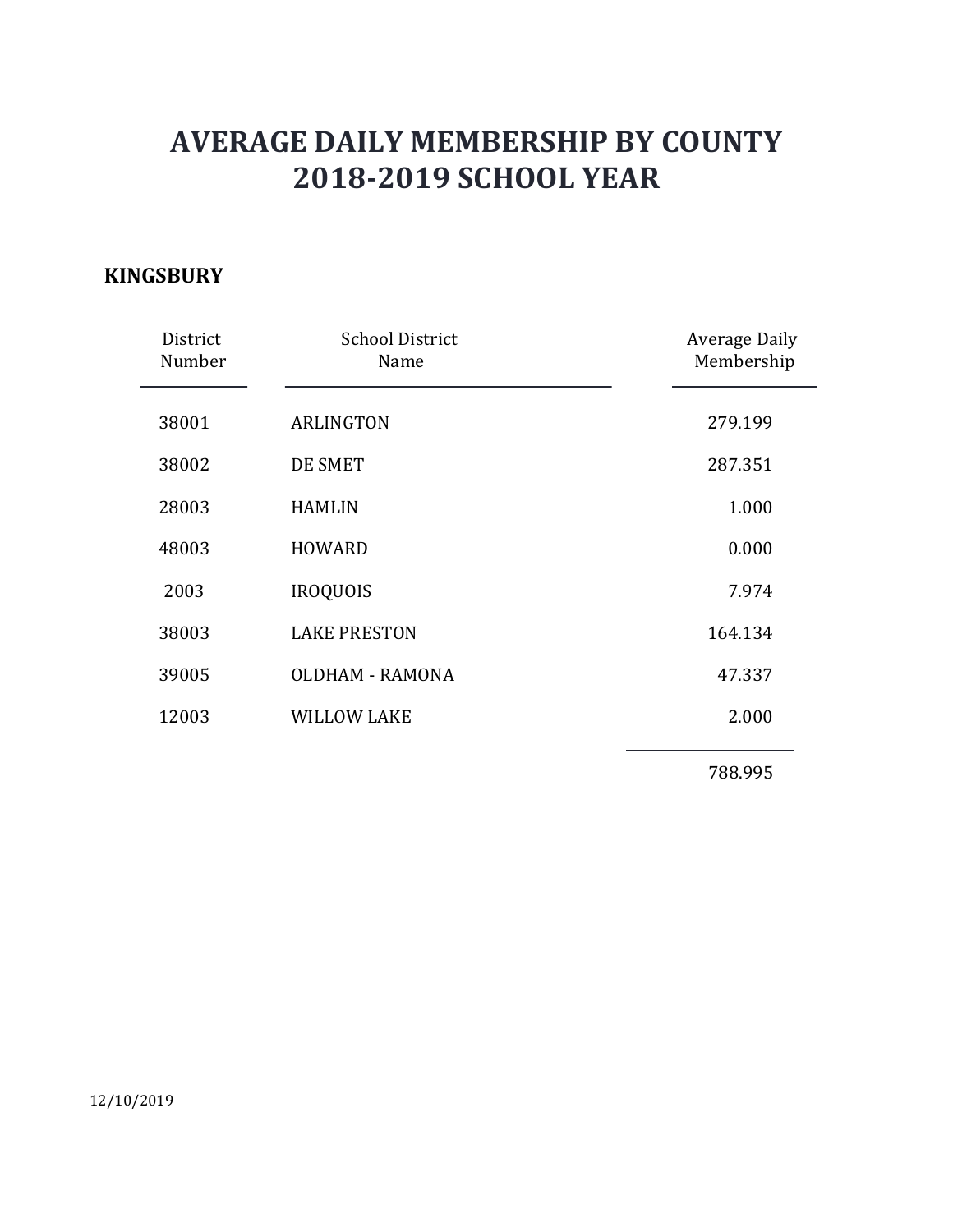# AVERAGE DAILY MEMBERSHIP BY COUNTY
# 2018-2019 SCHOOL YEAR

**KINGSBURY**

| District Number | School District Name | Average Daily Membership |
|---|---|---|
| 38001 | ARLINGTON | 279.199 |
| 38002 | DE SMET | 287.351 |
| 28003 | HAMLIN | 1.000 |
| 48003 | HOWARD | 0.000 |
| 2003 | IROQUOIS | 7.974 |
| 38003 | LAKE PRESTON | 164.134 |
| 39005 | OLDHAM - RAMONA | 47.337 |
| 12003 | WILLOW LAKE | 2.000 |
| | | 788.995 |

12/10/2019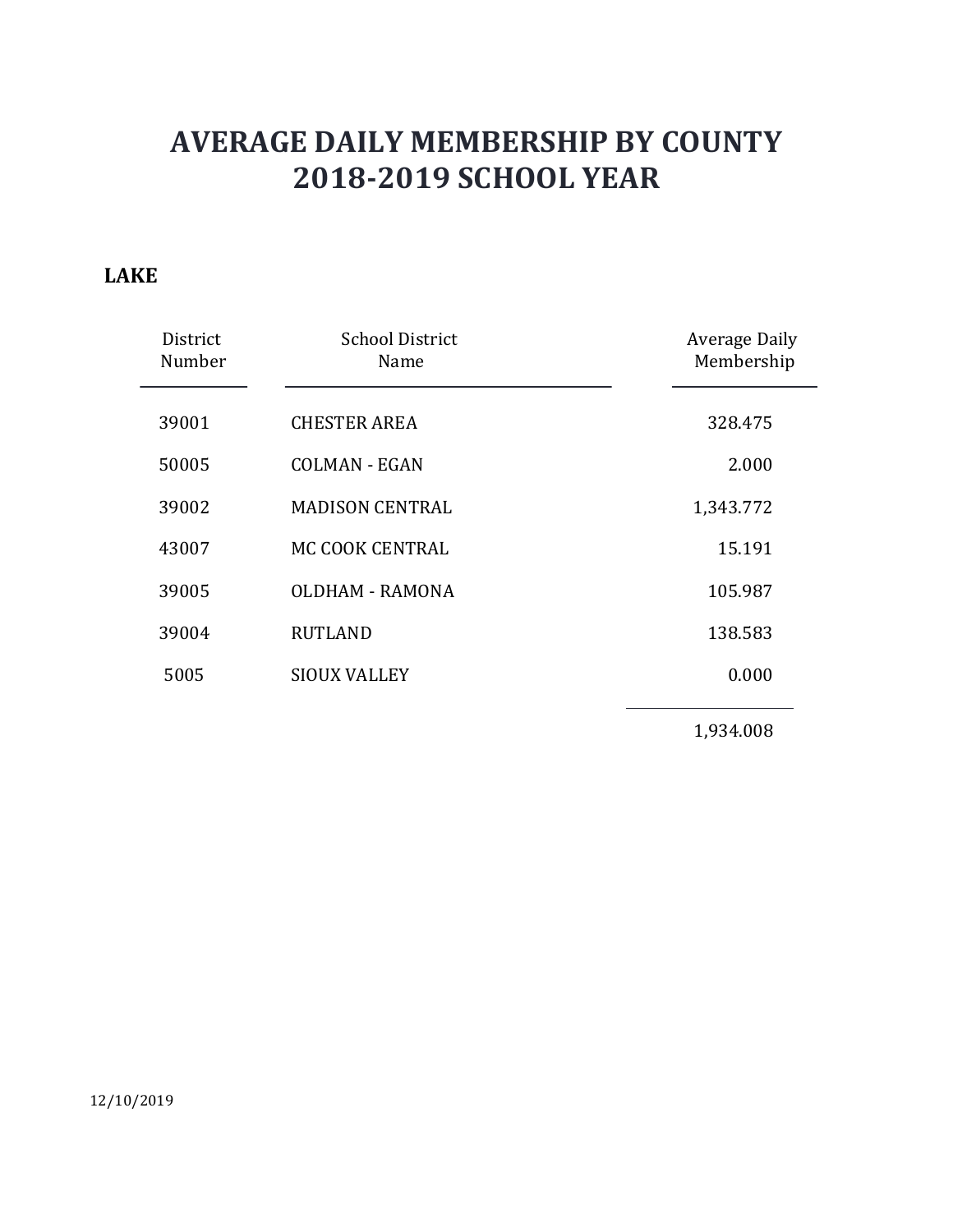# AVERAGE DAILY MEMBERSHIP BY COUNTY
# 2018-2019 SCHOOL YEAR

## LAKE

| District Number | School District Name | Average Daily Membership |
|---|---|---|
| 39001 | CHESTER AREA | 328.475 |
| 50005 | COLMAN - EGAN | 2.000 |
| 39002 | MADISON CENTRAL | 1,343.772 |
| 43007 | MC COOK CENTRAL | 15.191 |
| 39005 | OLDHAM - RAMONA | 105.987 |
| 39004 | RUTLAND | 138.583 |
| 5005 | SIOUX VALLEY | 0.000 |
| | | 1,934.008 |

12/10/2019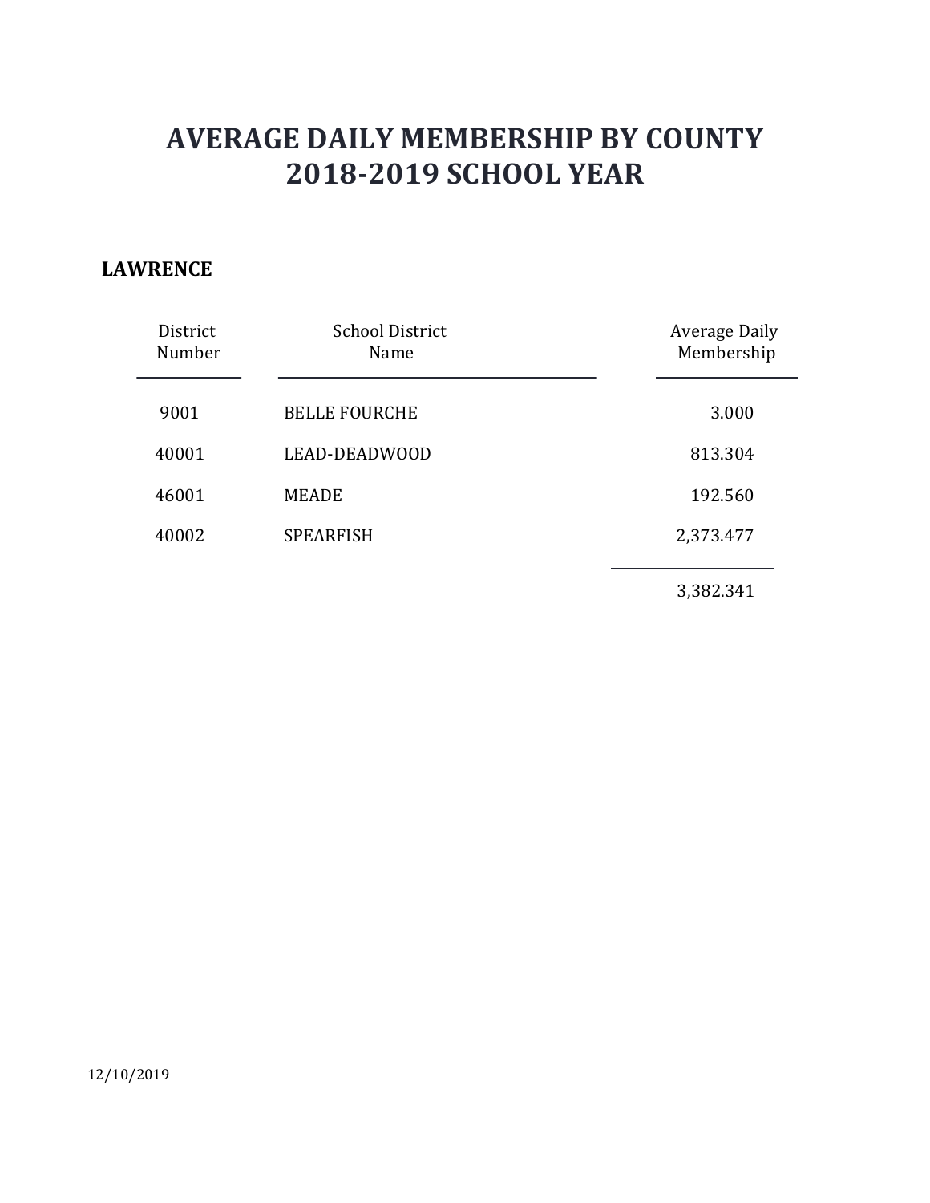# AVERAGE DAILY MEMBERSHIP BY COUNTY
# 2018-2019 SCHOOL YEAR

**LAWRENCE**

| District Number | School District Name | Average Daily Membership |
|---|---|---|
| 9001 | BELLE FOURCHE | 3.000 |
| 40001 | LEAD-DEADWOOD | 813.304 |
| 46001 | MEADE | 192.560 |
| 40002 | SPEARFISH | 2,373.477 |
| | | 3,382.341 |

12/10/2019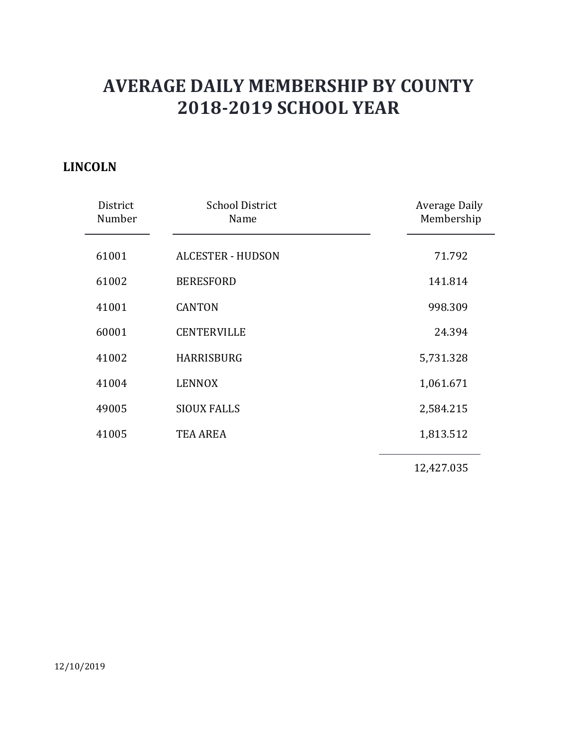# AVERAGE DAILY MEMBERSHIP BY COUNTY
# 2018-2019 SCHOOL YEAR

## LINCOLN

| District Number | School District Name | Average Daily Membership |
|---|---|---|
| 61001 | ALCESTER - HUDSON | 71.792 |
| 61002 | BERESFORD | 141.814 |
| 41001 | CANTON | 998.309 |
| 60001 | CENTERVILLE | 24.394 |
| 41002 | HARRISBURG | 5,731.328 |
| 41004 | LENNOX | 1,061.671 |
| 49005 | SIOUX FALLS | 2,584.215 |
| 41005 | TEA AREA | 1,813.512 |
| | | 12,427.035 |

12/10/2019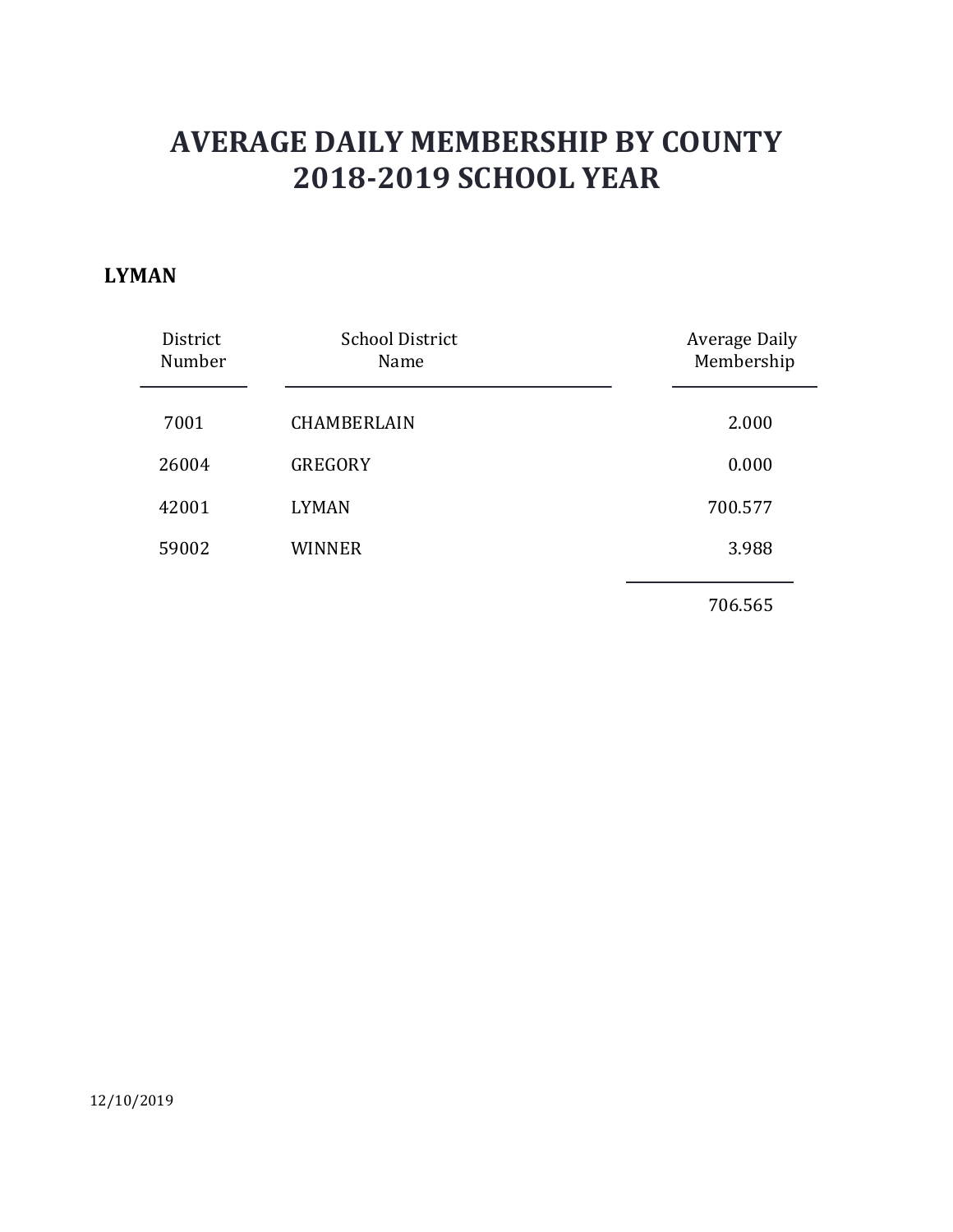# AVERAGE DAILY MEMBERSHIP BY COUNTY
# 2018-2019 SCHOOL YEAR

**LYMAN**

| District Number | School District Name | Average Daily Membership |
|---|---|---|
| 7001 | CHAMBERLAIN | 2.000 |
| 26004 | GREGORY | 0.000 |
| 42001 | LYMAN | 700.577 |
| 59002 | WINNER | 3.988 |
| | | 706.565 |

12/10/2019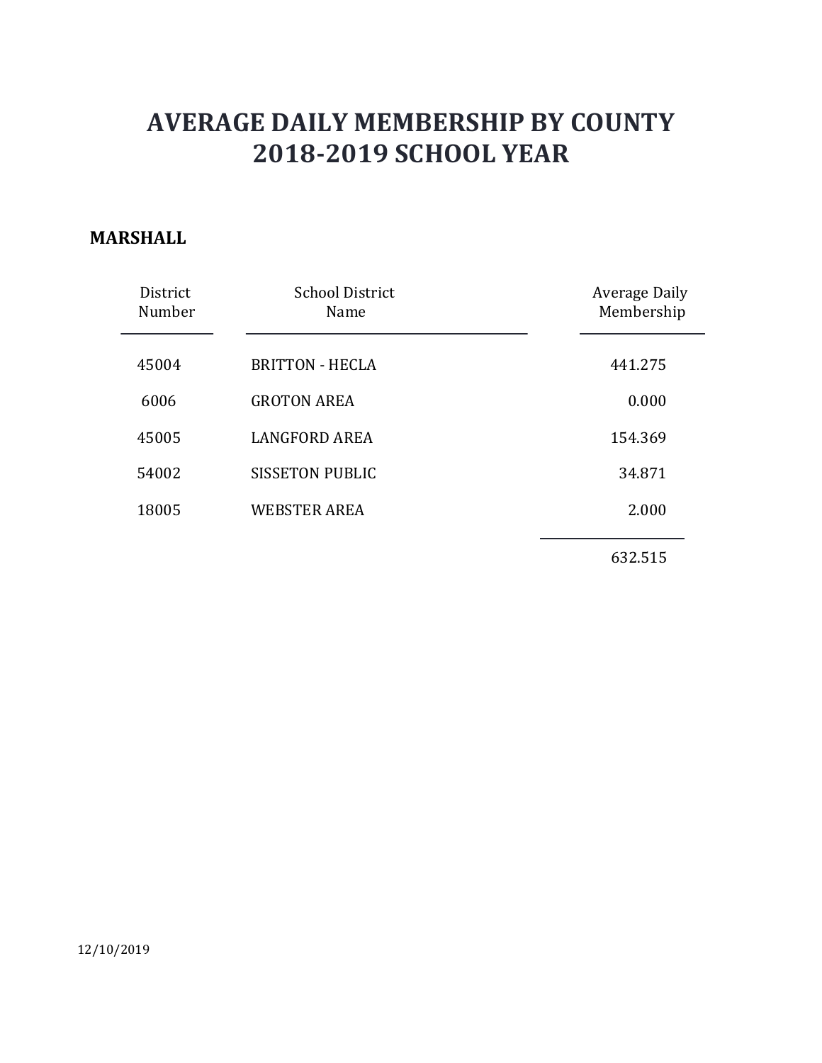# AVERAGE DAILY MEMBERSHIP BY COUNTY
# 2018-2019 SCHOOL YEAR

**MARSHALL**

| District Number | School District Name | Average Daily Membership |
|---|---|---|
| 45004 | BRITTON - HECLA | 441.275 |
| 6006 | GROTON AREA | 0.000 |
| 45005 | LANGFORD AREA | 154.369 |
| 54002 | SISSETON PUBLIC | 34.871 |
| 18005 | WEBSTER AREA | 2.000 |
| | | 632.515 |

12/10/2019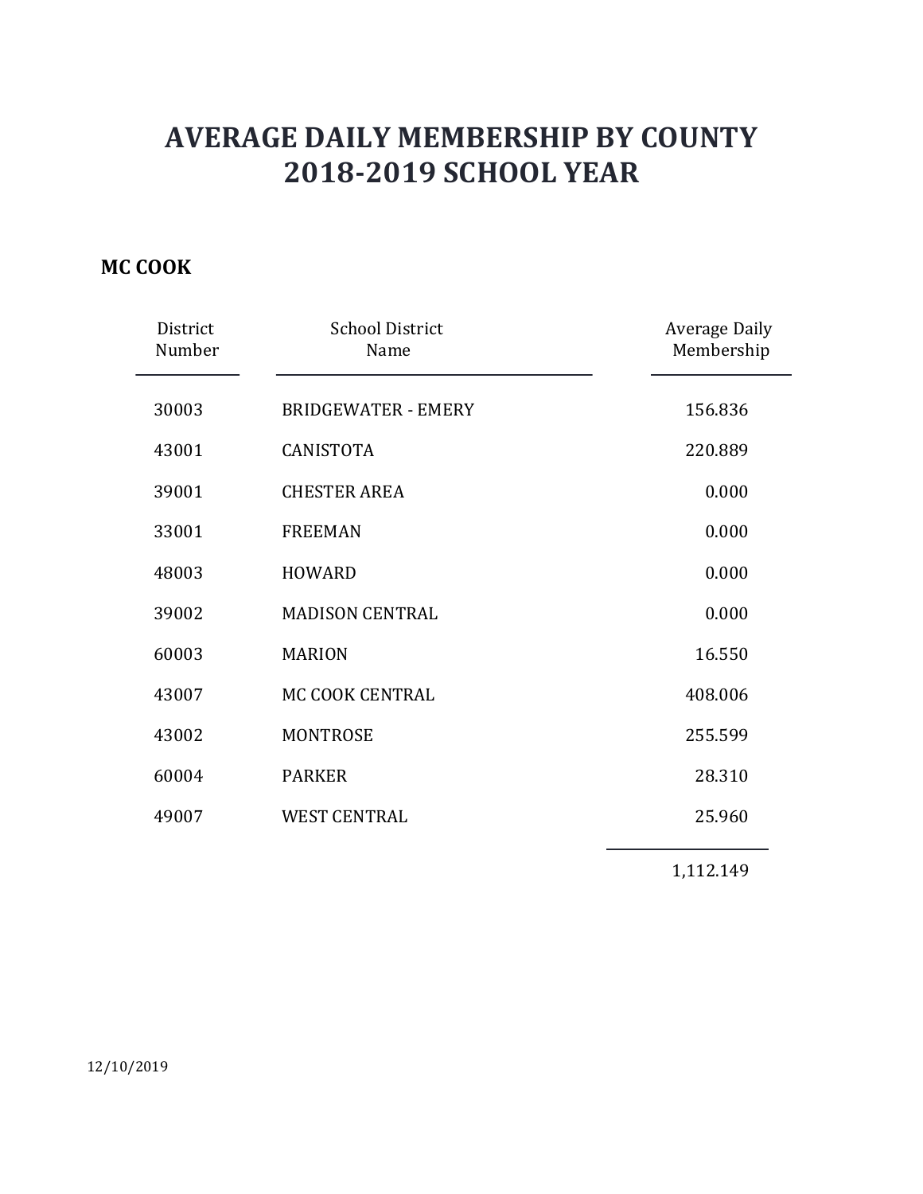# AVERAGE DAILY MEMBERSHIP BY COUNTY
# 2018-2019 SCHOOL YEAR

## MC COOK

| District Number | School District Name | Average Daily Membership |
|---|---|---|
| 30003 | BRIDGEWATER - EMERY | 156.836 |
| 43001 | CANISTOTA | 220.889 |
| 39001 | CHESTER AREA | 0.000 |
| 33001 | FREEMAN | 0.000 |
| 48003 | HOWARD | 0.000 |
| 39002 | MADISON CENTRAL | 0.000 |
| 60003 | MARION | 16.550 |
| 43007 | MC COOK CENTRAL | 408.006 |
| 43002 | MONTROSE | 255.599 |
| 60004 | PARKER | 28.310 |
| 49007 | WEST CENTRAL | 25.960 |
| | | 1,112.149 |

12/10/2019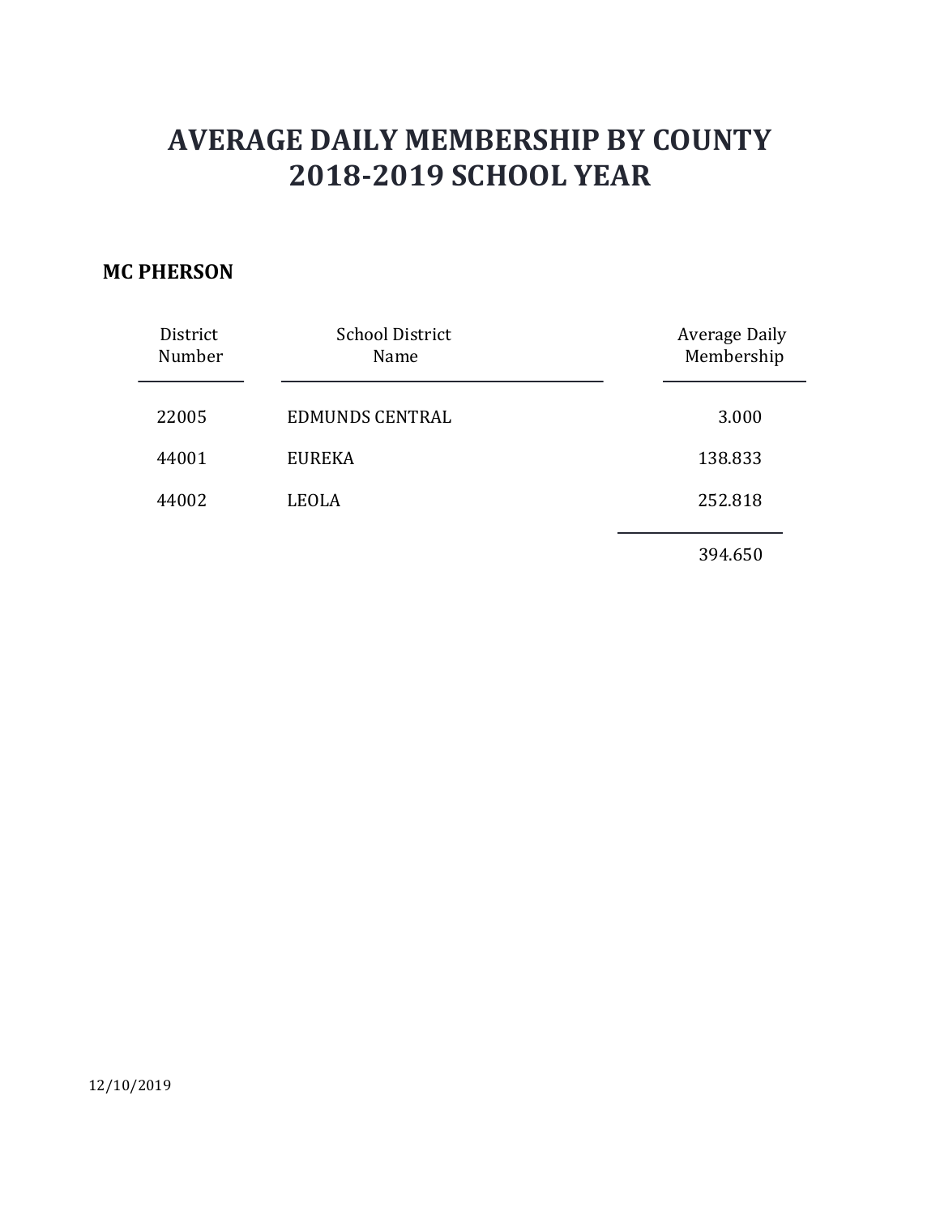# AVERAGE DAILY MEMBERSHIP BY COUNTY
# 2018-2019 SCHOOL YEAR

**MC PHERSON**

| District Number | School District Name | Average Daily Membership |
|---|---|---|
| 22005 | EDMUNDS CENTRAL | 3.000 |
| 44001 | EUREKA | 138.833 |
| 44002 | LEOLA | 252.818 |
| | | 394.650 |

12/10/2019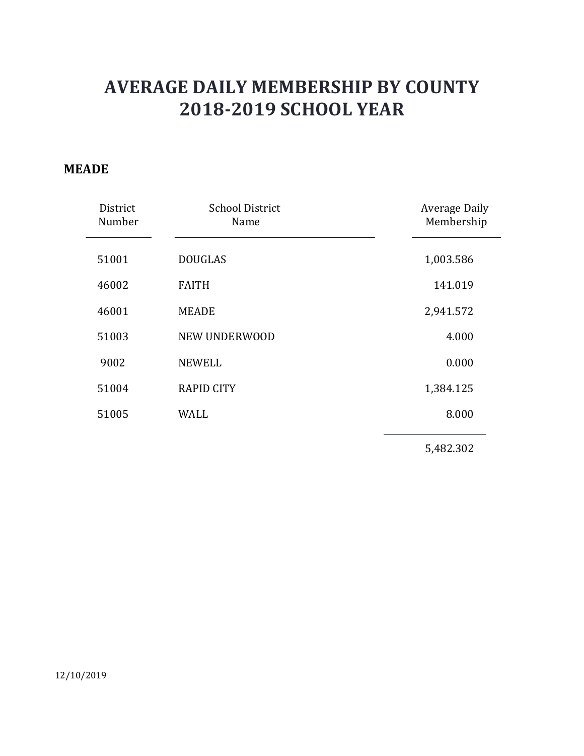# AVERAGE DAILY MEMBERSHIP BY COUNTY
# 2018-2019 SCHOOL YEAR

**MEADE**

| District Number | School District Name | Average Daily Membership |
| --- | --- | --- |
| 51001 | DOUGLAS | 1,003.586 |
| 46002 | FAITH | 141.019 |
| 46001 | MEADE | 2,941.572 |
| 51003 | NEW UNDERWOOD | 4.000 |
| 9002 | NEWELL | 0.000 |
| 51004 | RAPID CITY | 1,384.125 |
| 51005 | WALL | 8.000 |
| | | 5,482.302 |

12/10/2019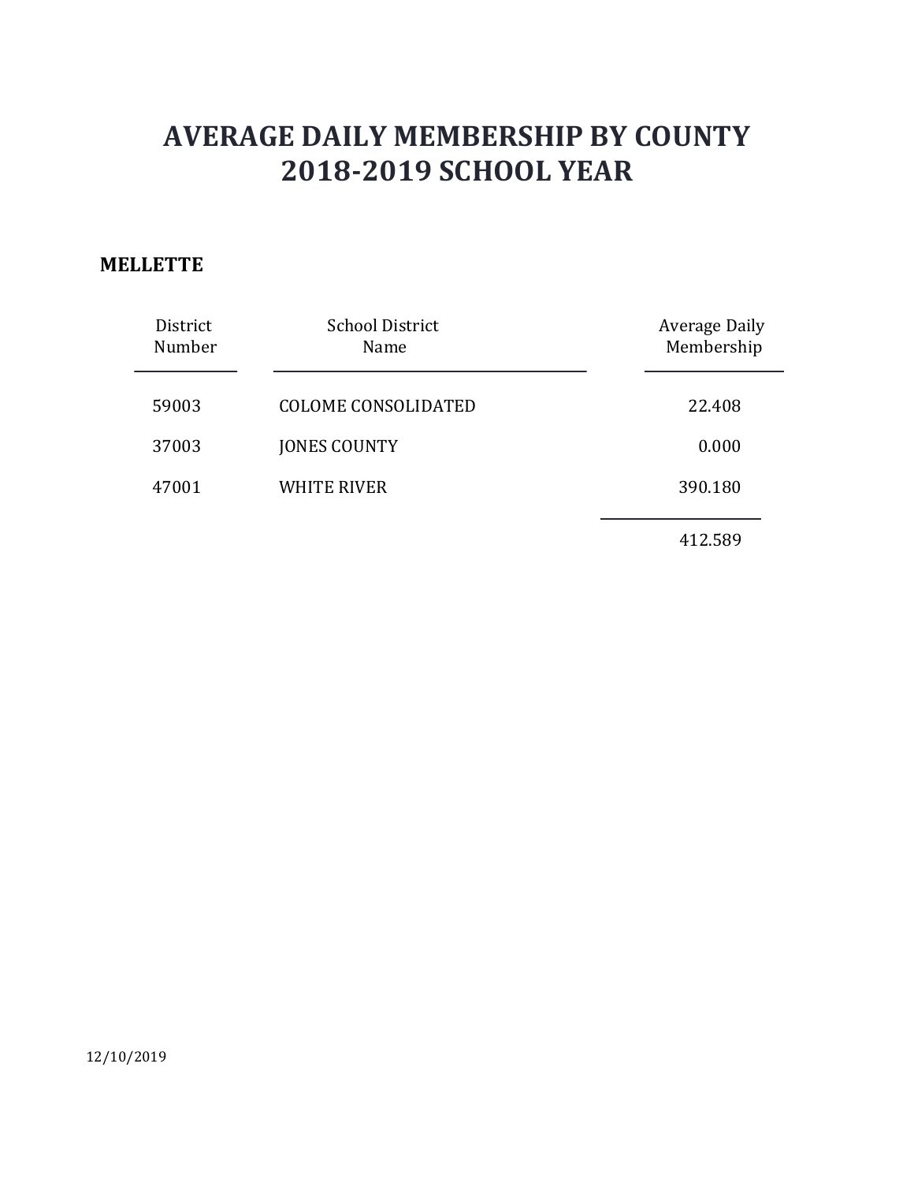# AVERAGE DAILY MEMBERSHIP BY COUNTY
# 2018-2019 SCHOOL YEAR

**MELLETTE**

| District Number | School District Name | Average Daily Membership |
|---|---|---|
| 59003 | COLOME CONSOLIDATED | 22.408 |
| 37003 | JONES COUNTY | 0.000 |
| 47001 | WHITE RIVER | 390.180 |
| | | 412.589 |

12/10/2019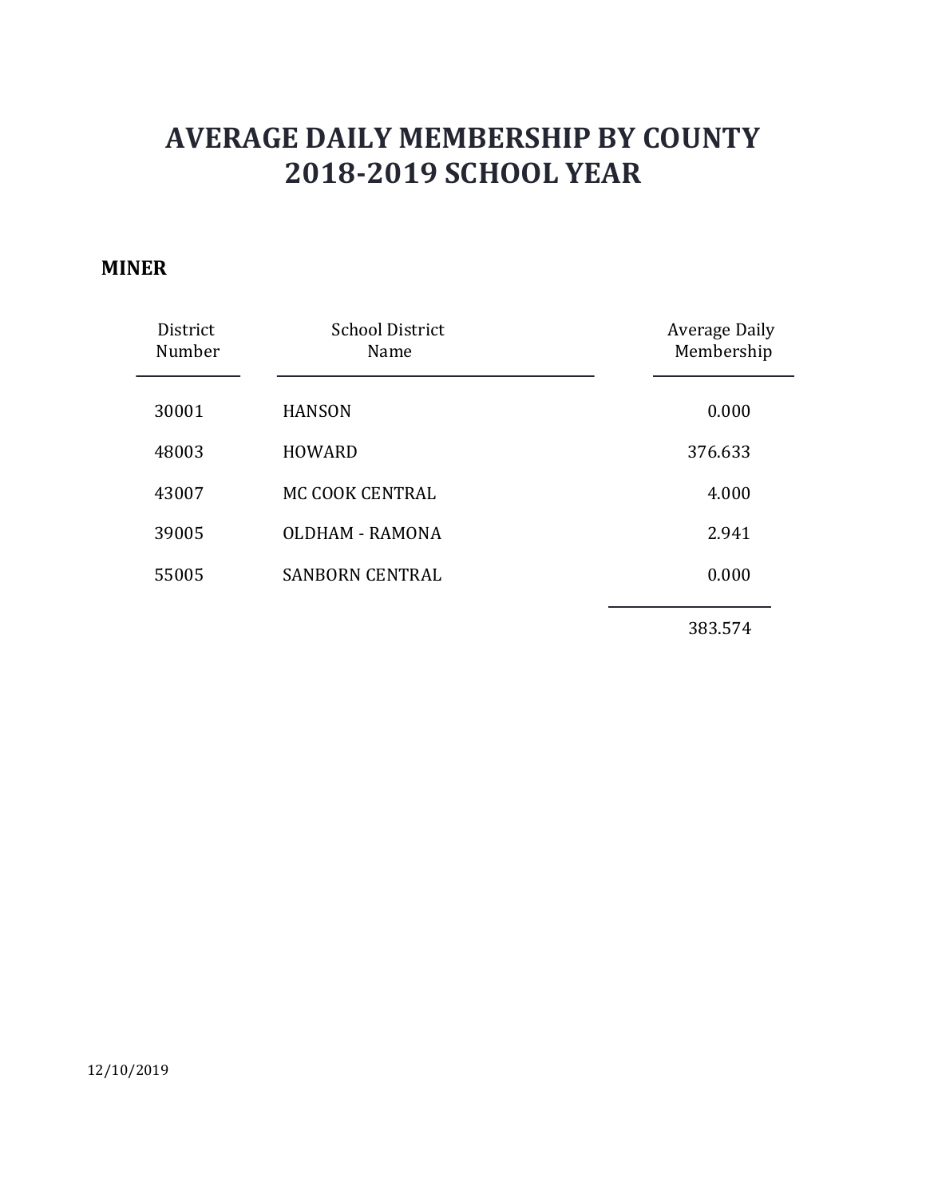# AVERAGE DAILY MEMBERSHIP BY COUNTY
# 2018-2019 SCHOOL YEAR

**MINER**

| District Number | School District Name | Average Daily Membership |
|---|---|---|
| 30001 | HANSON | 0.000 |
| 48003 | HOWARD | 376.633 |
| 43007 | MC COOK CENTRAL | 4.000 |
| 39005 | OLDHAM - RAMONA | 2.941 |
| 55005 | SANBORN CENTRAL | 0.000 |
| | | 383.574 |

12/10/2019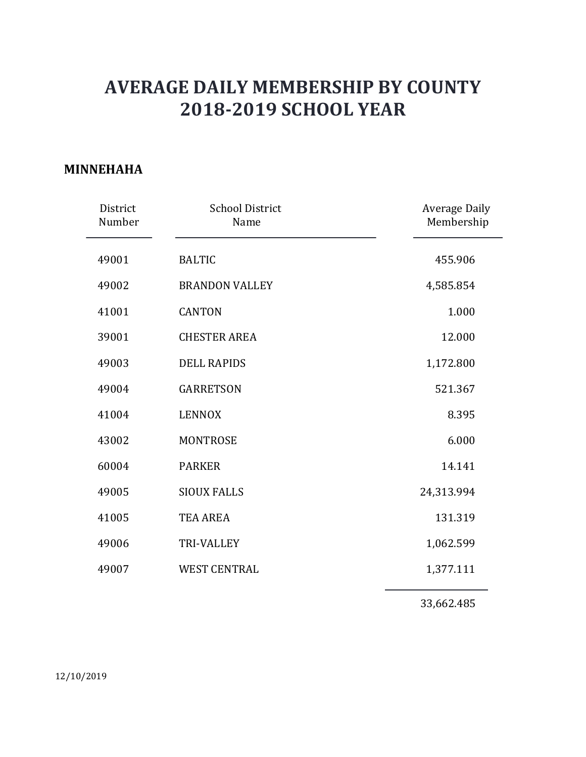# AVERAGE DAILY MEMBERSHIP BY COUNTY
# 2018-2019 SCHOOL YEAR

**MINNEHAHA**

| District Number | School District Name | Average Daily Membership |
|---|---|---|
| 49001 | BALTIC | 455.906 |
| 49002 | BRANDON VALLEY | 4,585.854 |
| 41001 | CANTON | 1.000 |
| 39001 | CHESTER AREA | 12.000 |
| 49003 | DELL RAPIDS | 1,172.800 |
| 49004 | GARRETSON | 521.367 |
| 41004 | LENNOX | 8.395 |
| 43002 | MONTROSE | 6.000 |
| 60004 | PARKER | 14.141 |
| 49005 | SIOUX FALLS | 24,313.994 |
| 41005 | TEA AREA | 131.319 |
| 49006 | TRI-VALLEY | 1,062.599 |
| 49007 | WEST CENTRAL | 1,377.111 |
| | | 33,662.485 |

12/10/2019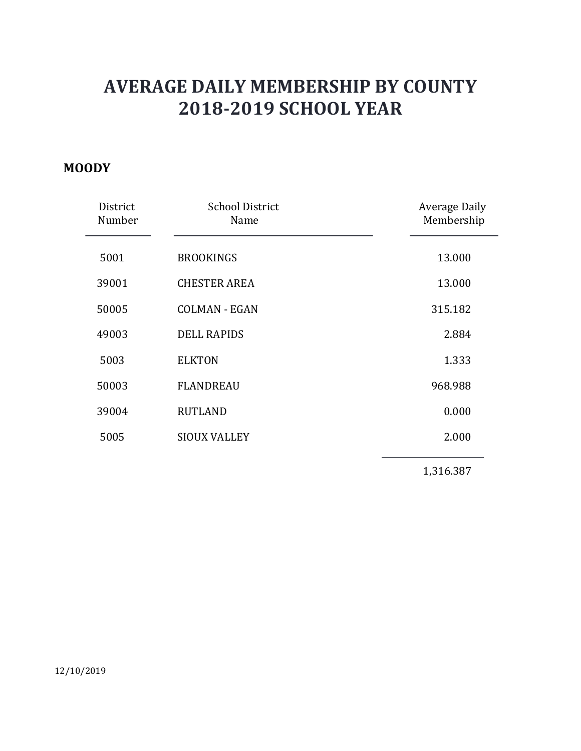# AVERAGE DAILY MEMBERSHIP BY COUNTY
# 2018-2019 SCHOOL YEAR

**MOODY**

| District Number | School District Name | Average Daily Membership |
|---|---|---|
| 5001 | BROOKINGS | 13.000 |
| 39001 | CHESTER AREA | 13.000 |
| 50005 | COLMAN - EGAN | 315.182 |
| 49003 | DELL RAPIDS | 2.884 |
| 5003 | ELKTON | 1.333 |
| 50003 | FLANDREAU | 968.988 |
| 39004 | RUTLAND | 0.000 |
| 5005 | SIOUX VALLEY | 2.000 |
| | | 1,316.387 |

12/10/2019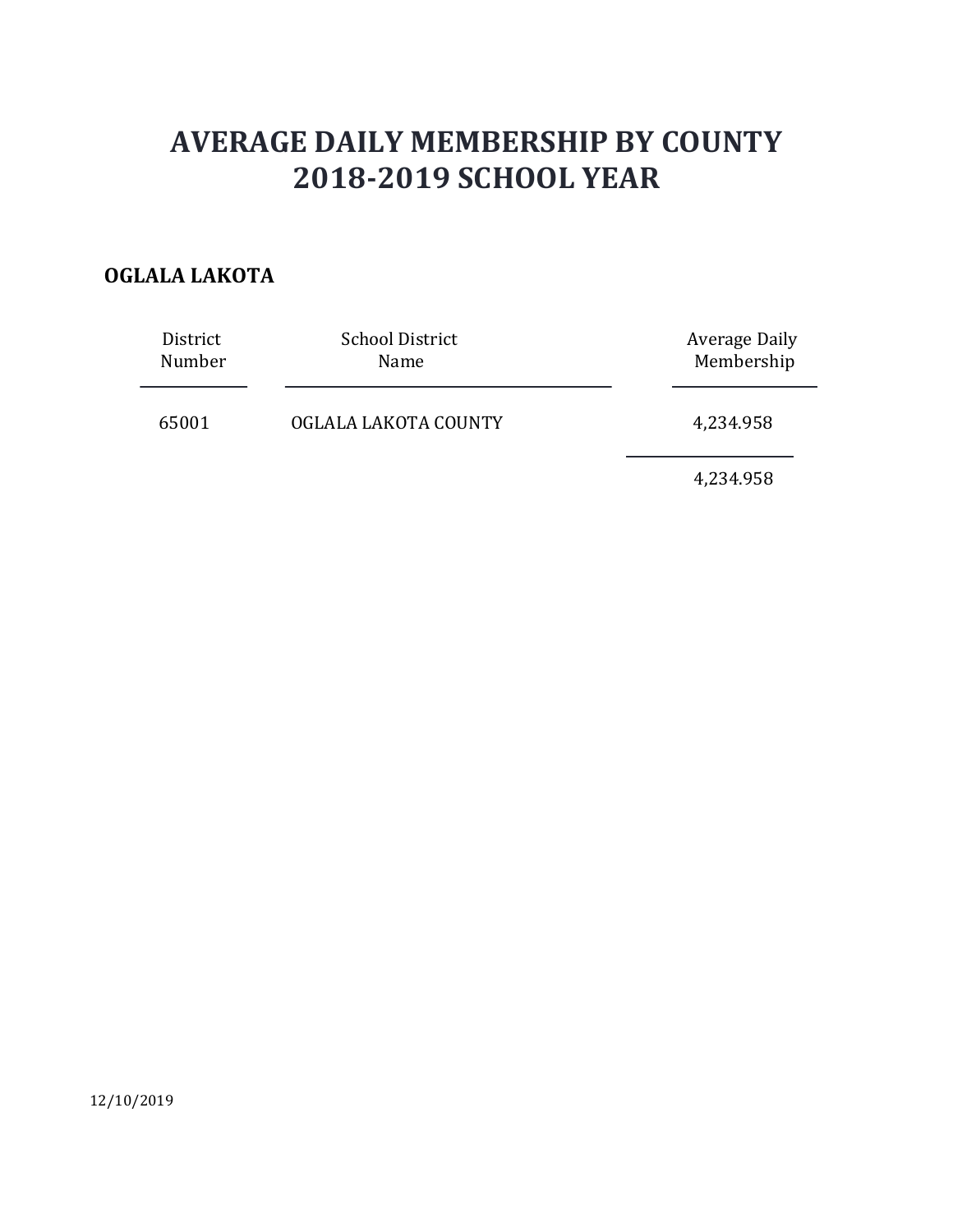# AVERAGE DAILY MEMBERSHIP BY COUNTY
# 2018-2019 SCHOOL YEAR

**OGLALA LAKOTA**

| District Number | School District Name | Average Daily Membership |
| --- | --- | --- |
| 65001 | OGLALA LAKOTA COUNTY | 4,234.958 |
| | | 4,234.958 |

12/10/2019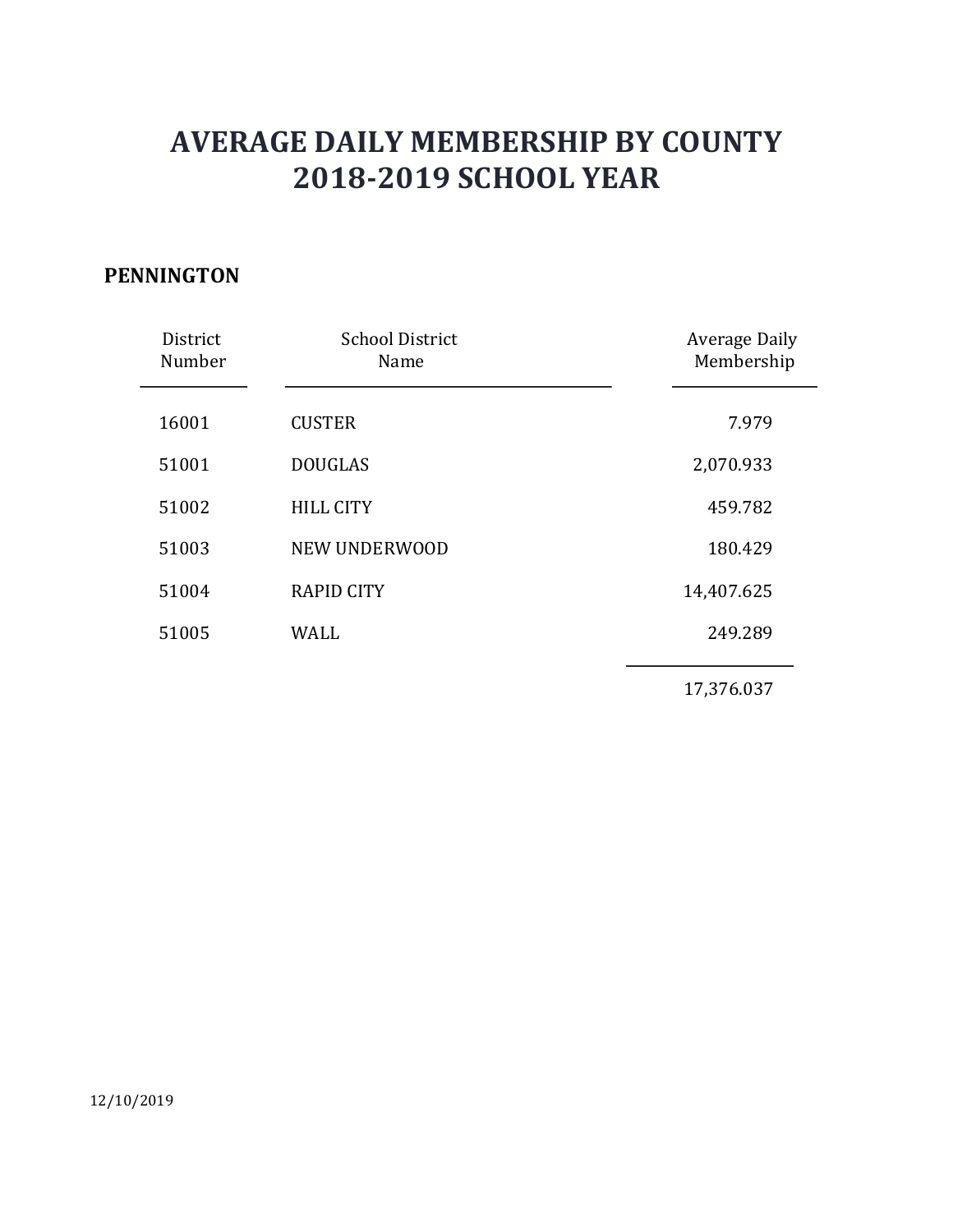# AVERAGE DAILY MEMBERSHIP BY COUNTY
# 2018-2019 SCHOOL YEAR

**PENNINGTON**

| District Number | School District Name | Average Daily Membership |
|---|---|---|
| 16001 | CUSTER | 7.979 |
| 51001 | DOUGLAS | 2,070.933 |
| 51002 | HILL CITY | 459.782 |
| 51003 | NEW UNDERWOOD | 180.429 |
| 51004 | RAPID CITY | 14,407.625 |
| 51005 | WALL | 249.289 |
| | | 17,376.037 |

12/10/2019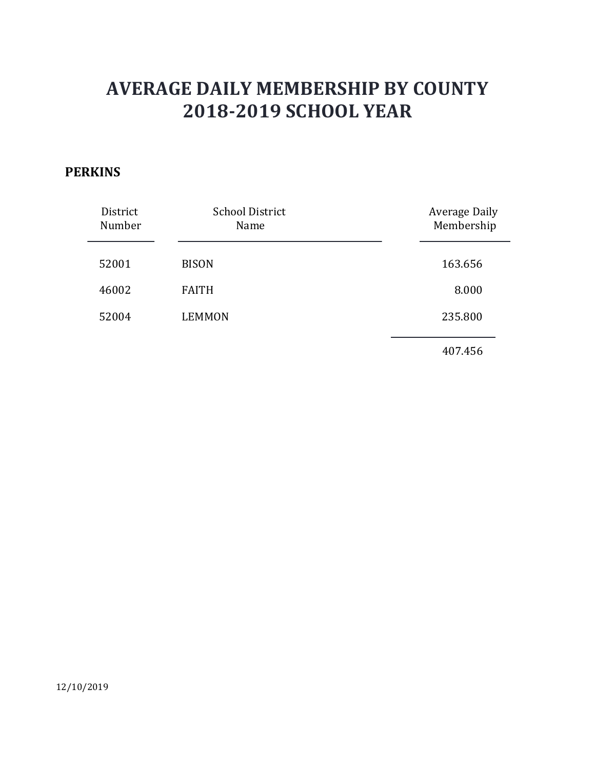# AVERAGE DAILY MEMBERSHIP BY COUNTY
# 2018-2019 SCHOOL YEAR

**PERKINS**

| District Number | School District Name | Average Daily Membership |
| --- | --- | --- |
| 52001 | BISON | 163.656 |
| 46002 | FAITH | 8.000 |
| 52004 | LEMMON | 235.800 |
| | | 407.456 |

12/10/2019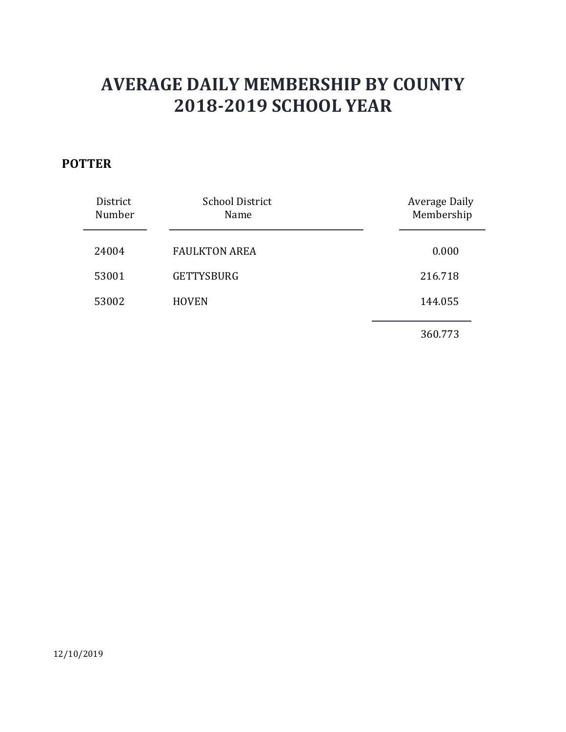# AVERAGE DAILY MEMBERSHIP BY COUNTY
# 2018-2019 SCHOOL YEAR

**POTTER**

| District Number | School District Name | Average Daily Membership |
|---|---|---|
| 24004 | FAULKTON AREA | 0.000 |
| 53001 | GETTYSBURG | 216.718 |
| 53002 | HOVEN | 144.055 |
| | | 360.773 |

12/10/2019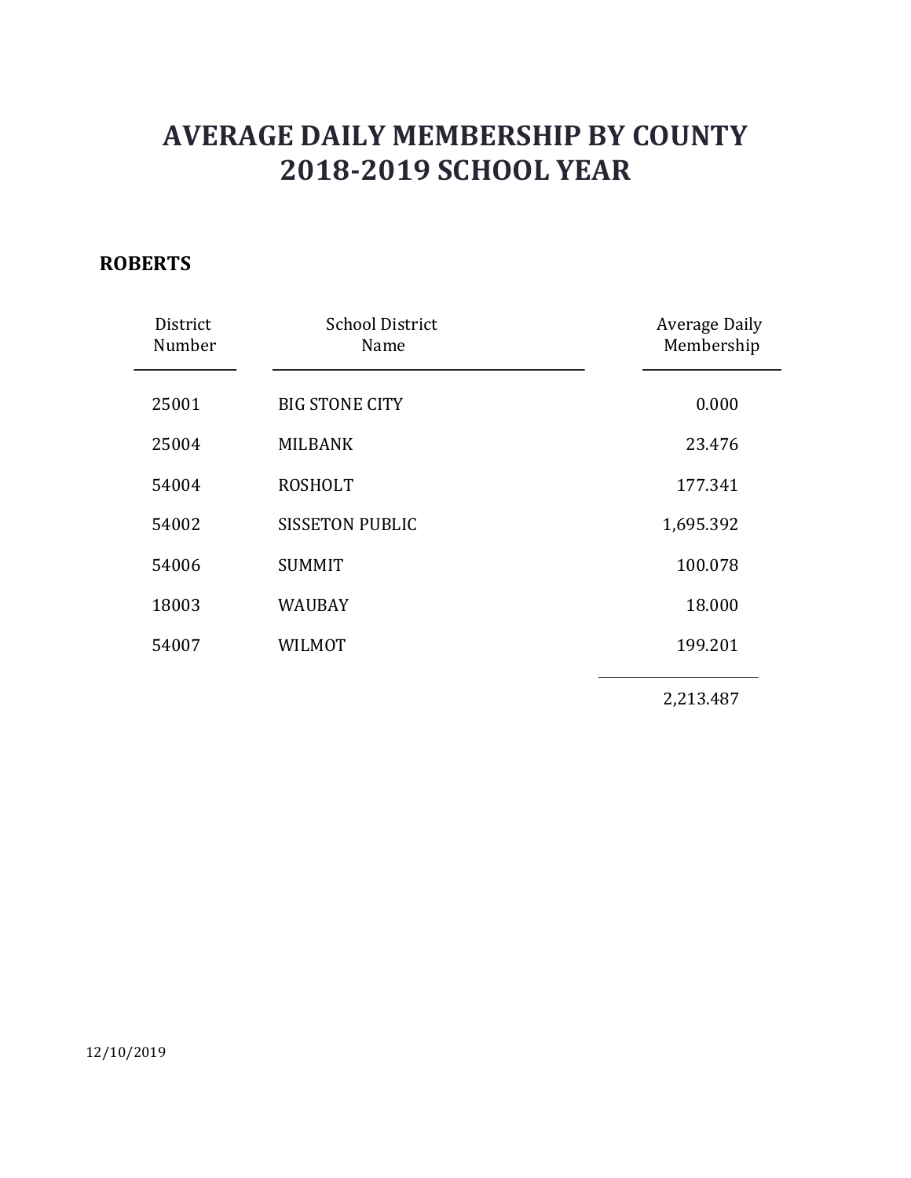# AVERAGE DAILY MEMBERSHIP BY COUNTY
# 2018-2019 SCHOOL YEAR

**ROBERTS**

| District Number | School District Name | Average Daily Membership |
|---|---|---|
| 25001 | BIG STONE CITY | 0.000 |
| 25004 | MILBANK | 23.476 |
| 54004 | ROSHOLT | 177.341 |
| 54002 | SISSETON PUBLIC | 1,695.392 |
| 54006 | SUMMIT | 100.078 |
| 18003 | WAUBAY | 18.000 |
| 54007 | WILMOT | 199.201 |
| | | 2,213.487 |

12/10/2019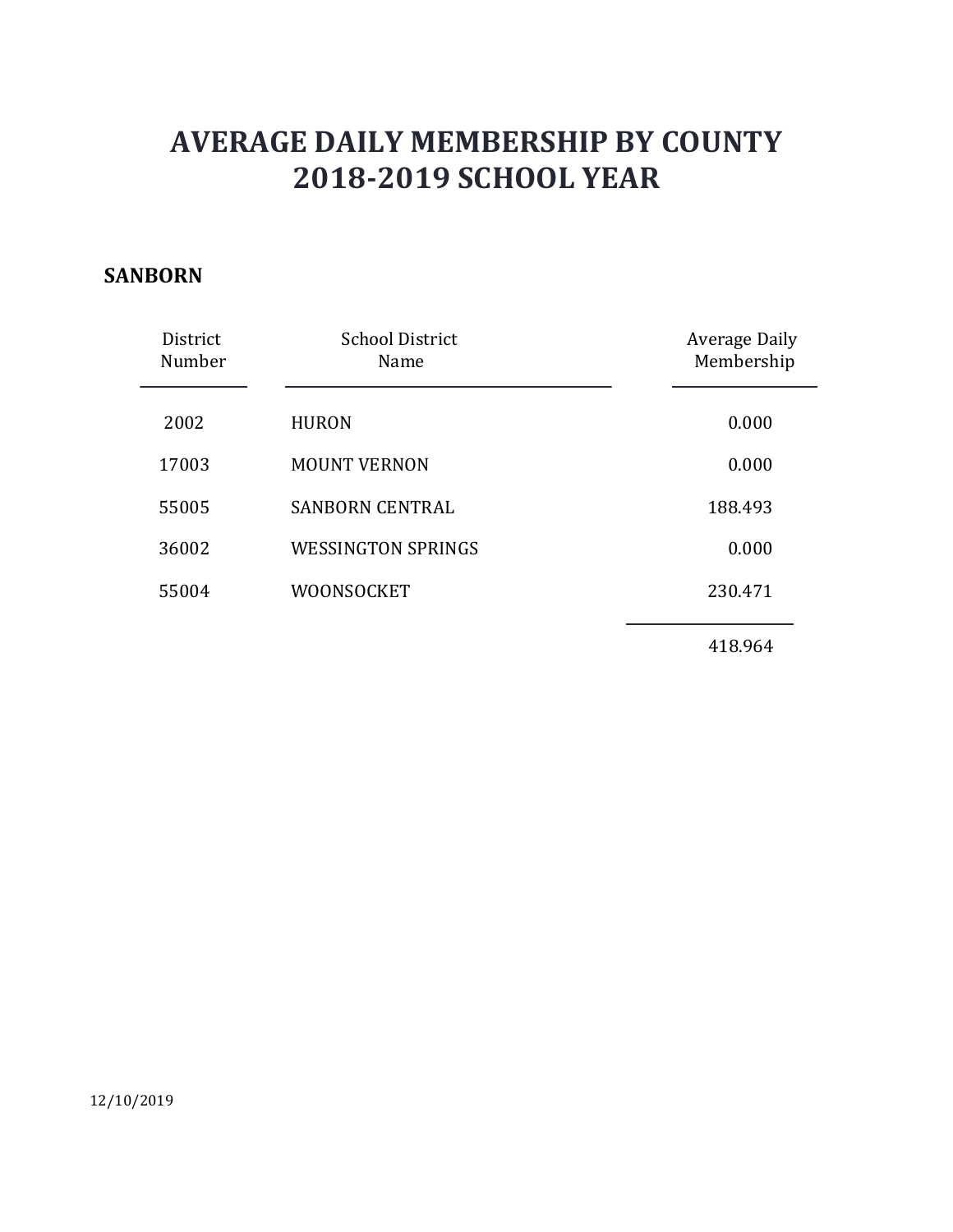# AVERAGE DAILY MEMBERSHIP BY COUNTY
# 2018-2019 SCHOOL YEAR

**SANBORN**

| District Number | School District Name | Average Daily Membership |
|---|---|---|
| 2002 | HURON | 0.000 |
| 17003 | MOUNT VERNON | 0.000 |
| 55005 | SANBORN CENTRAL | 188.493 |
| 36002 | WESSINGTON SPRINGS | 0.000 |
| 55004 | WOONSOCKET | 230.471 |
| | | 418.964 |

12/10/2019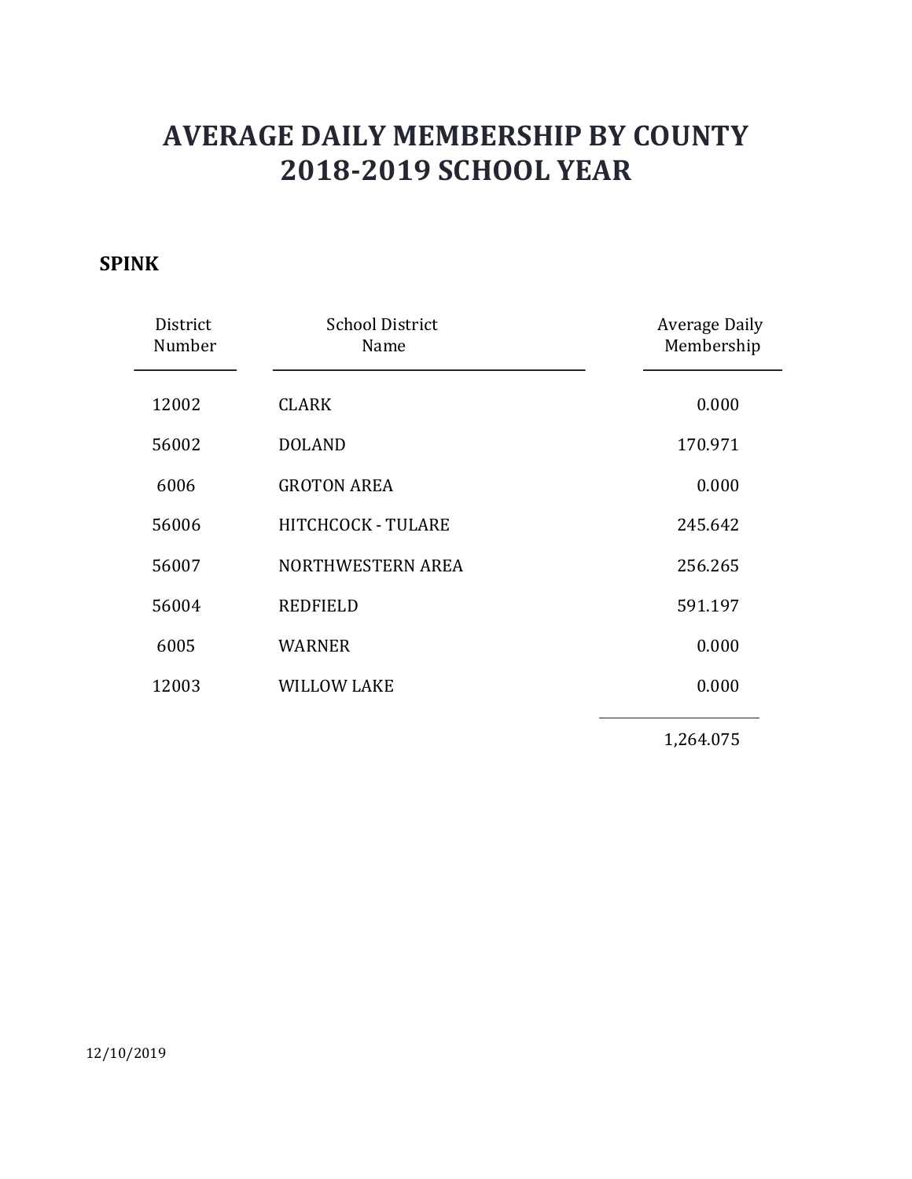# AVERAGE DAILY MEMBERSHIP BY COUNTY
# 2018-2019 SCHOOL YEAR

## SPINK

| District Number | School District Name | Average Daily Membership |
|---|---|---|
| 12002 | CLARK | 0.000 |
| 56002 | DOLAND | 170.971 |
| 6006 | GROTON AREA | 0.000 |
| 56006 | HITCHCOCK - TULARE | 245.642 |
| 56007 | NORTHWESTERN AREA | 256.265 |
| 56004 | REDFIELD | 591.197 |
| 6005 | WARNER | 0.000 |
| 12003 | WILLOW LAKE | 0.000 |
| | | 1,264.075 |

12/10/2019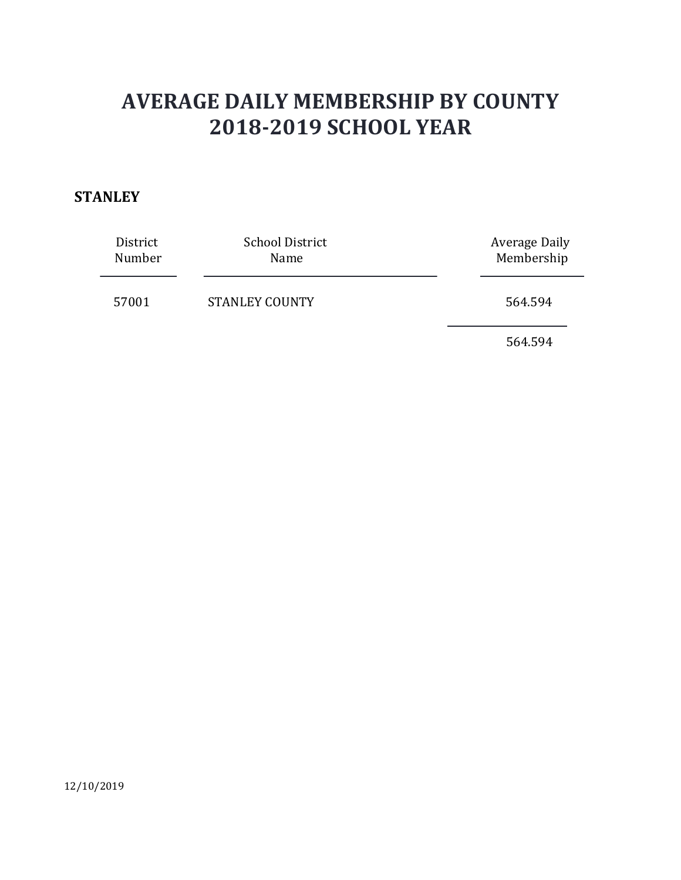# AVERAGE DAILY MEMBERSHIP BY COUNTY
# 2018-2019 SCHOOL YEAR

**STANLEY**

| District Number | School District Name | Average Daily Membership |
|---|---|---|
| 57001 | STANLEY COUNTY | 564.594 |
| | | 564.594 |

12/10/2019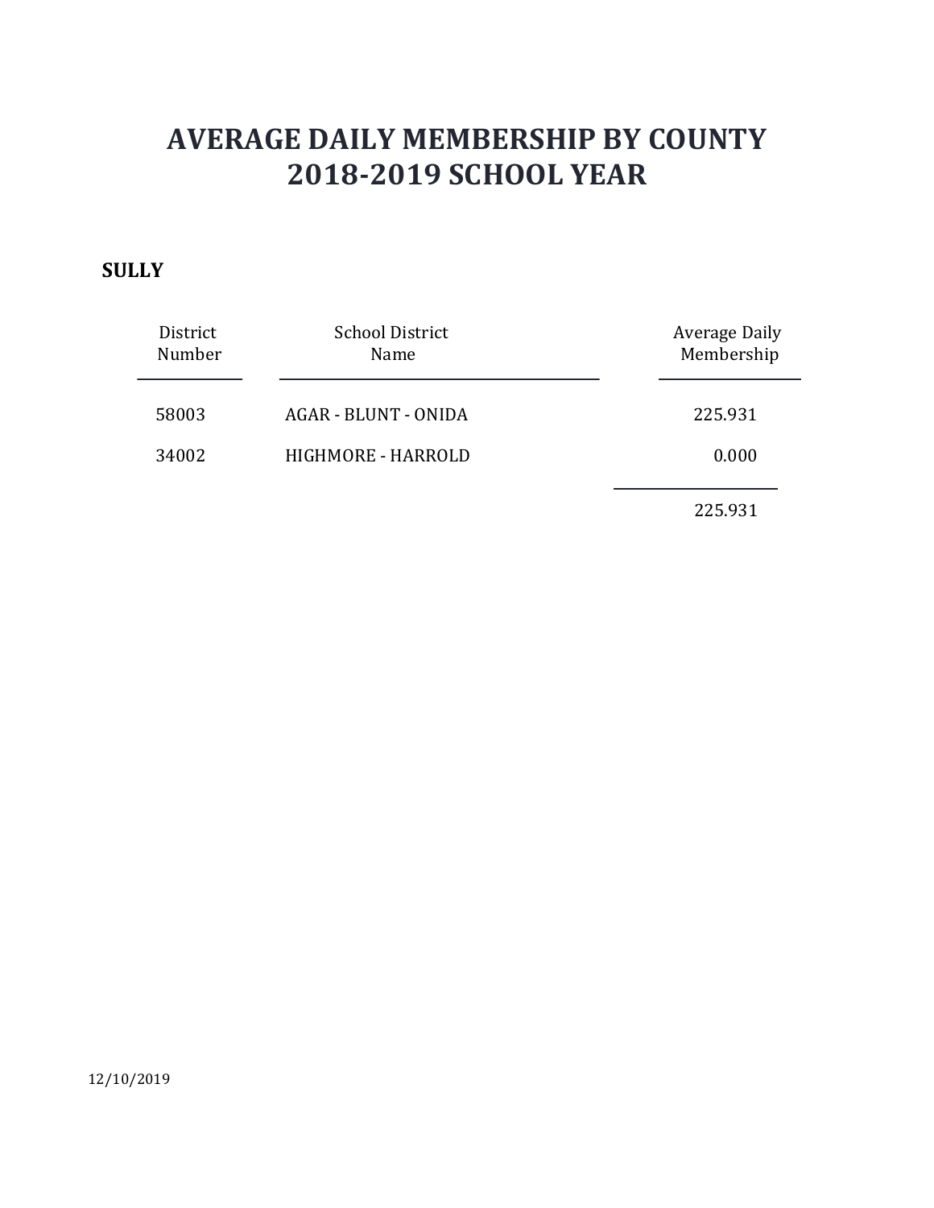# AVERAGE DAILY MEMBERSHIP BY COUNTY
# 2018-2019 SCHOOL YEAR

**SULLY**

| District Number | School District Name | Average Daily Membership |
|---|---|---|
| 58003 | AGAR - BLUNT - ONIDA | 225.931 |
| 34002 | HIGHMORE - HARROLD | 0.000 |
| | | 225.931 |

12/10/2019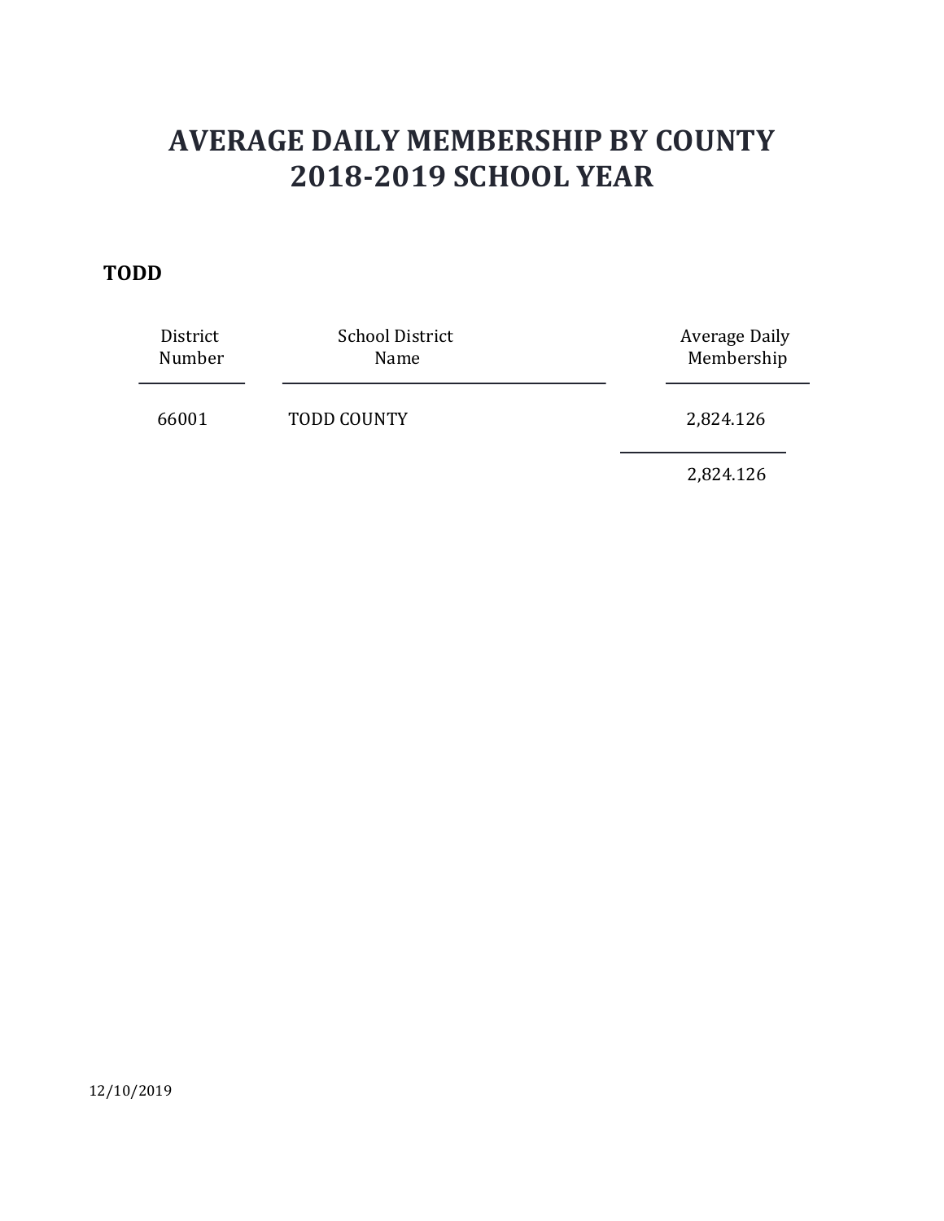# AVERAGE DAILY MEMBERSHIP BY COUNTY
# 2018-2019 SCHOOL YEAR

**TODD**

| District Number | School District Name | Average Daily Membership |
|---|---|---|
| 66001 | TODD COUNTY | 2,824.126 |
| | | 2,824.126 |

12/10/2019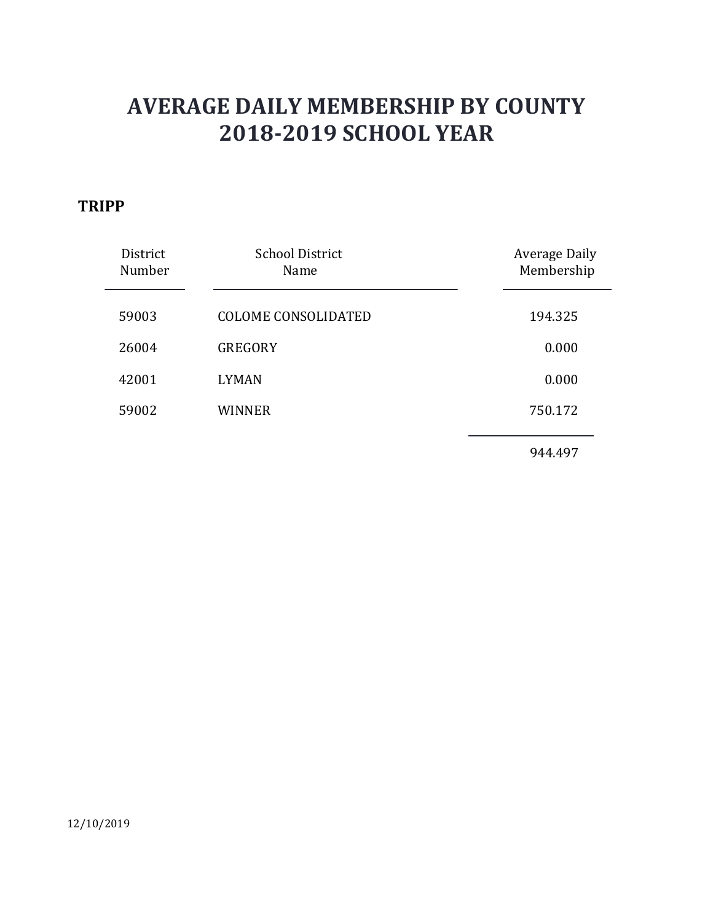# AVERAGE DAILY MEMBERSHIP BY COUNTY
# 2018-2019 SCHOOL YEAR

**TRIPP**

| District Number | School District Name | Average Daily Membership |
|---|---|---|
| 59003 | COLOME CONSOLIDATED | 194.325 |
| 26004 | GREGORY | 0.000 |
| 42001 | LYMAN | 0.000 |
| 59002 | WINNER | 750.172 |
| | | 944.497 |

12/10/2019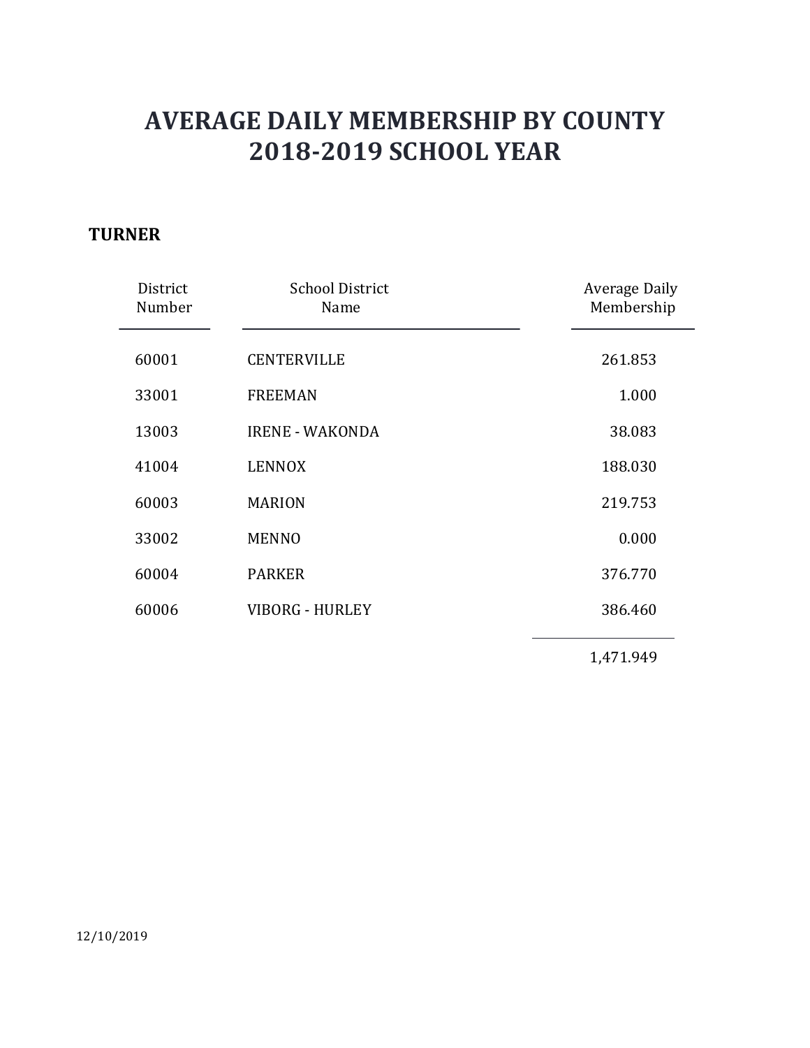# AVERAGE DAILY MEMBERSHIP BY COUNTY
# 2018-2019 SCHOOL YEAR

**TURNER**

| District Number | School District Name | Average Daily Membership |
|---|---|---|
| 60001 | CENTERVILLE | 261.853 |
| 33001 | FREEMAN | 1.000 |
| 13003 | IRENE - WAKONDA | 38.083 |
| 41004 | LENNOX | 188.030 |
| 60003 | MARION | 219.753 |
| 33002 | MENNO | 0.000 |
| 60004 | PARKER | 376.770 |
| 60006 | VIBORG - HURLEY | 386.460 |
| | | 1,471.949 |

12/10/2019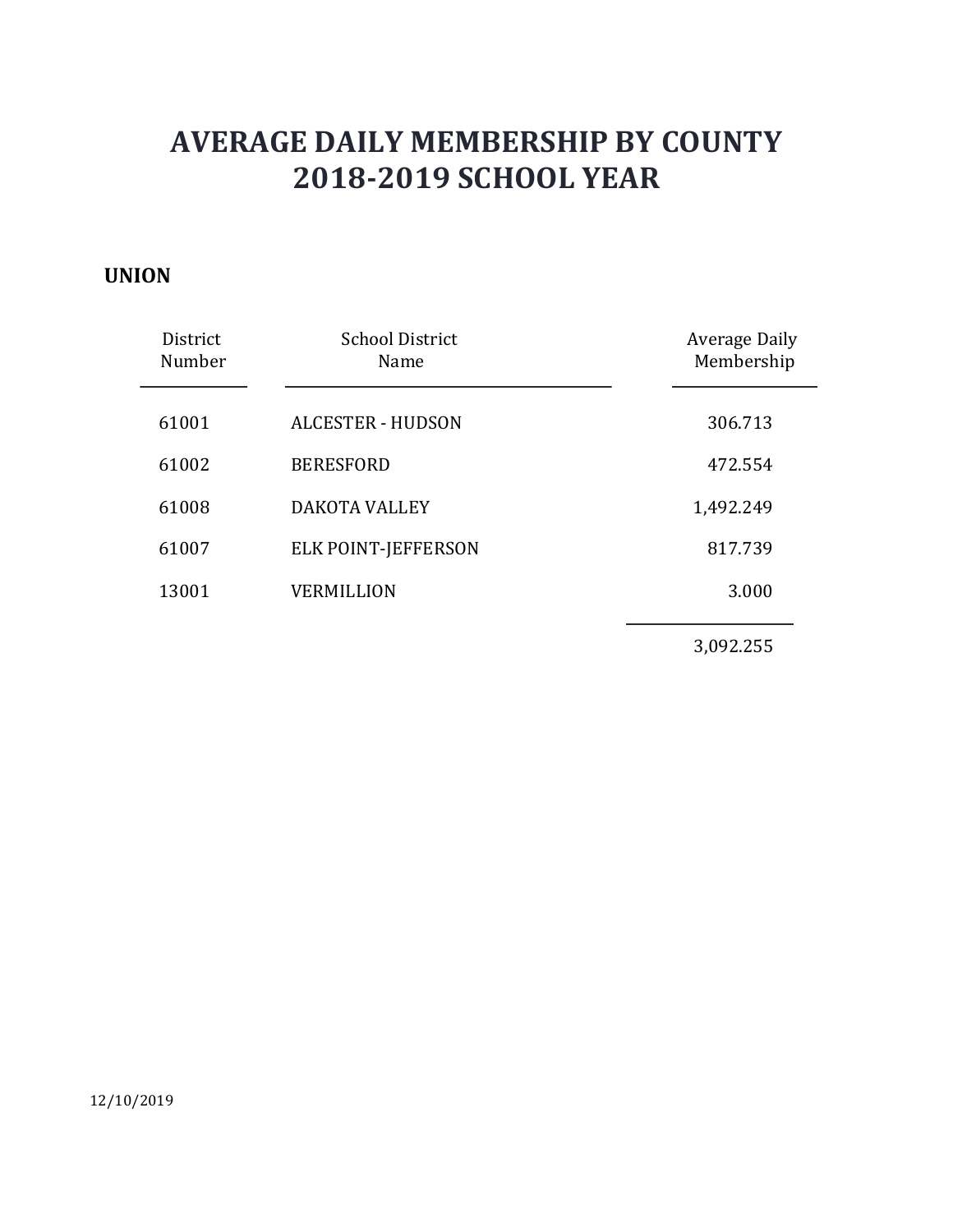# AVERAGE DAILY MEMBERSHIP BY COUNTY
# 2018-2019 SCHOOL YEAR

## UNION

| District Number | School District Name | Average Daily Membership |
|---|---|---|
| 61001 | ALCESTER - HUDSON | 306.713 |
| 61002 | BERESFORD | 472.554 |
| 61008 | DAKOTA VALLEY | 1,492.249 |
| 61007 | ELK POINT-JEFFERSON | 817.739 |
| 13001 | VERMILLION | 3.000 |
| | | 3,092.255 |

12/10/2019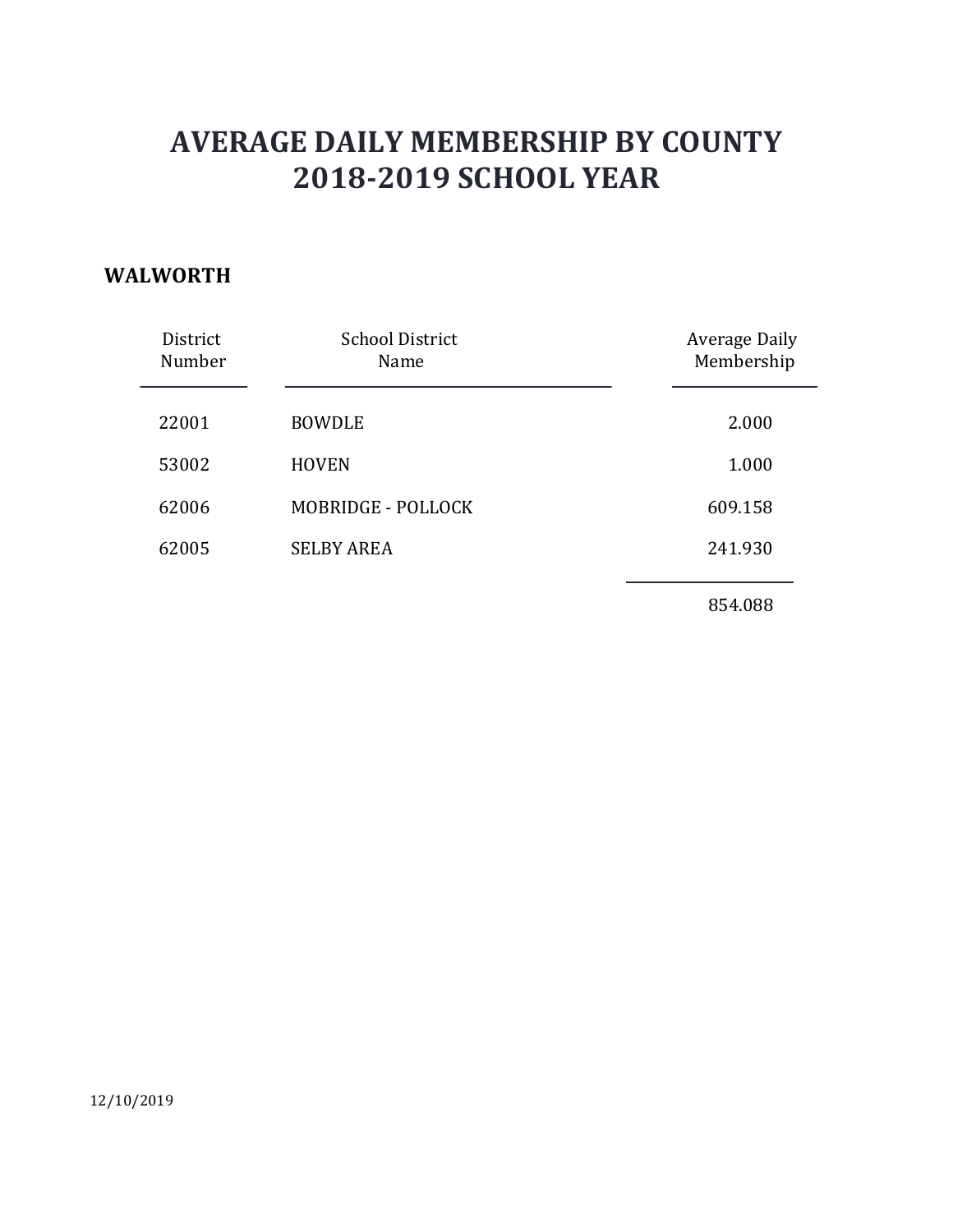# AVERAGE DAILY MEMBERSHIP BY COUNTY
# 2018-2019 SCHOOL YEAR

**WALWORTH**

| District Number | School District Name | Average Daily Membership |
|---|---|---|
| 22001 | BOWDLE | 2.000 |
| 53002 | HOVEN | 1.000 |
| 62006 | MOBRIDGE - POLLOCK | 609.158 |
| 62005 | SELBY AREA | 241.930 |
| | | 854.088 |

12/10/2019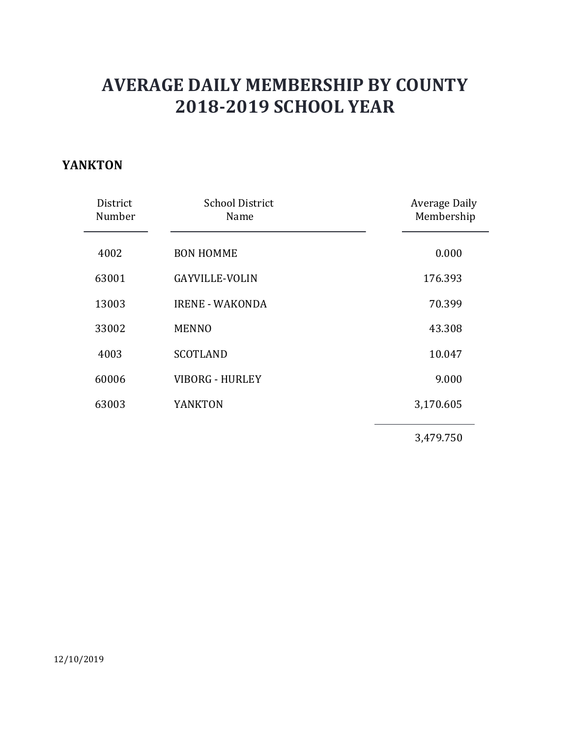# AVERAGE DAILY MEMBERSHIP BY COUNTY
# 2018-2019 SCHOOL YEAR

**YANKTON**

| District Number | School District Name | Average Daily Membership |
|---|---|---|
| 4002 | BON HOMME | 0.000 |
| 63001 | GAYVILLE-VOLIN | 176.393 |
| 13003 | IRENE - WAKONDA | 70.399 |
| 33002 | MENNO | 43.308 |
| 4003 | SCOTLAND | 10.047 |
| 60006 | VIBORG - HURLEY | 9.000 |
| 63003 | YANKTON | 3,170.605 |
| | | 3,479.750 |

12/10/2019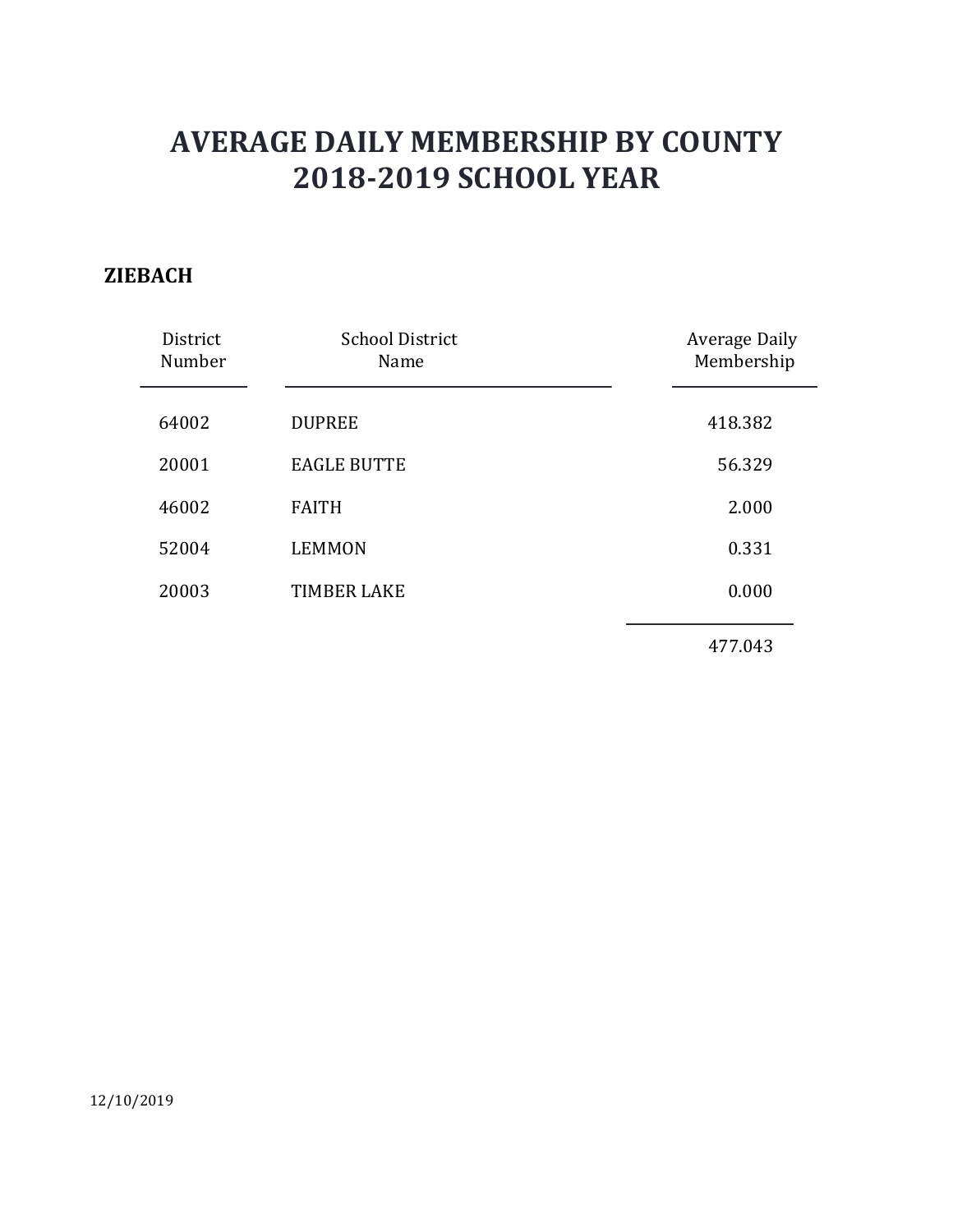# AVERAGE DAILY MEMBERSHIP BY COUNTY
# 2018-2019 SCHOOL YEAR

**ZIEBACH**

| District Number | School District Name | Average Daily Membership |
|---|---|---|
| 64002 | DUPREE | 418.382 |
| 20001 | EAGLE BUTTE | 56.329 |
| 46002 | FAITH | 2.000 |
| 52004 | LEMMON | 0.331 |
| 20003 | TIMBER LAKE | 0.000 |
| | | 477.043 |

12/10/2019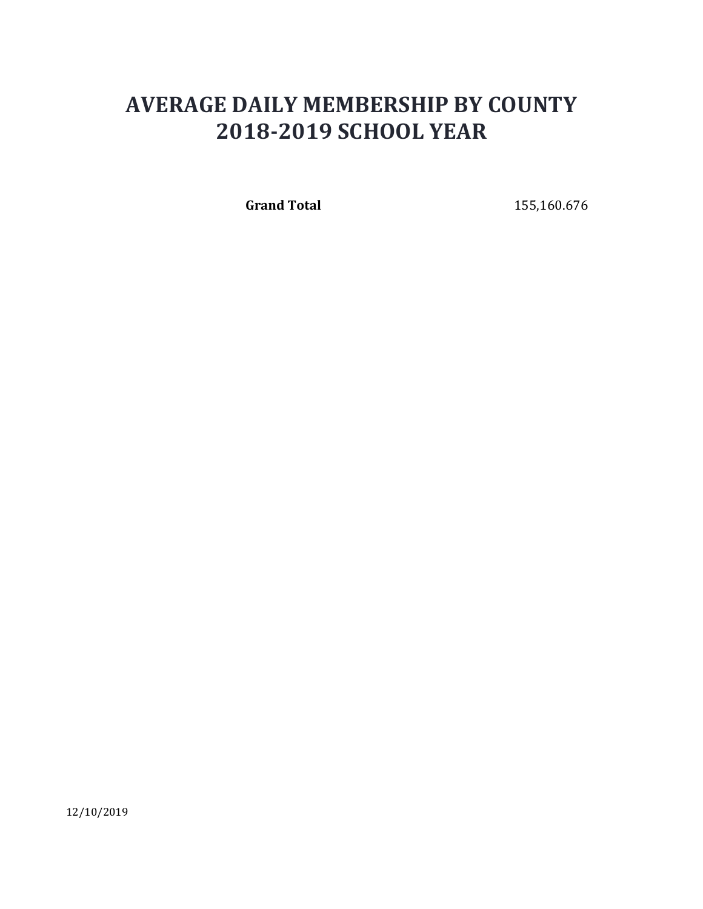# AVERAGE DAILY MEMBERSHIP BY COUNTY
# 2018-2019 SCHOOL YEAR

| | |
|---|---|
| **Grand Total** | 155,160.676 |

12/10/2019